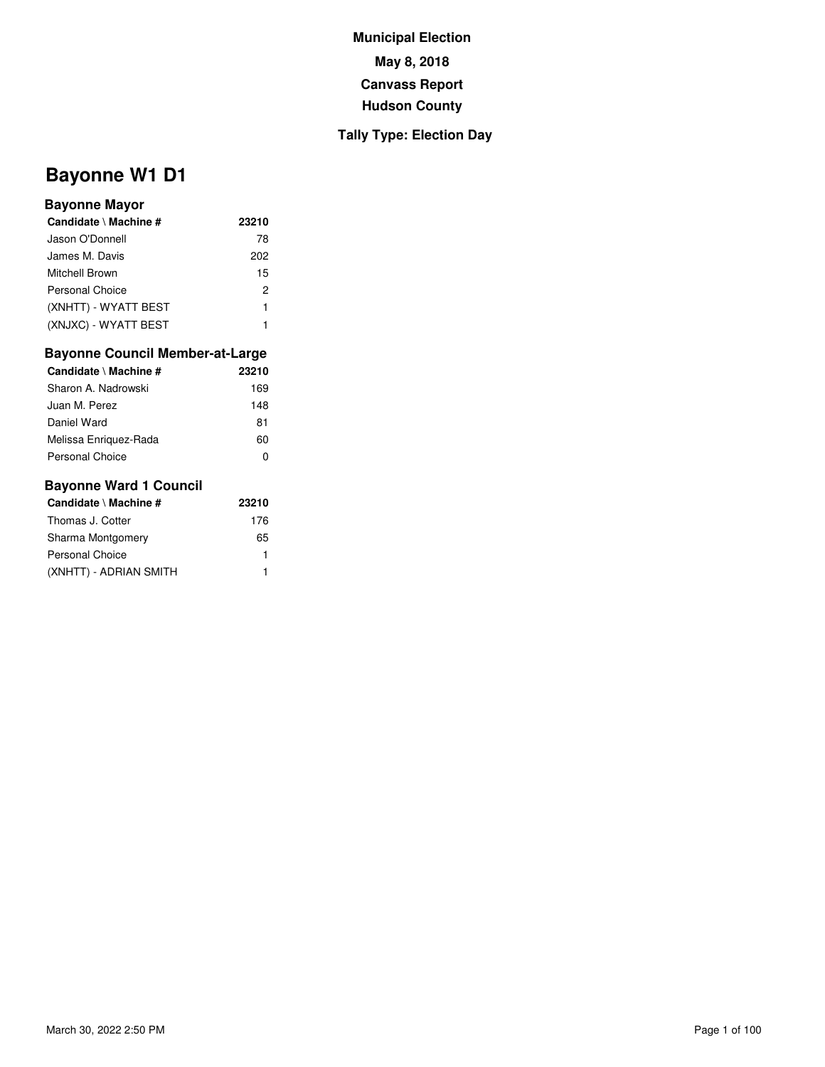**Municipal Election**

**May 8, 2018**

**Canvass Report**

**Hudson County**

**Tally Type: Election Day**

# Bayonne W1 D1

### Bayonne Mayor

| Candidate \ Machine # | 23210 |
|---|---|
| Jason O'Donnell | 78 |
| James M. Davis | 202 |
| Mitchell Brown | 15 |
| Personal Choice | 2 |
| (XNHTT) - WYATT BEST | 1 |
| (XNJXC) - WYATT BEST | 1 |

### Bayonne Council Member-at-Large

| Candidate \ Machine # | 23210 |
|---|---|
| Sharon A. Nadrowski | 169 |
| Juan M. Perez | 148 |
| Daniel Ward | 81 |
| Melissa Enriquez-Rada | 60 |
| Personal Choice | 0 |

### Bayonne Ward 1 Council

| Candidate \ Machine # | 23210 |
|---|---|
| Thomas J. Cotter | 176 |
| Sharma Montgomery | 65 |
| Personal Choice | 1 |
| (XNHTT) - ADRIAN SMITH | 1 |

March 30, 2022 2:50 PM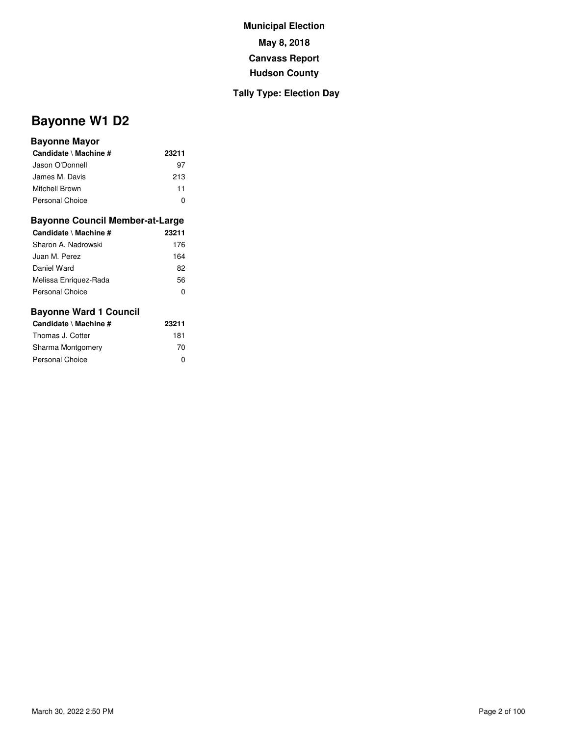**Municipal Election**

**May 8, 2018**

**Canvass Report**

**Hudson County**

**Tally Type: Election Day**

# Bayonne W1 D2

### Bayonne Mayor

| Candidate \ Machine # | 23211 |
|---|---|
| Jason O'Donnell | 97 |
| James M. Davis | 213 |
| Mitchell Brown | 11 |
| Personal Choice | 0 |

### Bayonne Council Member-at-Large

| Candidate \ Machine # | 23211 |
|---|---|
| Sharon A. Nadrowski | 176 |
| Juan M. Perez | 164 |
| Daniel Ward | 82 |
| Melissa Enriquez-Rada | 56 |
| Personal Choice | 0 |

### Bayonne Ward 1 Council

| Candidate \ Machine # | 23211 |
|---|---|
| Thomas J. Cotter | 181 |
| Sharma Montgomery | 70 |
| Personal Choice | 0 |

March 30, 2022 2:50 PM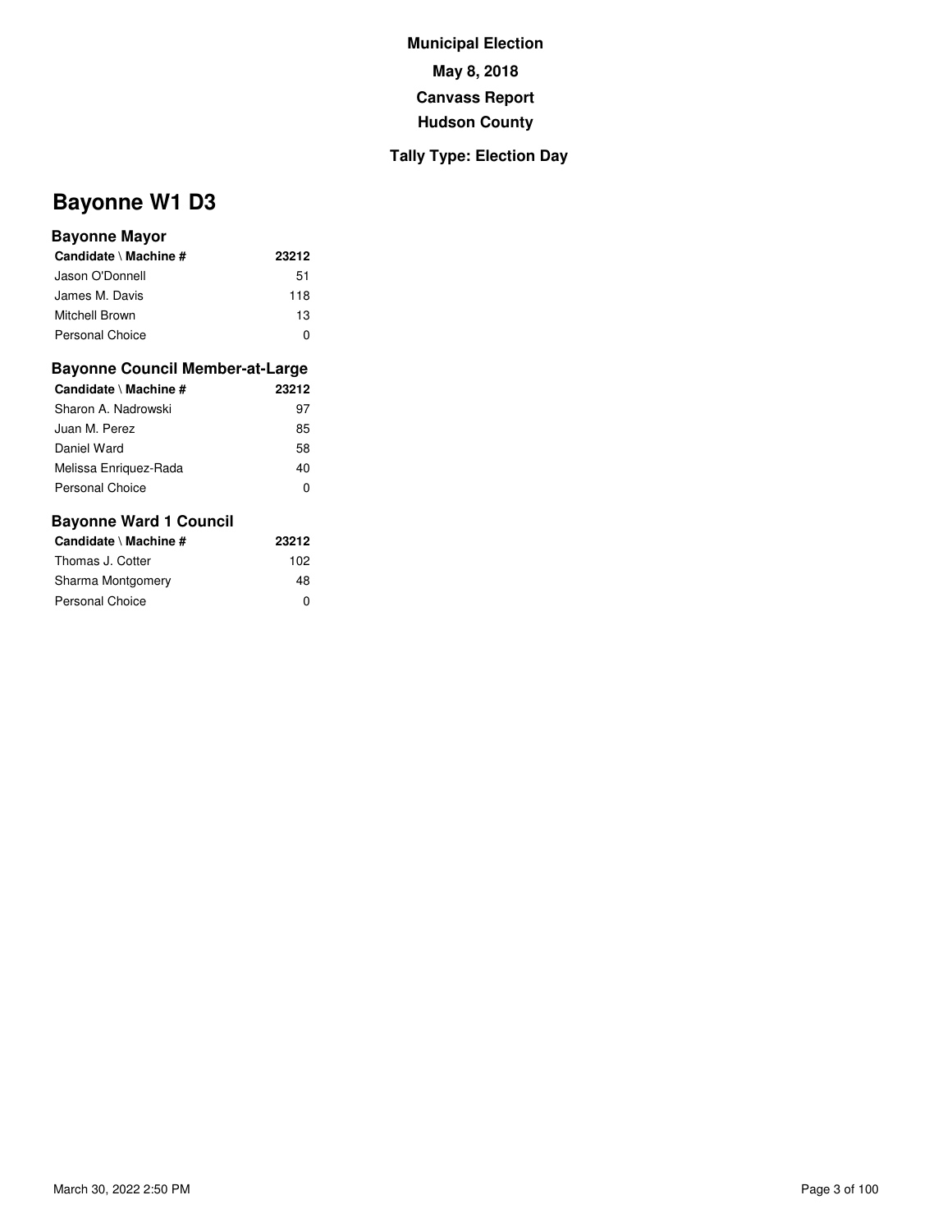**Municipal Election**

**May 8, 2018**

**Canvass Report**

**Hudson County**

**Tally Type: Election Day**

# Bayonne W1 D3

### Bayonne Mayor

| Candidate \ Machine # | 23212 |
|---|---|
| Jason O'Donnell | 51 |
| James M. Davis | 118 |
| Mitchell Brown | 13 |
| Personal Choice | 0 |

### Bayonne Council Member-at-Large

| Candidate \ Machine # | 23212 |
|---|---|
| Sharon A. Nadrowski | 97 |
| Juan M. Perez | 85 |
| Daniel Ward | 58 |
| Melissa Enriquez-Rada | 40 |
| Personal Choice | 0 |

### Bayonne Ward 1 Council

| Candidate \ Machine # | 23212 |
|---|---|
| Thomas J. Cotter | 102 |
| Sharma Montgomery | 48 |
| Personal Choice | 0 |

March 30, 2022 2:50 PM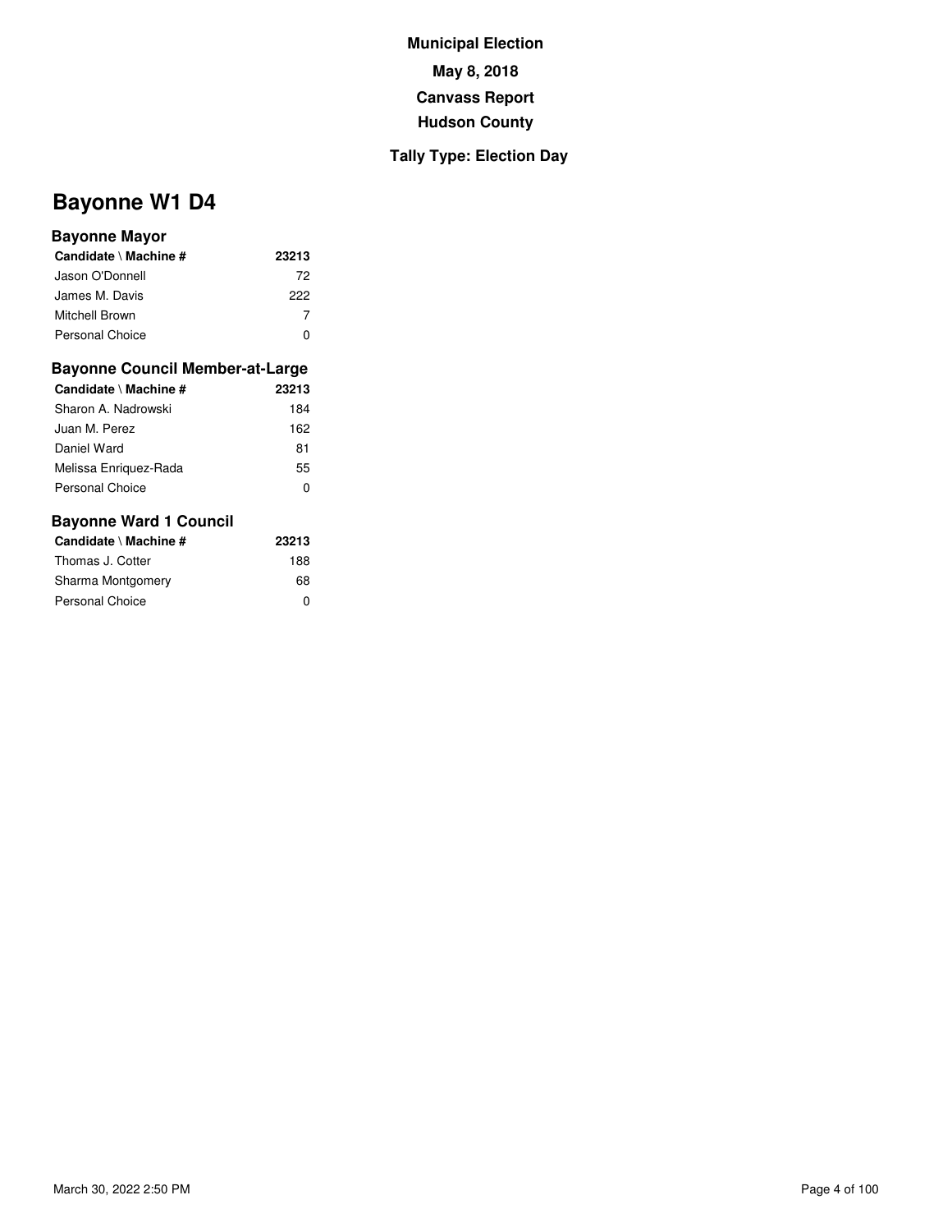**Municipal Election**

**May 8, 2018**

**Canvass Report**

**Hudson County**

**Tally Type: Election Day**

# Bayonne W1 D4

### Bayonne Mayor

| Candidate \ Machine # | 23213 |
|---|---|
| Jason O'Donnell | 72 |
| James M. Davis | 222 |
| Mitchell Brown | 7 |
| Personal Choice | 0 |

### Bayonne Council Member-at-Large

| Candidate \ Machine # | 23213 |
|---|---|
| Sharon A. Nadrowski | 184 |
| Juan M. Perez | 162 |
| Daniel Ward | 81 |
| Melissa Enriquez-Rada | 55 |
| Personal Choice | 0 |

### Bayonne Ward 1 Council

| Candidate \ Machine # | 23213 |
|---|---|
| Thomas J. Cotter | 188 |
| Sharma Montgomery | 68 |
| Personal Choice | 0 |

March 30, 2022 2:50 PM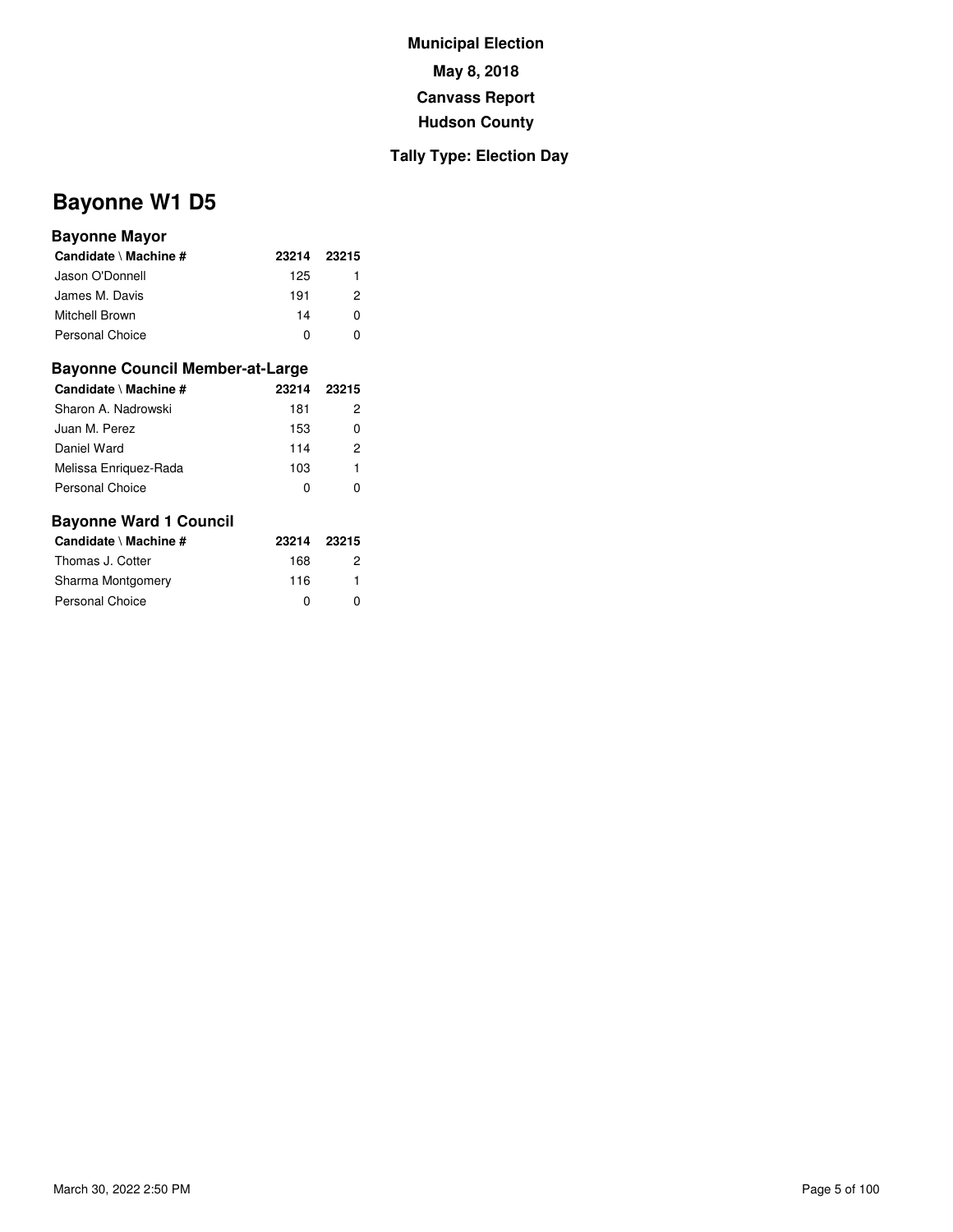**Municipal Election**

**May 8, 2018**

**Canvass Report**

**Hudson County**

**Tally Type: Election Day**

# Bayonne W1 D5

### Bayonne Mayor

| Candidate \ Machine # | 23214 | 23215 |
|---|---|---|
| Jason O'Donnell | 125 | 1 |
| James M. Davis | 191 | 2 |
| Mitchell Brown | 14 | 0 |
| Personal Choice | 0 | 0 |

### Bayonne Council Member-at-Large

| Candidate \ Machine # | 23214 | 23215 |
|---|---|---|
| Sharon A. Nadrowski | 181 | 2 |
| Juan M. Perez | 153 | 0 |
| Daniel Ward | 114 | 2 |
| Melissa Enriquez-Rada | 103 | 1 |
| Personal Choice | 0 | 0 |

### Bayonne Ward 1 Council

| Candidate \ Machine # | 23214 | 23215 |
|---|---|---|
| Thomas J. Cotter | 168 | 2 |
| Sharma Montgomery | 116 | 1 |
| Personal Choice | 0 | 0 |

March 30, 2022 2:50 PM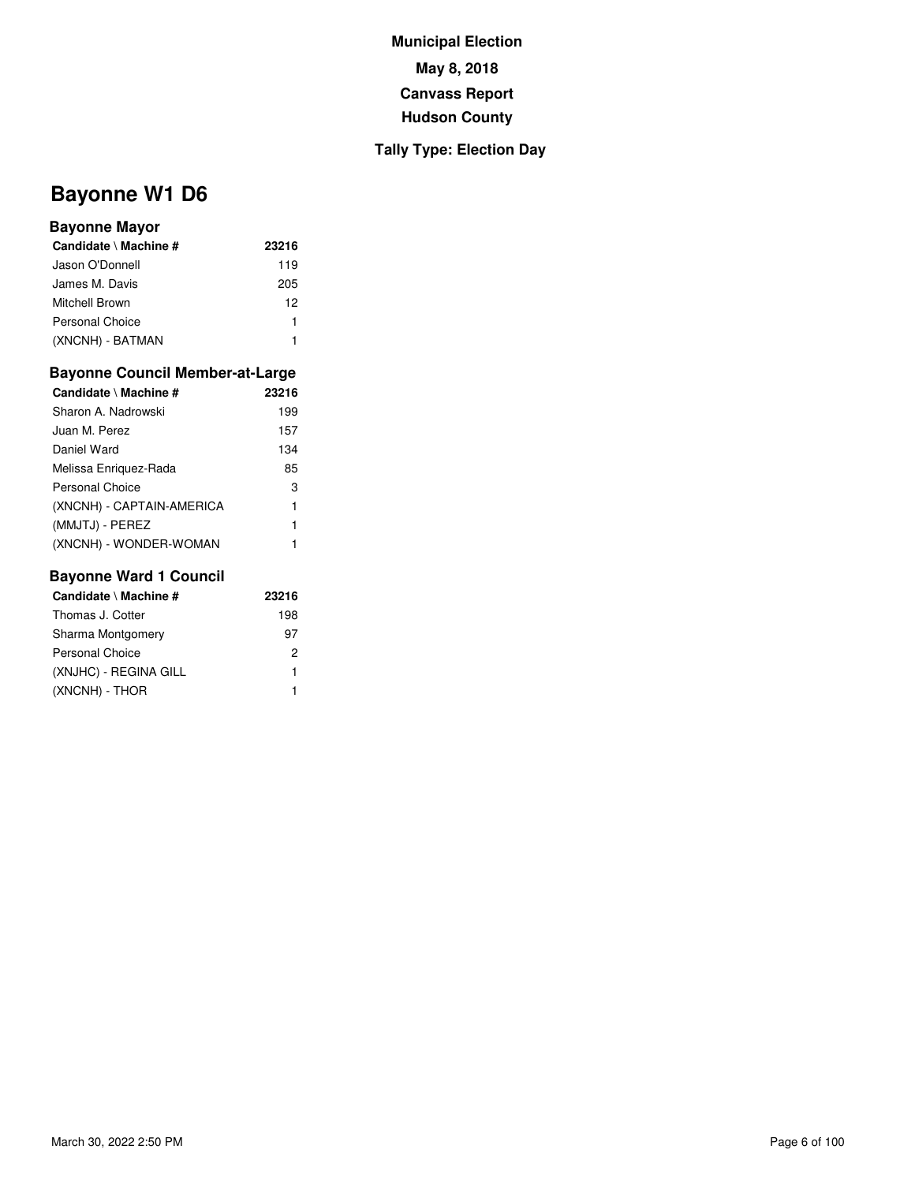**Municipal Election**

**May 8, 2018**

**Canvass Report**

**Hudson County**

**Tally Type: Election Day**

# Bayonne W1 D6

### Bayonne Mayor

| Candidate \ Machine # | 23216 |
|---|---|
| Jason O'Donnell | 119 |
| James M. Davis | 205 |
| Mitchell Brown | 12 |
| Personal Choice | 1 |
| (XNCNH) - BATMAN | 1 |

### Bayonne Council Member-at-Large

| Candidate \ Machine # | 23216 |
|---|---|
| Sharon A. Nadrowski | 199 |
| Juan M. Perez | 157 |
| Daniel Ward | 134 |
| Melissa Enriquez-Rada | 85 |
| Personal Choice | 3 |
| (XNCNH) - CAPTAIN-AMERICA | 1 |
| (MMJTJ) - PEREZ | 1 |
| (XNCNH) - WONDER-WOMAN | 1 |

### Bayonne Ward 1 Council

| Candidate \ Machine # | 23216 |
|---|---|
| Thomas J. Cotter | 198 |
| Sharma Montgomery | 97 |
| Personal Choice | 2 |
| (XNJHC) - REGINA GILL | 1 |
| (XNCNH) - THOR | 1 |

March 30, 2022 2:50 PM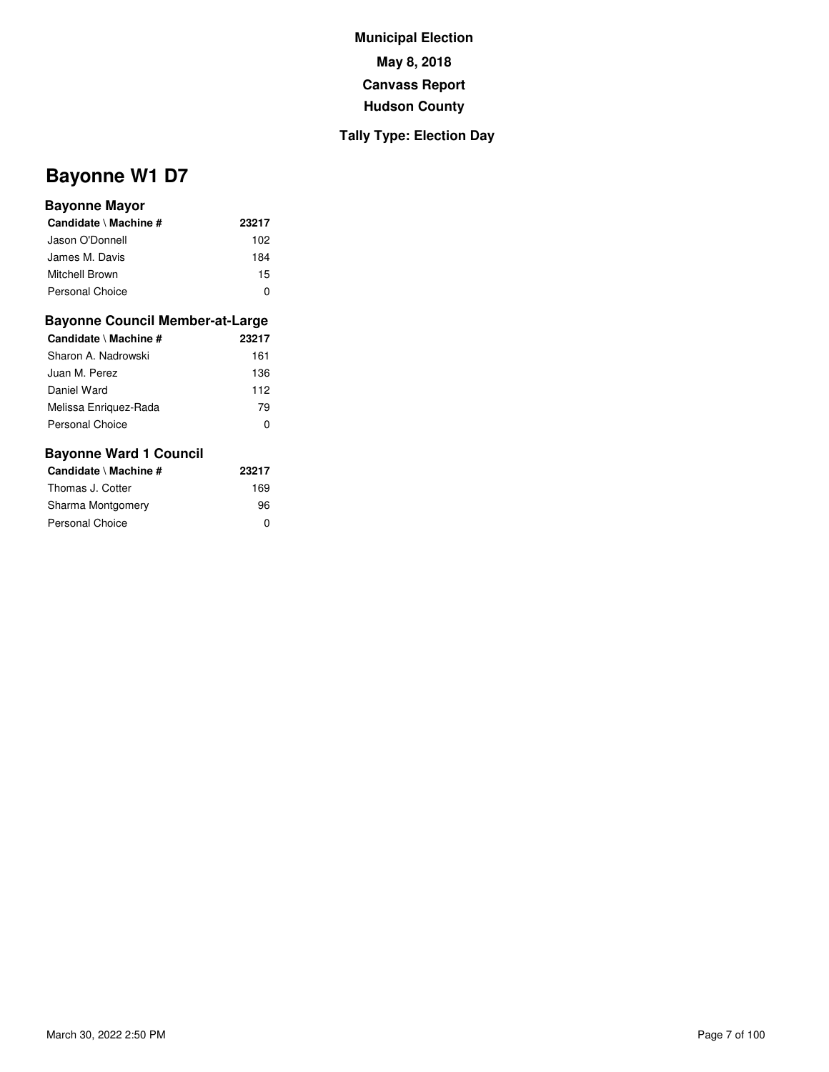**Municipal Election**

**May 8, 2018**

**Canvass Report**

**Hudson County**

**Tally Type: Election Day**

# Bayonne W1 D7

### Bayonne Mayor

| Candidate \ Machine # | 23217 |
|---|---|
| Jason O'Donnell | 102 |
| James M. Davis | 184 |
| Mitchell Brown | 15 |
| Personal Choice | 0 |

### Bayonne Council Member-at-Large

| Candidate \ Machine # | 23217 |
|---|---|
| Sharon A. Nadrowski | 161 |
| Juan M. Perez | 136 |
| Daniel Ward | 112 |
| Melissa Enriquez-Rada | 79 |
| Personal Choice | 0 |

### Bayonne Ward 1 Council

| Candidate \ Machine # | 23217 |
|---|---|
| Thomas J. Cotter | 169 |
| Sharma Montgomery | 96 |
| Personal Choice | 0 |

March 30, 2022 2:50 PM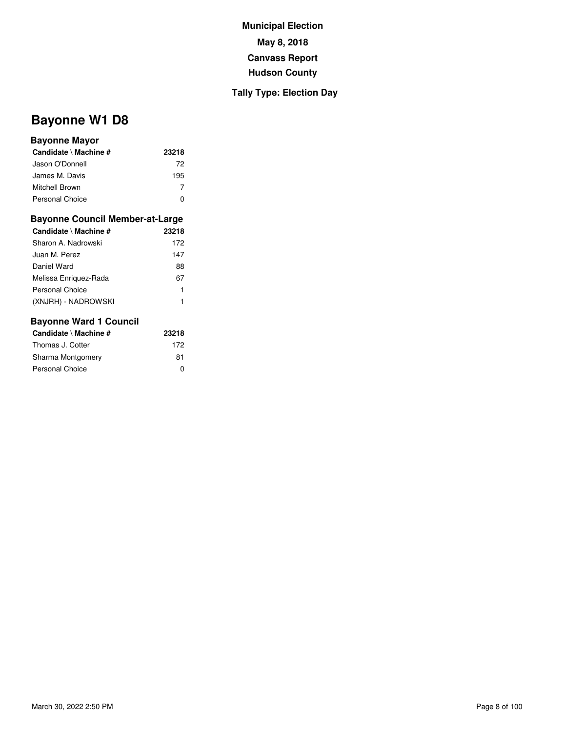**Municipal Election**

**May 8, 2018**

**Canvass Report**

**Hudson County**

**Tally Type: Election Day**

# Bayonne W1 D8

### Bayonne Mayor

| Candidate \ Machine # | 23218 |
| --- | --- |
| Jason O'Donnell | 72 |
| James M. Davis | 195 |
| Mitchell Brown | 7 |
| Personal Choice | 0 |

### Bayonne Council Member-at-Large

| Candidate \ Machine # | 23218 |
| --- | --- |
| Sharon A. Nadrowski | 172 |
| Juan M. Perez | 147 |
| Daniel Ward | 88 |
| Melissa Enriquez-Rada | 67 |
| Personal Choice | 1 |
| (XNJRH) - NADROWSKI | 1 |

### Bayonne Ward 1 Council

| Candidate \ Machine # | 23218 |
| --- | --- |
| Thomas J. Cotter | 172 |
| Sharma Montgomery | 81 |
| Personal Choice | 0 |

March 30, 2022 2:50 PM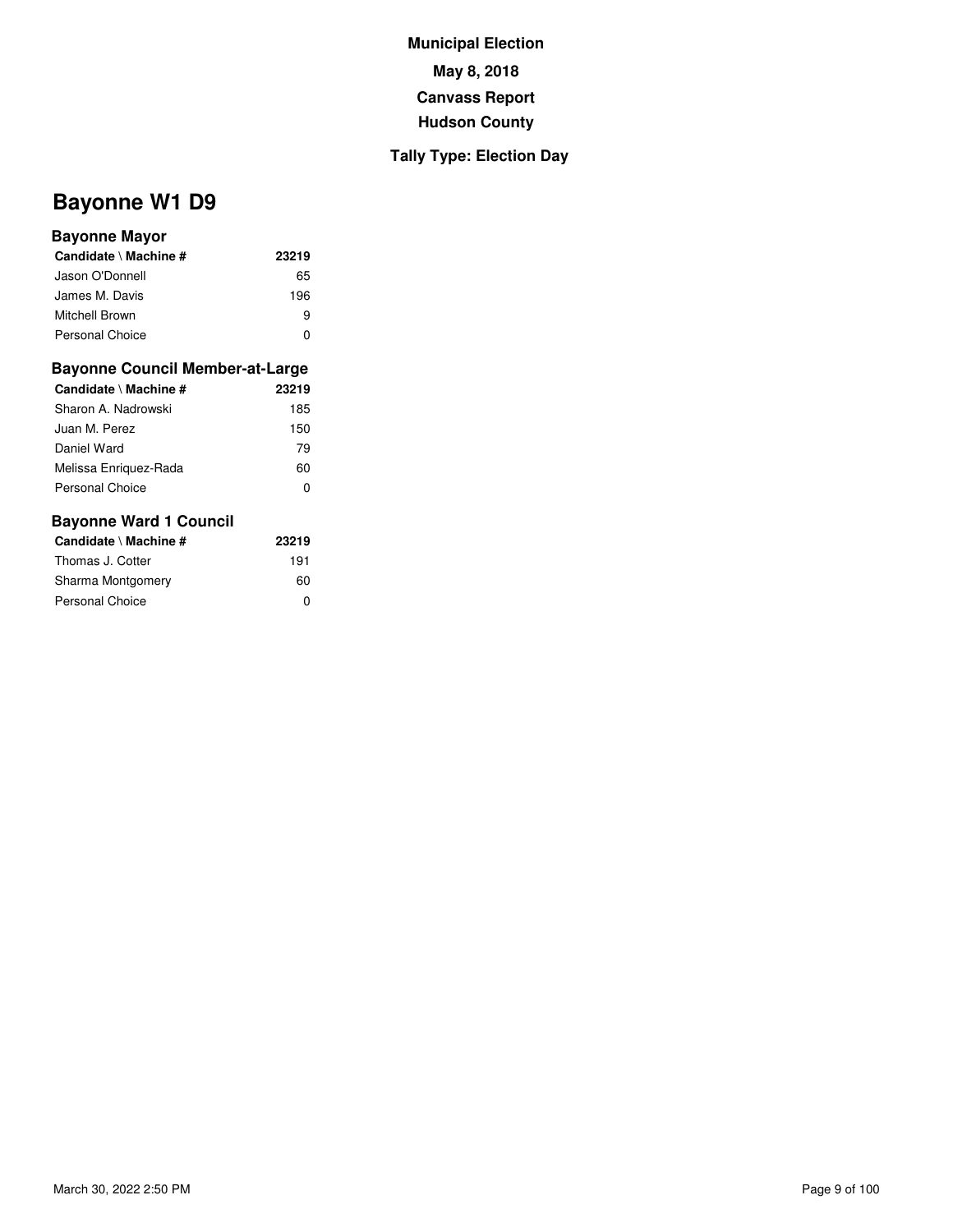**Municipal Election**

**May 8, 2018**

**Canvass Report**

**Hudson County**

**Tally Type: Election Day**

# Bayonne W1 D9

### Bayonne Mayor

| Candidate \ Machine # | 23219 |
|---|---|
| Jason O'Donnell | 65 |
| James M. Davis | 196 |
| Mitchell Brown | 9 |
| Personal Choice | 0 |

### Bayonne Council Member-at-Large

| Candidate \ Machine # | 23219 |
|---|---|
| Sharon A. Nadrowski | 185 |
| Juan M. Perez | 150 |
| Daniel Ward | 79 |
| Melissa Enriquez-Rada | 60 |
| Personal Choice | 0 |

### Bayonne Ward 1 Council

| Candidate \ Machine # | 23219 |
|---|---|
| Thomas J. Cotter | 191 |
| Sharma Montgomery | 60 |
| Personal Choice | 0 |

March 30, 2022 2:50 PM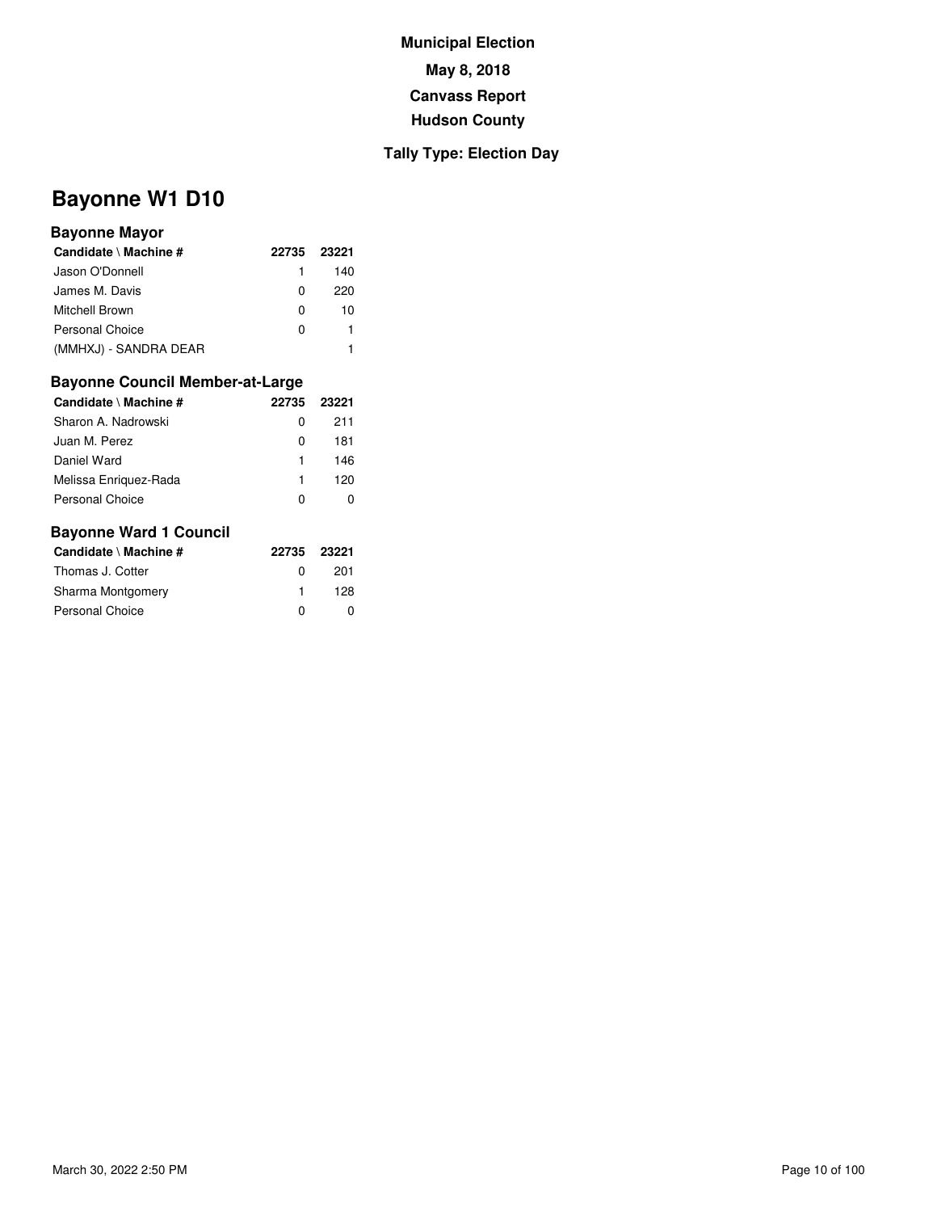**Municipal Election**

**May 8, 2018**

**Canvass Report**

**Hudson County**

**Tally Type: Election Day**

# Bayonne W1 D10

### Bayonne Mayor

| Candidate \ Machine # | 22735 | 23221 |
|---|---|---|
| Jason O'Donnell | 1 | 140 |
| James M. Davis | 0 | 220 |
| Mitchell Brown | 0 | 10 |
| Personal Choice | 0 | 1 |
| (MMHXJ) - SANDRA DEAR | | 1 |

### Bayonne Council Member-at-Large

| Candidate \ Machine # | 22735 | 23221 |
|---|---|---|
| Sharon A. Nadrowski | 0 | 211 |
| Juan M. Perez | 0 | 181 |
| Daniel Ward | 1 | 146 |
| Melissa Enriquez-Rada | 1 | 120 |
| Personal Choice | 0 | 0 |

### Bayonne Ward 1 Council

| Candidate \ Machine # | 22735 | 23221 |
|---|---|---|
| Thomas J. Cotter | 0 | 201 |
| Sharma Montgomery | 1 | 128 |
| Personal Choice | 0 | 0 |

March 30, 2022 2:50 PM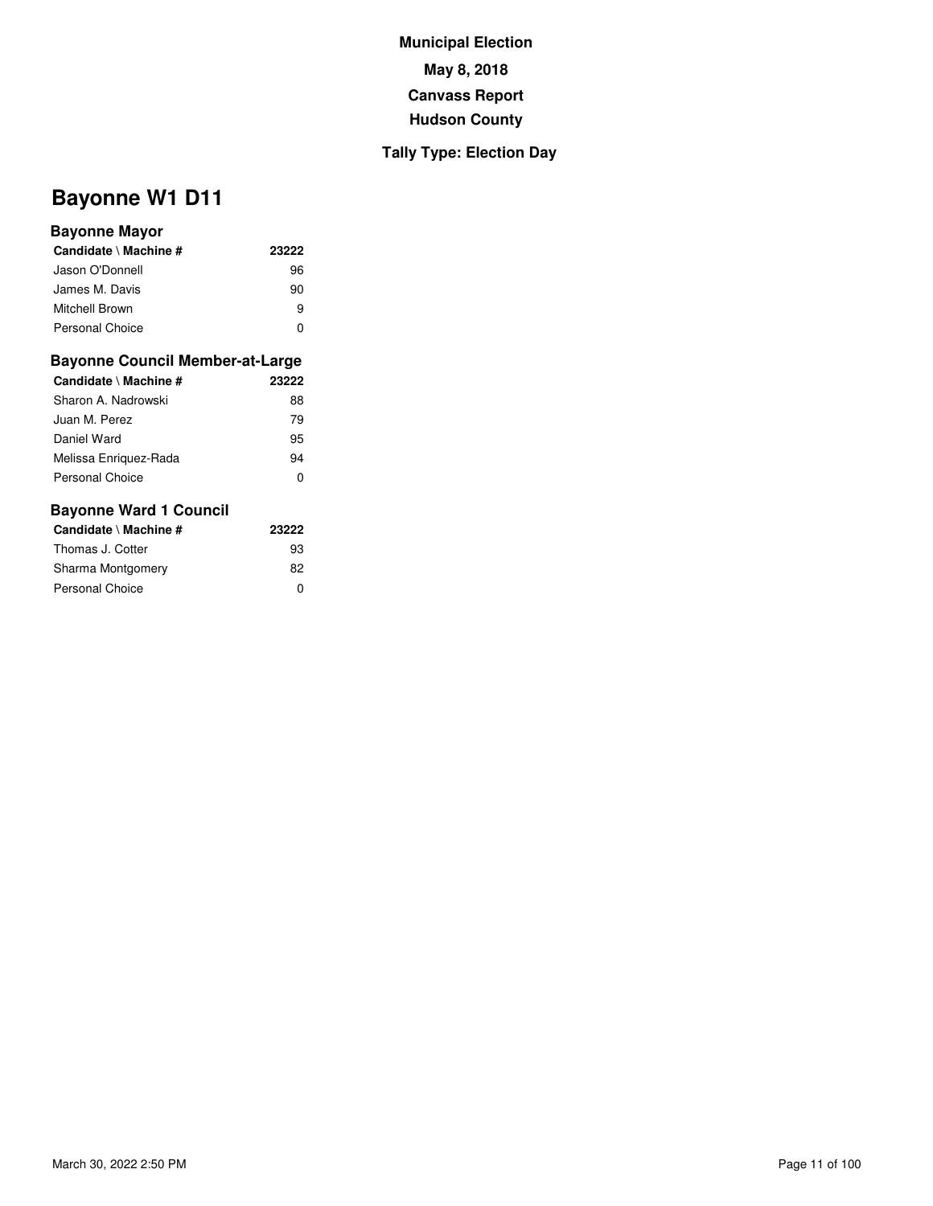**Municipal Election**

**May 8, 2018**

**Canvass Report**

**Hudson County**

**Tally Type: Election Day**

# Bayonne W1 D11

### Bayonne Mayor

| Candidate \ Machine # | 23222 |
|---|---|
| Jason O'Donnell | 96 |
| James M. Davis | 90 |
| Mitchell Brown | 9 |
| Personal Choice | 0 |

### Bayonne Council Member-at-Large

| Candidate \ Machine # | 23222 |
|---|---|
| Sharon A. Nadrowski | 88 |
| Juan M. Perez | 79 |
| Daniel Ward | 95 |
| Melissa Enriquez-Rada | 94 |
| Personal Choice | 0 |

### Bayonne Ward 1 Council

| Candidate \ Machine # | 23222 |
|---|---|
| Thomas J. Cotter | 93 |
| Sharma Montgomery | 82 |
| Personal Choice | 0 |

March 30, 2022 2:50 PM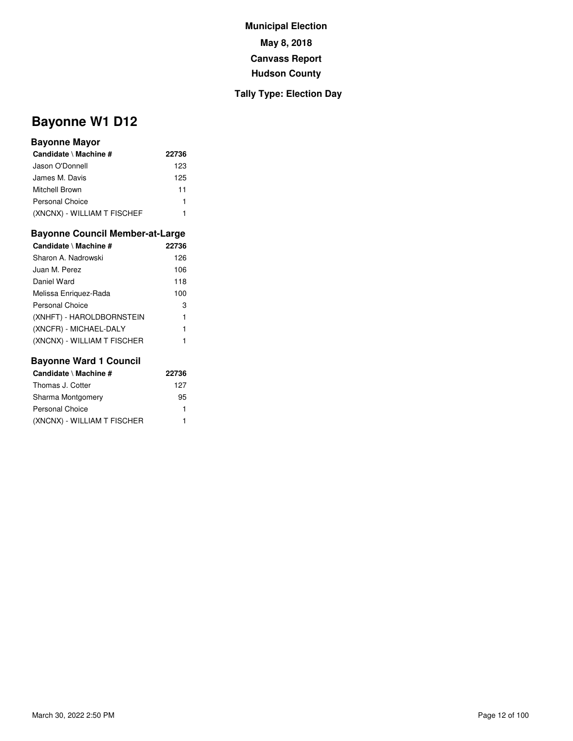**Municipal Election**

**May 8, 2018**

**Canvass Report**

**Hudson County**

**Tally Type: Election Day**

# Bayonne W1 D12

### Bayonne Mayor

| Candidate \ Machine # | 22736 |
|---|---|
| Jason O'Donnell | 123 |
| James M. Davis | 125 |
| Mitchell Brown | 11 |
| Personal Choice | 1 |
| (XNCNX) - WILLIAM T FISCHEF | 1 |

### Bayonne Council Member-at-Large

| Candidate \ Machine # | 22736 |
|---|---|
| Sharon A. Nadrowski | 126 |
| Juan M. Perez | 106 |
| Daniel Ward | 118 |
| Melissa Enriquez-Rada | 100 |
| Personal Choice | 3 |
| (XNHFT) - HAROLDBORNSTEIN | 1 |
| (XNCFR) - MICHAEL-DALY | 1 |
| (XNCNX) - WILLIAM T FISCHER | 1 |

### Bayonne Ward 1 Council

| Candidate \ Machine # | 22736 |
|---|---|
| Thomas J. Cotter | 127 |
| Sharma Montgomery | 95 |
| Personal Choice | 1 |
| (XNCNX) - WILLIAM T FISCHER | 1 |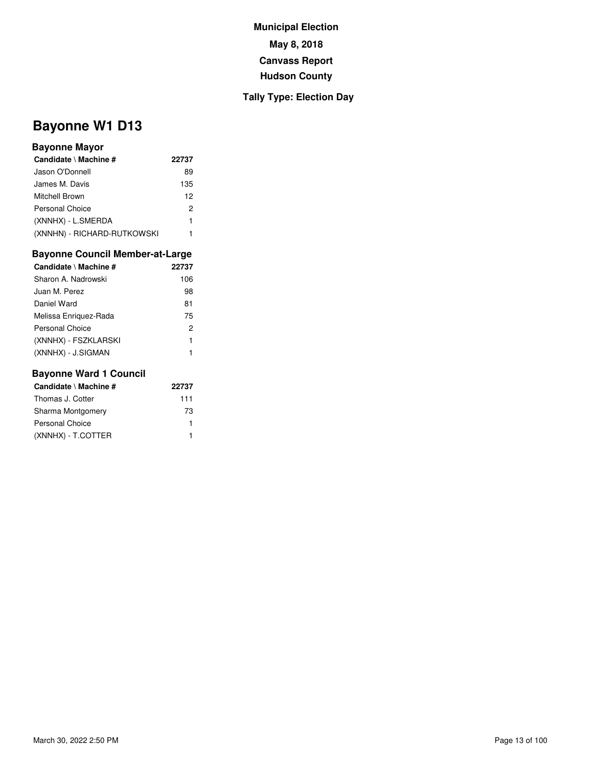**Municipal Election**

**May 8, 2018**

**Canvass Report**

**Hudson County**

**Tally Type: Election Day**

# Bayonne W1 D13

### Bayonne Mayor

| Candidate \ Machine # | 22737 |
|---|---|
| Jason O'Donnell | 89 |
| James M. Davis | 135 |
| Mitchell Brown | 12 |
| Personal Choice | 2 |
| (XNNHX) - L.SMERDA | 1 |
| (XNNHN) - RICHARD-RUTKOWSKI | 1 |

### Bayonne Council Member-at-Large

| Candidate \ Machine # | 22737 |
|---|---|
| Sharon A. Nadrowski | 106 |
| Juan M. Perez | 98 |
| Daniel Ward | 81 |
| Melissa Enriquez-Rada | 75 |
| Personal Choice | 2 |
| (XNNHX) - FSZKLARSKI | 1 |
| (XNNHX) - J.SIGMAN | 1 |

### Bayonne Ward 1 Council

| Candidate \ Machine # | 22737 |
|---|---|
| Thomas J. Cotter | 111 |
| Sharma Montgomery | 73 |
| Personal Choice | 1 |
| (XNNHX) - T.COTTER | 1 |

March 30, 2022 2:50 PM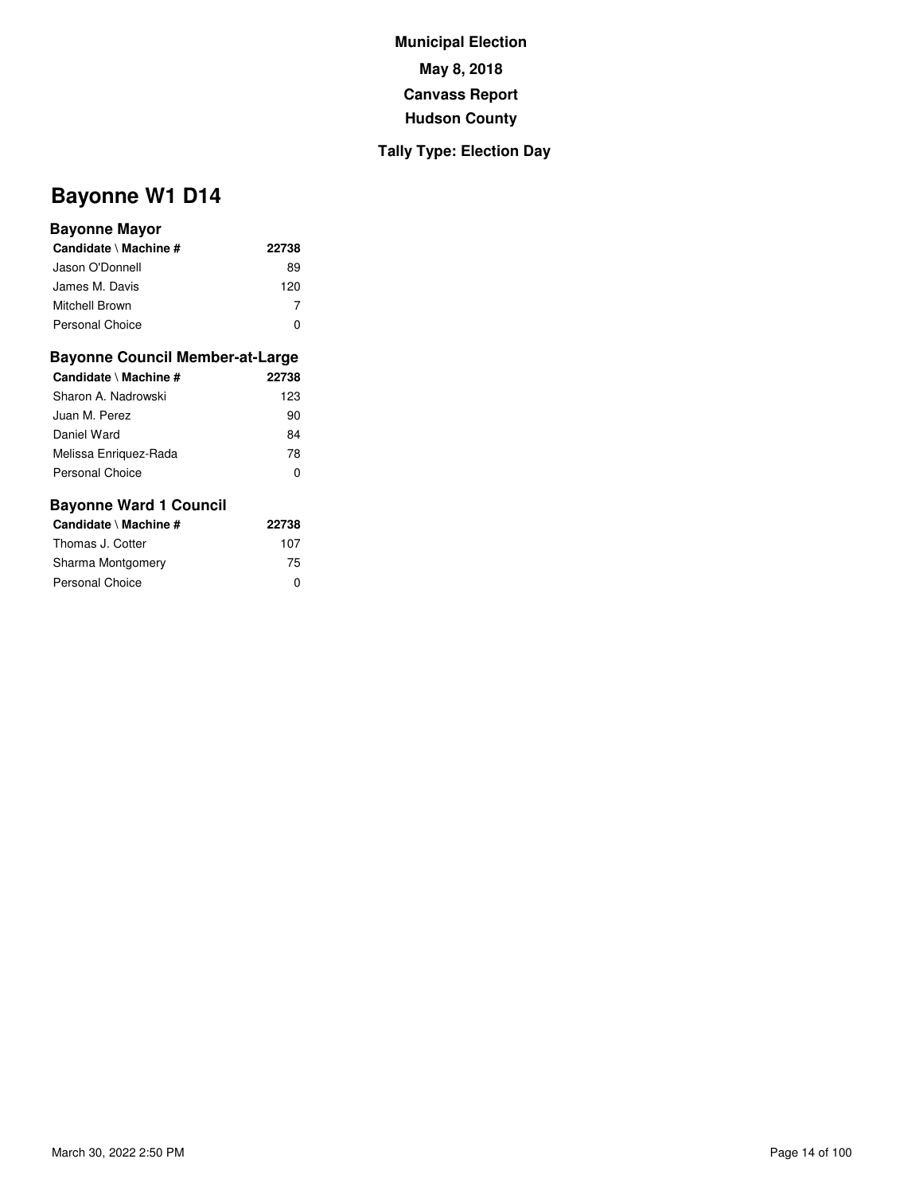**Municipal Election**

**May 8, 2018**

**Canvass Report**

**Hudson County**

**Tally Type: Election Day**

# Bayonne W1 D14

### Bayonne Mayor

| Candidate \ Machine # | 22738 |
|---|---|
| Jason O'Donnell | 89 |
| James M. Davis | 120 |
| Mitchell Brown | 7 |
| Personal Choice | 0 |

### Bayonne Council Member-at-Large

| Candidate \ Machine # | 22738 |
|---|---|
| Sharon A. Nadrowski | 123 |
| Juan M. Perez | 90 |
| Daniel Ward | 84 |
| Melissa Enriquez-Rada | 78 |
| Personal Choice | 0 |

### Bayonne Ward 1 Council

| Candidate \ Machine # | 22738 |
|---|---|
| Thomas J. Cotter | 107 |
| Sharma Montgomery | 75 |
| Personal Choice | 0 |

March 30, 2022 2:50 PM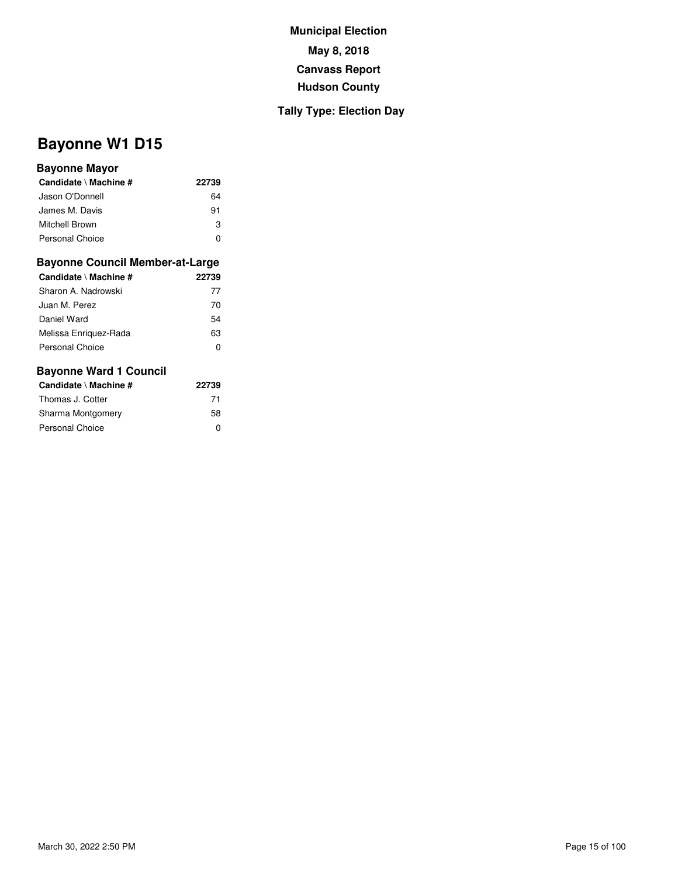**Municipal Election**

**May 8, 2018**

**Canvass Report**

**Hudson County**

**Tally Type: Election Day**

# Bayonne W1 D15

### Bayonne Mayor

| Candidate \ Machine # | 22739 |
| --- | --- |
| Jason O'Donnell | 64 |
| James M. Davis | 91 |
| Mitchell Brown | 3 |
| Personal Choice | 0 |

### Bayonne Council Member-at-Large

| Candidate \ Machine # | 22739 |
| --- | --- |
| Sharon A. Nadrowski | 77 |
| Juan M. Perez | 70 |
| Daniel Ward | 54 |
| Melissa Enriquez-Rada | 63 |
| Personal Choice | 0 |

### Bayonne Ward 1 Council

| Candidate \ Machine # | 22739 |
| --- | --- |
| Thomas J. Cotter | 71 |
| Sharma Montgomery | 58 |
| Personal Choice | 0 |

March 30, 2022 2:50 PM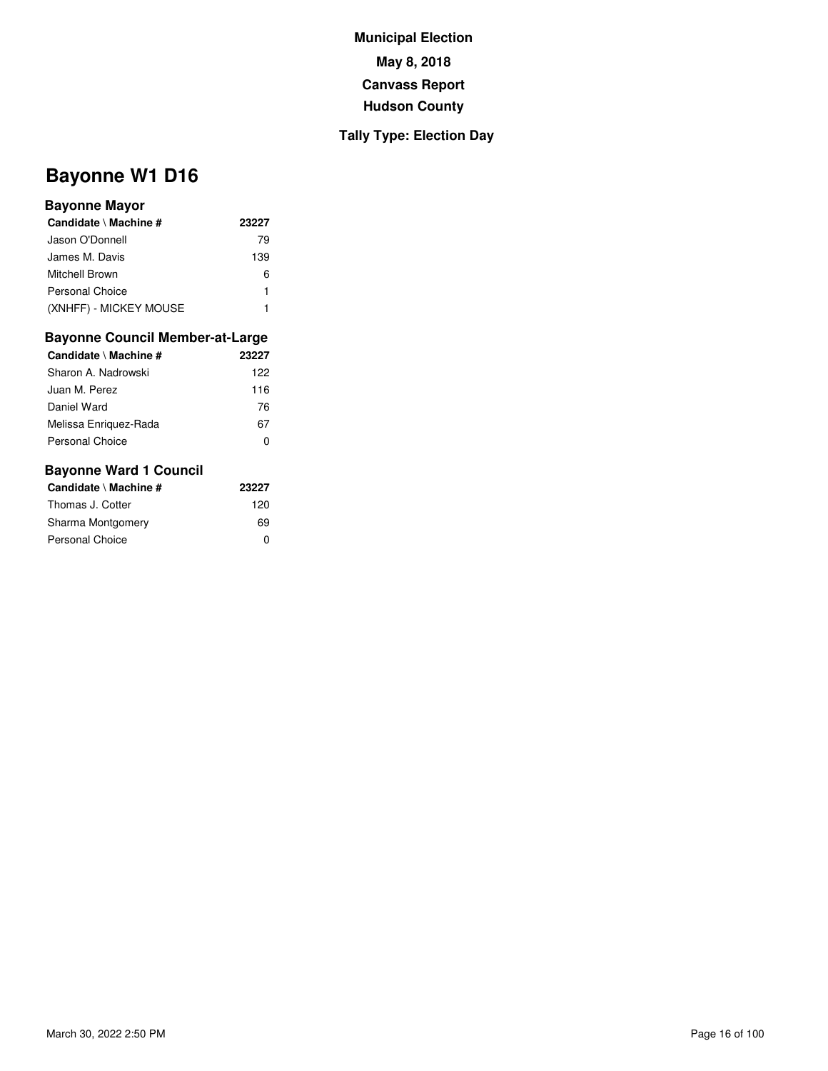**Municipal Election**

**May 8, 2018**

**Canvass Report**

**Hudson County**

**Tally Type: Election Day**

# Bayonne W1 D16

### Bayonne Mayor

| Candidate \ Machine # | 23227 |
|---|---|
| Jason O'Donnell | 79 |
| James M. Davis | 139 |
| Mitchell Brown | 6 |
| Personal Choice | 1 |
| (XNHFF) - MICKEY MOUSE | 1 |

### Bayonne Council Member-at-Large

| Candidate \ Machine # | 23227 |
|---|---|
| Sharon A. Nadrowski | 122 |
| Juan M. Perez | 116 |
| Daniel Ward | 76 |
| Melissa Enriquez-Rada | 67 |
| Personal Choice | 0 |

### Bayonne Ward 1 Council

| Candidate \ Machine # | 23227 |
|---|---|
| Thomas J. Cotter | 120 |
| Sharma Montgomery | 69 |
| Personal Choice | 0 |

March 30, 2022 2:50 PM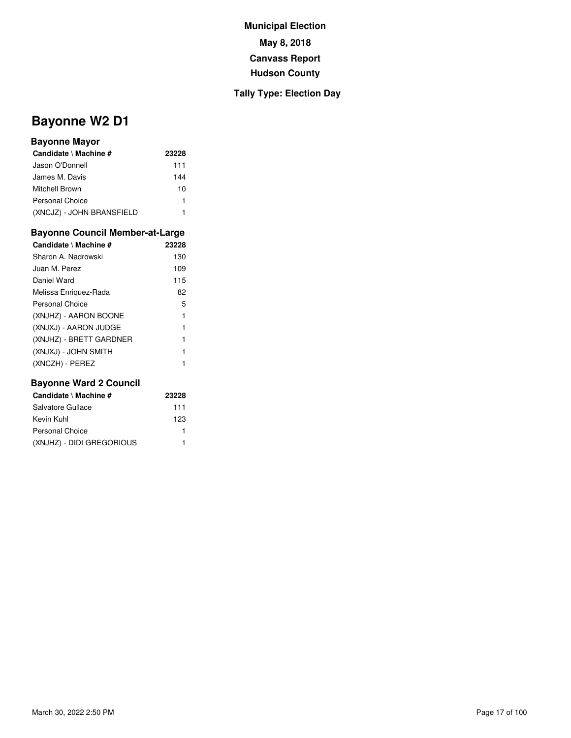**Municipal Election**

**May 8, 2018**

**Canvass Report**

**Hudson County**

**Tally Type: Election Day**

# Bayonne W2 D1

### Bayonne Mayor

| Candidate \ Machine # | 23228 |
|---|---|
| Jason O'Donnell | 111 |
| James M. Davis | 144 |
| Mitchell Brown | 10 |
| Personal Choice | 1 |
| (XNCJZ) - JOHN BRANSFIELD | 1 |

### Bayonne Council Member-at-Large

| Candidate \ Machine # | 23228 |
|---|---|
| Sharon A. Nadrowski | 130 |
| Juan M. Perez | 109 |
| Daniel Ward | 115 |
| Melissa Enriquez-Rada | 82 |
| Personal Choice | 5 |
| (XNJHZ) - AARON BOONE | 1 |
| (XNJXJ) - AARON JUDGE | 1 |
| (XNJHZ) - BRETT GARDNER | 1 |
| (XNJXJ) - JOHN SMITH | 1 |
| (XNCZH) - PEREZ | 1 |

### Bayonne Ward 2 Council

| Candidate \ Machine # | 23228 |
|---|---|
| Salvatore Gullace | 111 |
| Kevin Kuhl | 123 |
| Personal Choice | 1 |
| (XNJHZ) - DIDI GREGORIOUS | 1 |

March 30, 2022 2:50 PM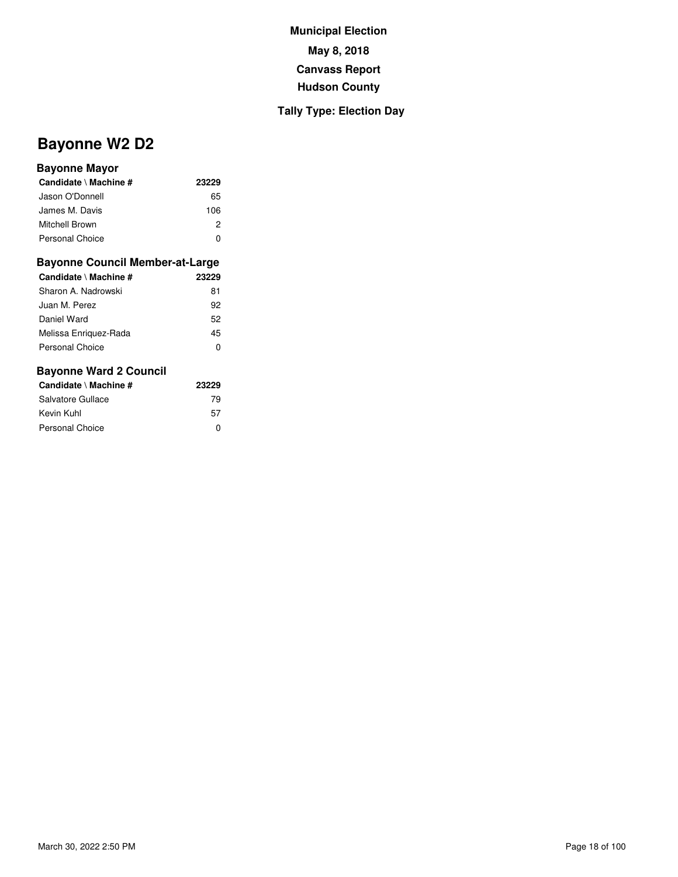Municipal Election

May 8, 2018

Canvass Report

Hudson County

Tally Type: Election Day

# Bayonne W2 D2

### Bayonne Mayor

| Candidate \ Machine # | 23229 |
|---|---|
| Jason O'Donnell | 65 |
| James M. Davis | 106 |
| Mitchell Brown | 2 |
| Personal Choice | 0 |

### Bayonne Council Member-at-Large

| Candidate \ Machine # | 23229 |
|---|---|
| Sharon A. Nadrowski | 81 |
| Juan M. Perez | 92 |
| Daniel Ward | 52 |
| Melissa Enriquez-Rada | 45 |
| Personal Choice | 0 |

### Bayonne Ward 2 Council

| Candidate \ Machine # | 23229 |
|---|---|
| Salvatore Gullace | 79 |
| Kevin Kuhl | 57 |
| Personal Choice | 0 |

March 30, 2022 2:50 PM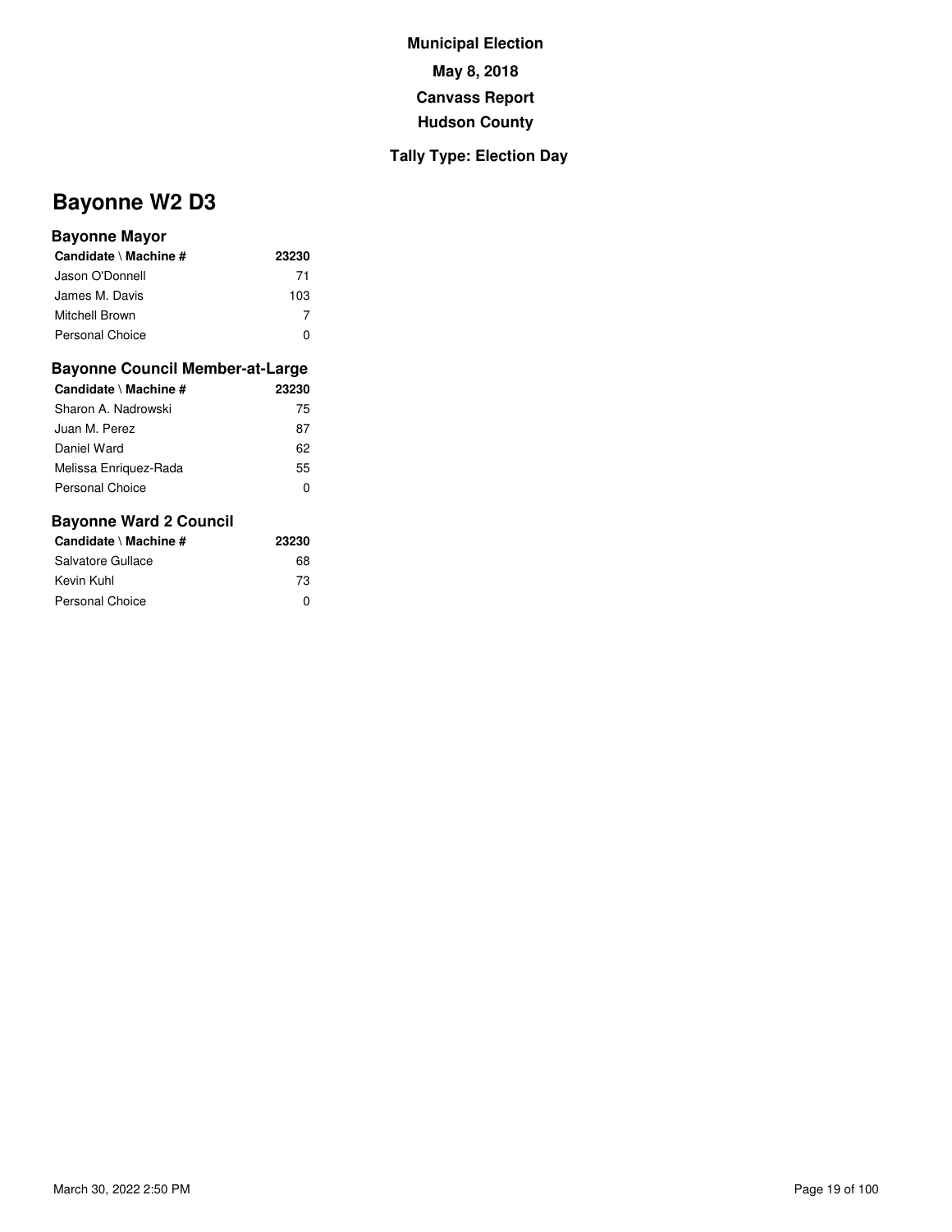**Municipal Election**

**May 8, 2018**

**Canvass Report**

**Hudson County**

**Tally Type: Election Day**

# Bayonne W2 D3

### Bayonne Mayor

| Candidate \ Machine # | 23230 |
|---|---|
| Jason O'Donnell | 71 |
| James M. Davis | 103 |
| Mitchell Brown | 7 |
| Personal Choice | 0 |

### Bayonne Council Member-at-Large

| Candidate \ Machine # | 23230 |
|---|---|
| Sharon A. Nadrowski | 75 |
| Juan M. Perez | 87 |
| Daniel Ward | 62 |
| Melissa Enriquez-Rada | 55 |
| Personal Choice | 0 |

### Bayonne Ward 2 Council

| Candidate \ Machine # | 23230 |
|---|---|
| Salvatore Gullace | 68 |
| Kevin Kuhl | 73 |
| Personal Choice | 0 |

March 30, 2022 2:50 PM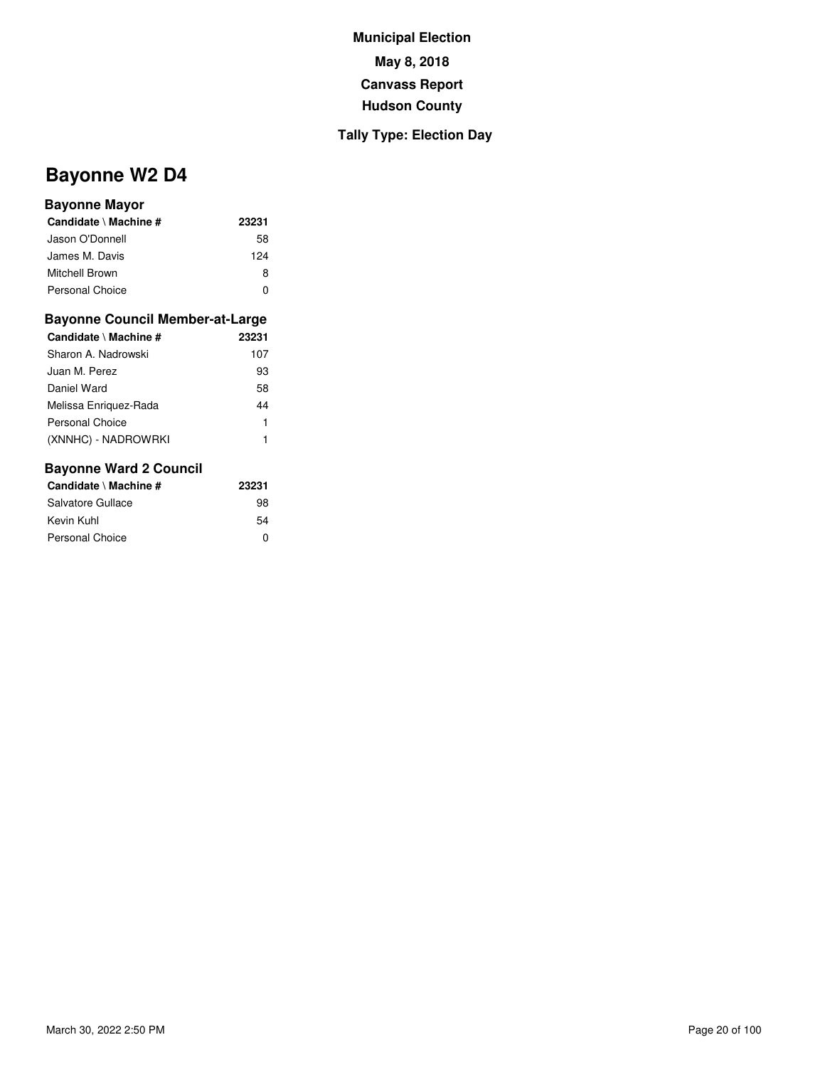**Municipal Election**

**May 8, 2018**

**Canvass Report**

**Hudson County**

**Tally Type: Election Day**

# Bayonne W2 D4

### Bayonne Mayor

| Candidate \ Machine # | 23231 |
|---|---|
| Jason O'Donnell | 58 |
| James M. Davis | 124 |
| Mitchell Brown | 8 |
| Personal Choice | 0 |

### Bayonne Council Member-at-Large

| Candidate \ Machine # | 23231 |
|---|---|
| Sharon A. Nadrowski | 107 |
| Juan M. Perez | 93 |
| Daniel Ward | 58 |
| Melissa Enriquez-Rada | 44 |
| Personal Choice | 1 |
| (XNNHC) - NADROWRKI | 1 |

### Bayonne Ward 2 Council

| Candidate \ Machine # | 23231 |
|---|---|
| Salvatore Gullace | 98 |
| Kevin Kuhl | 54 |
| Personal Choice | 0 |

March 30, 2022 2:50 PM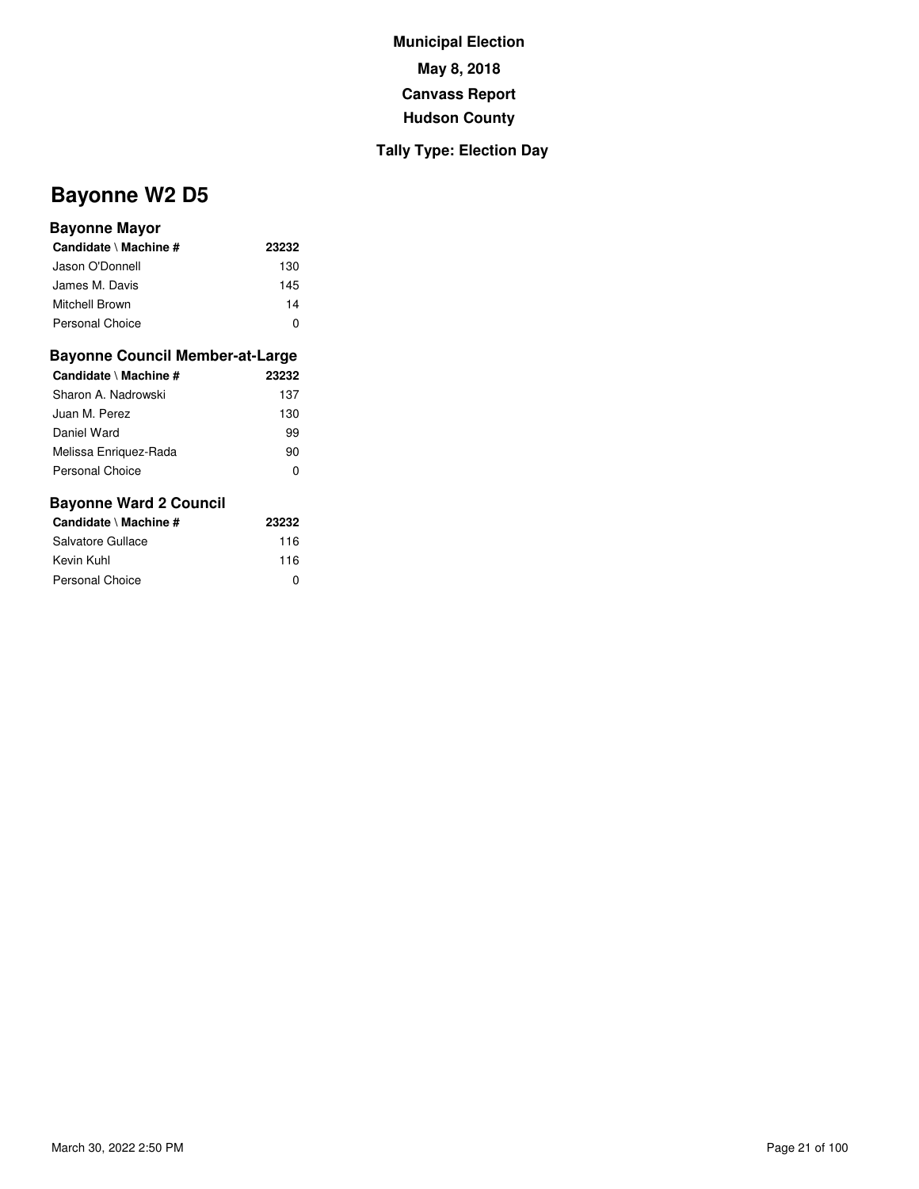**Municipal Election**

**May 8, 2018**

**Canvass Report**

**Hudson County**

**Tally Type: Election Day**

# Bayonne W2 D5

### Bayonne Mayor

| Candidate \ Machine # | 23232 |
|---|---|
| Jason O'Donnell | 130 |
| James M. Davis | 145 |
| Mitchell Brown | 14 |
| Personal Choice | 0 |

### Bayonne Council Member-at-Large

| Candidate \ Machine # | 23232 |
|---|---|
| Sharon A. Nadrowski | 137 |
| Juan M. Perez | 130 |
| Daniel Ward | 99 |
| Melissa Enriquez-Rada | 90 |
| Personal Choice | 0 |

### Bayonne Ward 2 Council

| Candidate \ Machine # | 23232 |
|---|---|
| Salvatore Gullace | 116 |
| Kevin Kuhl | 116 |
| Personal Choice | 0 |

March 30, 2022 2:50 PM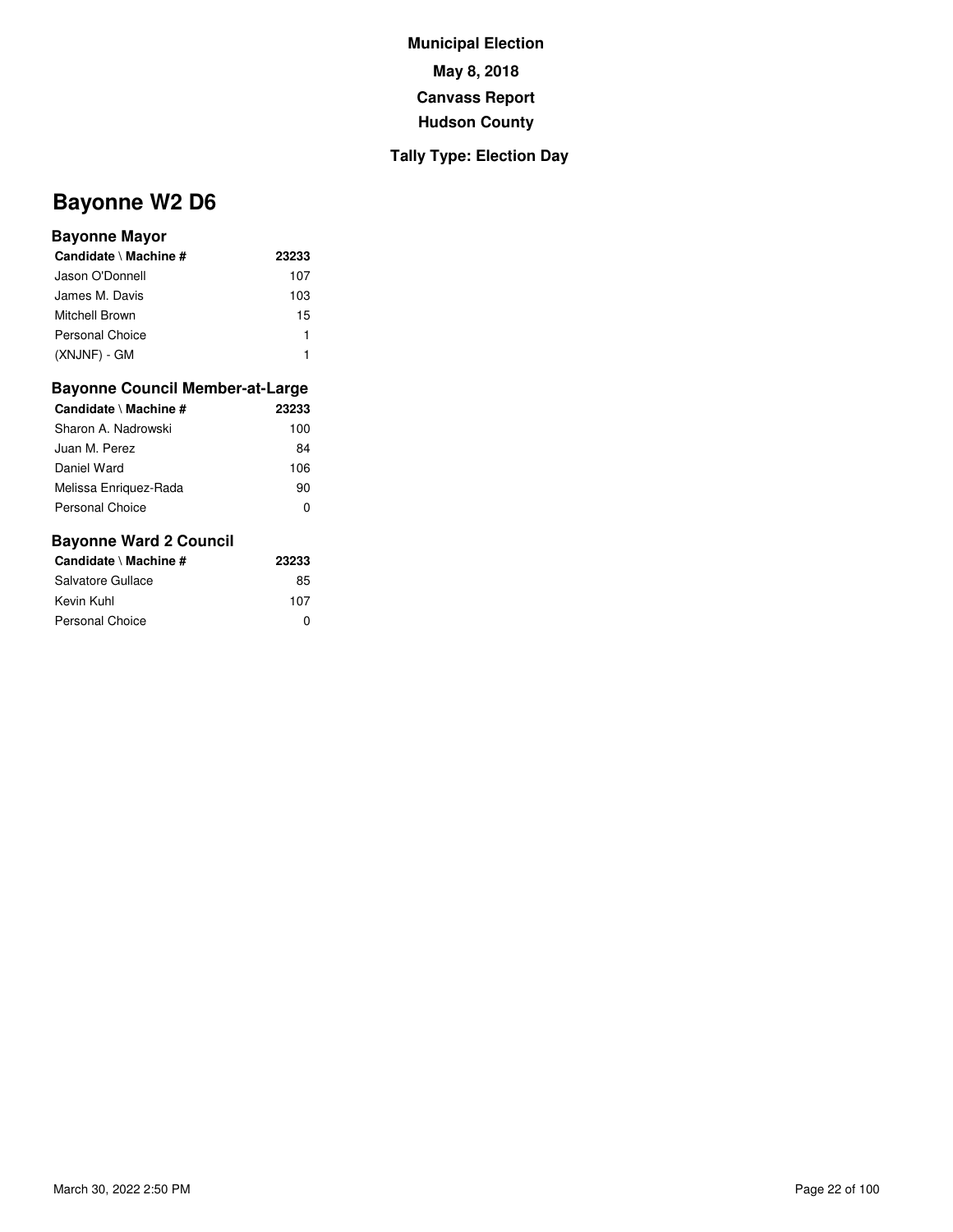**Municipal Election**

**May 8, 2018**

**Canvass Report**

**Hudson County**

**Tally Type: Election Day**

# Bayonne W2 D6

### Bayonne Mayor

| Candidate \ Machine # | 23233 |
| --- | --- |
| Jason O'Donnell | 107 |
| James M. Davis | 103 |
| Mitchell Brown | 15 |
| Personal Choice | 1 |
| (XNJNF) - GM | 1 |

### Bayonne Council Member-at-Large

| Candidate \ Machine # | 23233 |
| --- | --- |
| Sharon A. Nadrowski | 100 |
| Juan M. Perez | 84 |
| Daniel Ward | 106 |
| Melissa Enriquez-Rada | 90 |
| Personal Choice | 0 |

### Bayonne Ward 2 Council

| Candidate \ Machine # | 23233 |
| --- | --- |
| Salvatore Gullace | 85 |
| Kevin Kuhl | 107 |
| Personal Choice | 0 |

March 30, 2022 2:50 PM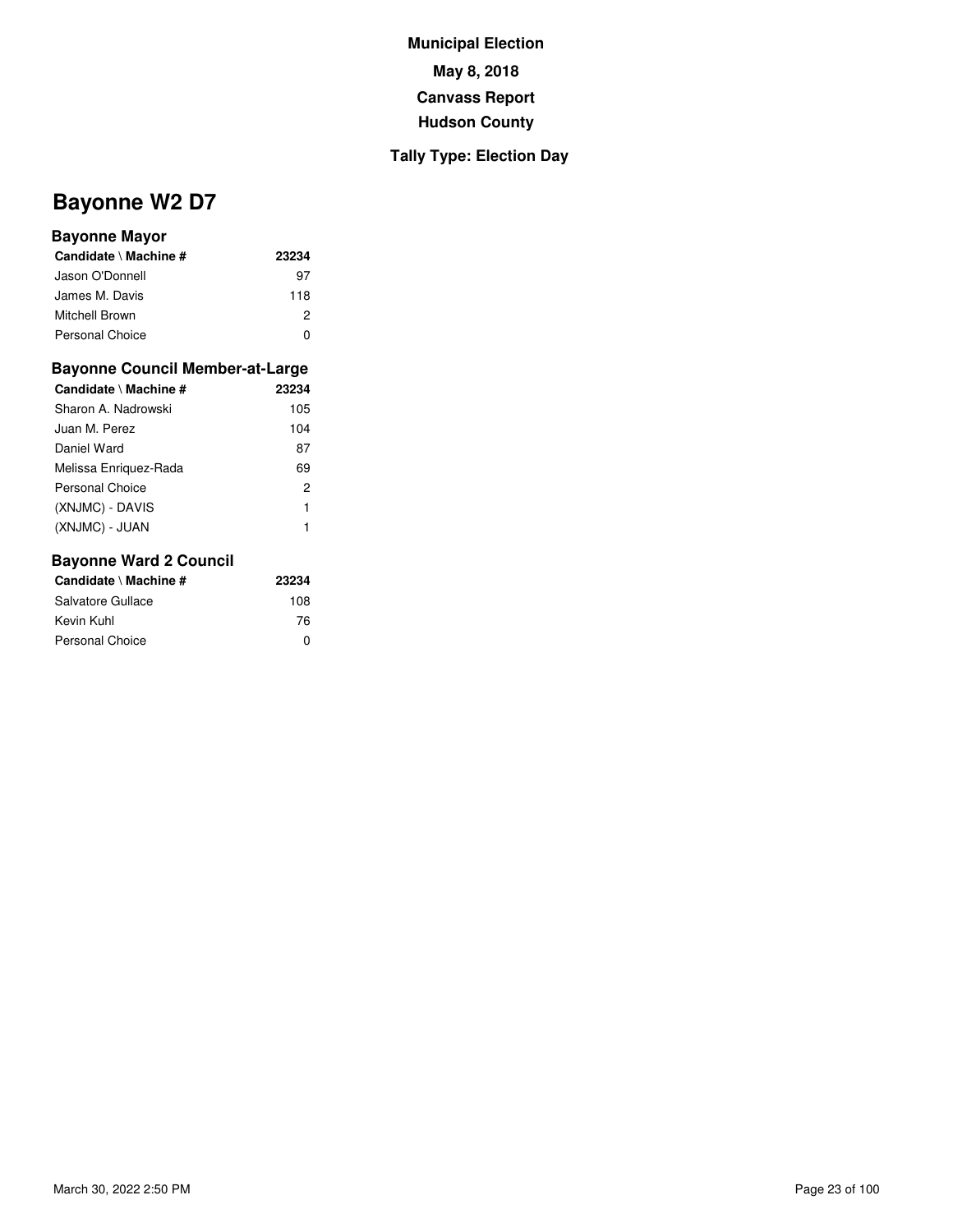**Municipal Election**

**May 8, 2018**

**Canvass Report**

**Hudson County**

**Tally Type: Election Day**

# Bayonne W2 D7

### Bayonne Mayor

| Candidate \ Machine # | 23234 |
|---|---|
| Jason O'Donnell | 97 |
| James M. Davis | 118 |
| Mitchell Brown | 2 |
| Personal Choice | 0 |

### Bayonne Council Member-at-Large

| Candidate \ Machine # | 23234 |
|---|---|
| Sharon A. Nadrowski | 105 |
| Juan M. Perez | 104 |
| Daniel Ward | 87 |
| Melissa Enriquez-Rada | 69 |
| Personal Choice | 2 |
| (XNJMC) - DAVIS | 1 |
| (XNJMC) - JUAN | 1 |

### Bayonne Ward 2 Council

| Candidate \ Machine # | 23234 |
|---|---|
| Salvatore Gullace | 108 |
| Kevin Kuhl | 76 |
| Personal Choice | 0 |

March 30, 2022 2:50 PM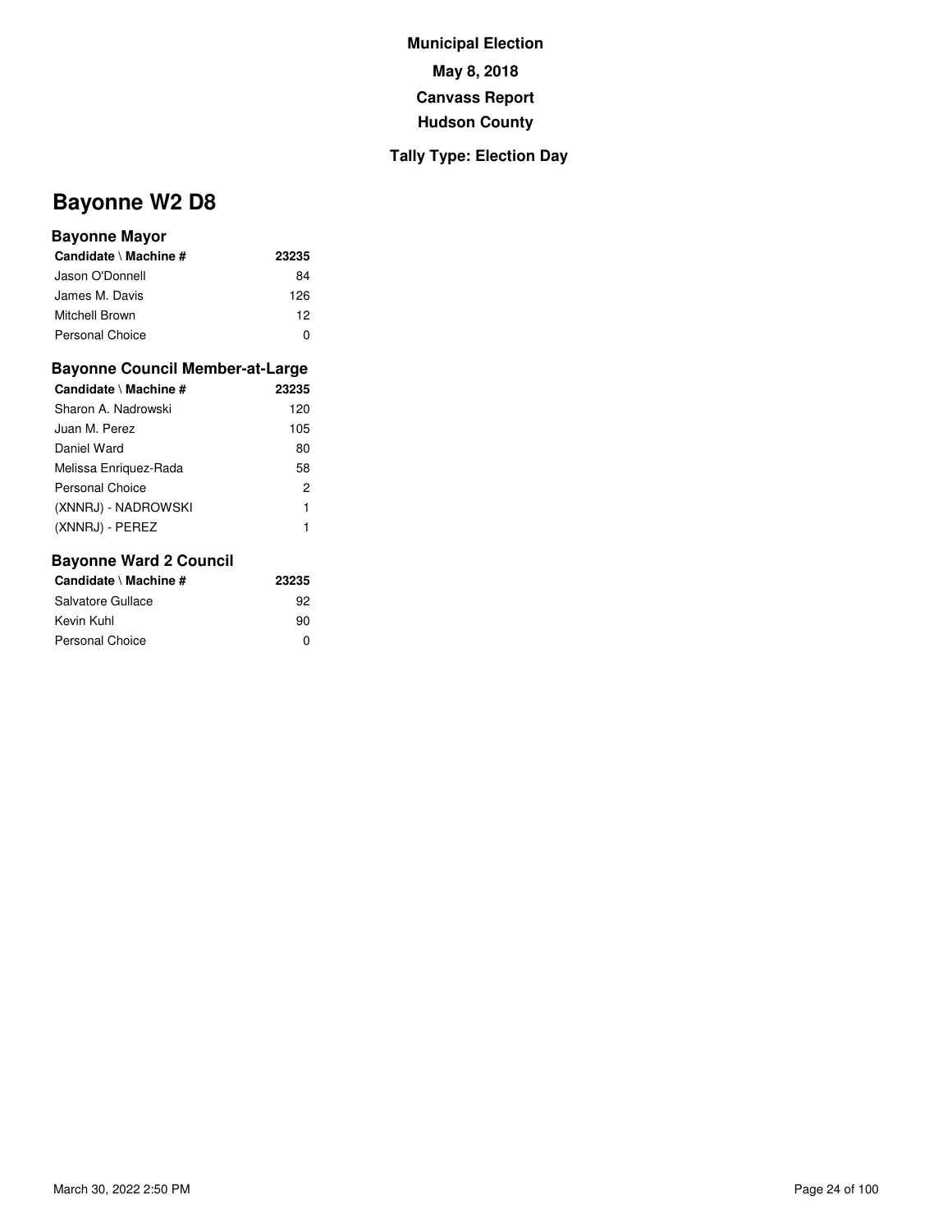**Municipal Election**

**May 8, 2018**

**Canvass Report**

**Hudson County**

**Tally Type: Election Day**

# Bayonne W2 D8

### Bayonne Mayor

| Candidate \ Machine # | 23235 |
|---|---|
| Jason O'Donnell | 84 |
| James M. Davis | 126 |
| Mitchell Brown | 12 |
| Personal Choice | 0 |

### Bayonne Council Member-at-Large

| Candidate \ Machine # | 23235 |
|---|---|
| Sharon A. Nadrowski | 120 |
| Juan M. Perez | 105 |
| Daniel Ward | 80 |
| Melissa Enriquez-Rada | 58 |
| Personal Choice | 2 |
| (XNNRJ) - NADROWSKI | 1 |
| (XNNRJ) - PEREZ | 1 |

### Bayonne Ward 2 Council

| Candidate \ Machine # | 23235 |
|---|---|
| Salvatore Gullace | 92 |
| Kevin Kuhl | 90 |
| Personal Choice | 0 |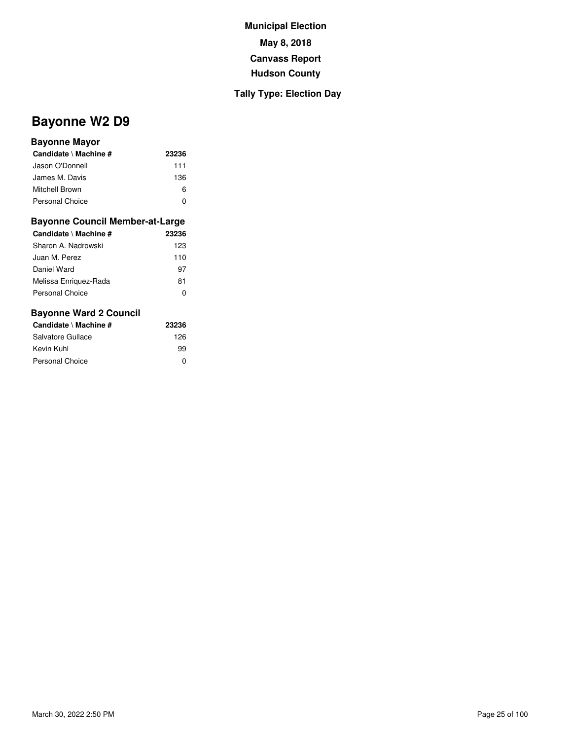**Municipal Election**

**May 8, 2018**

**Canvass Report**

**Hudson County**

**Tally Type: Election Day**

# Bayonne W2 D9

### Bayonne Mayor

| Candidate \ Machine # | 23236 |
|---|---|
| Jason O'Donnell | 111 |
| James M. Davis | 136 |
| Mitchell Brown | 6 |
| Personal Choice | 0 |

### Bayonne Council Member-at-Large

| Candidate \ Machine # | 23236 |
|---|---|
| Sharon A. Nadrowski | 123 |
| Juan M. Perez | 110 |
| Daniel Ward | 97 |
| Melissa Enriquez-Rada | 81 |
| Personal Choice | 0 |

### Bayonne Ward 2 Council

| Candidate \ Machine # | 23236 |
|---|---|
| Salvatore Gullace | 126 |
| Kevin Kuhl | 99 |
| Personal Choice | 0 |

March 30, 2022 2:50 PM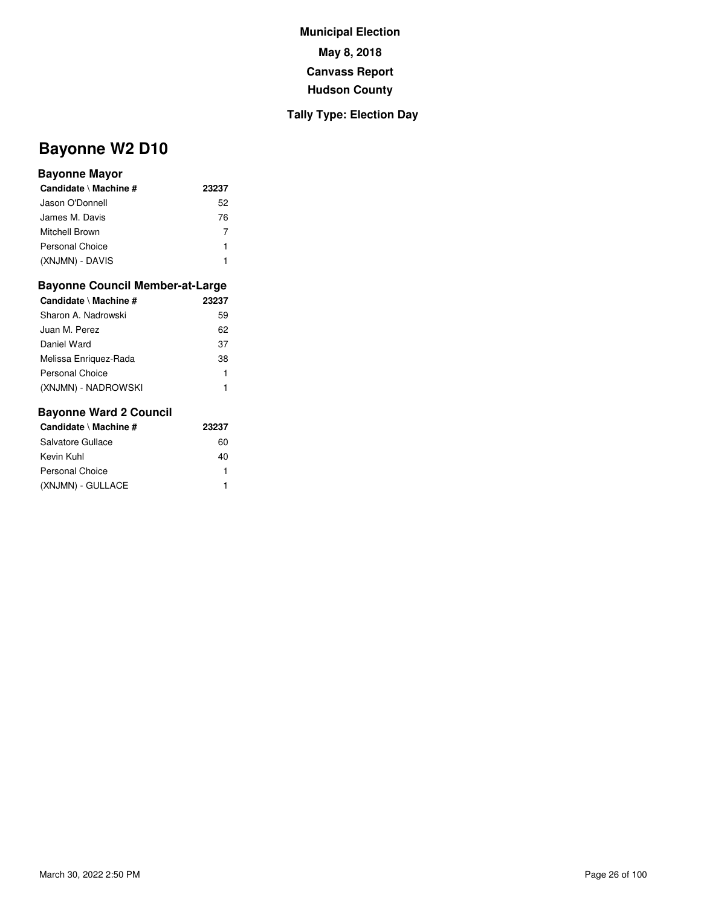**Municipal Election**

**May 8, 2018**

**Canvass Report**

**Hudson County**

**Tally Type: Election Day**

# Bayonne W2 D10

### Bayonne Mayor

| Candidate \ Machine # | 23237 |
|---|---|
| Jason O'Donnell | 52 |
| James M. Davis | 76 |
| Mitchell Brown | 7 |
| Personal Choice | 1 |
| (XNJMN) - DAVIS | 1 |

### Bayonne Council Member-at-Large

| Candidate \ Machine # | 23237 |
|---|---|
| Sharon A. Nadrowski | 59 |
| Juan M. Perez | 62 |
| Daniel Ward | 37 |
| Melissa Enriquez-Rada | 38 |
| Personal Choice | 1 |
| (XNJMN) - NADROWSKI | 1 |

### Bayonne Ward 2 Council

| Candidate \ Machine # | 23237 |
|---|---|
| Salvatore Gullace | 60 |
| Kevin Kuhl | 40 |
| Personal Choice | 1 |
| (XNJMN) - GULLACE | 1 |

March 30, 2022 2:50 PM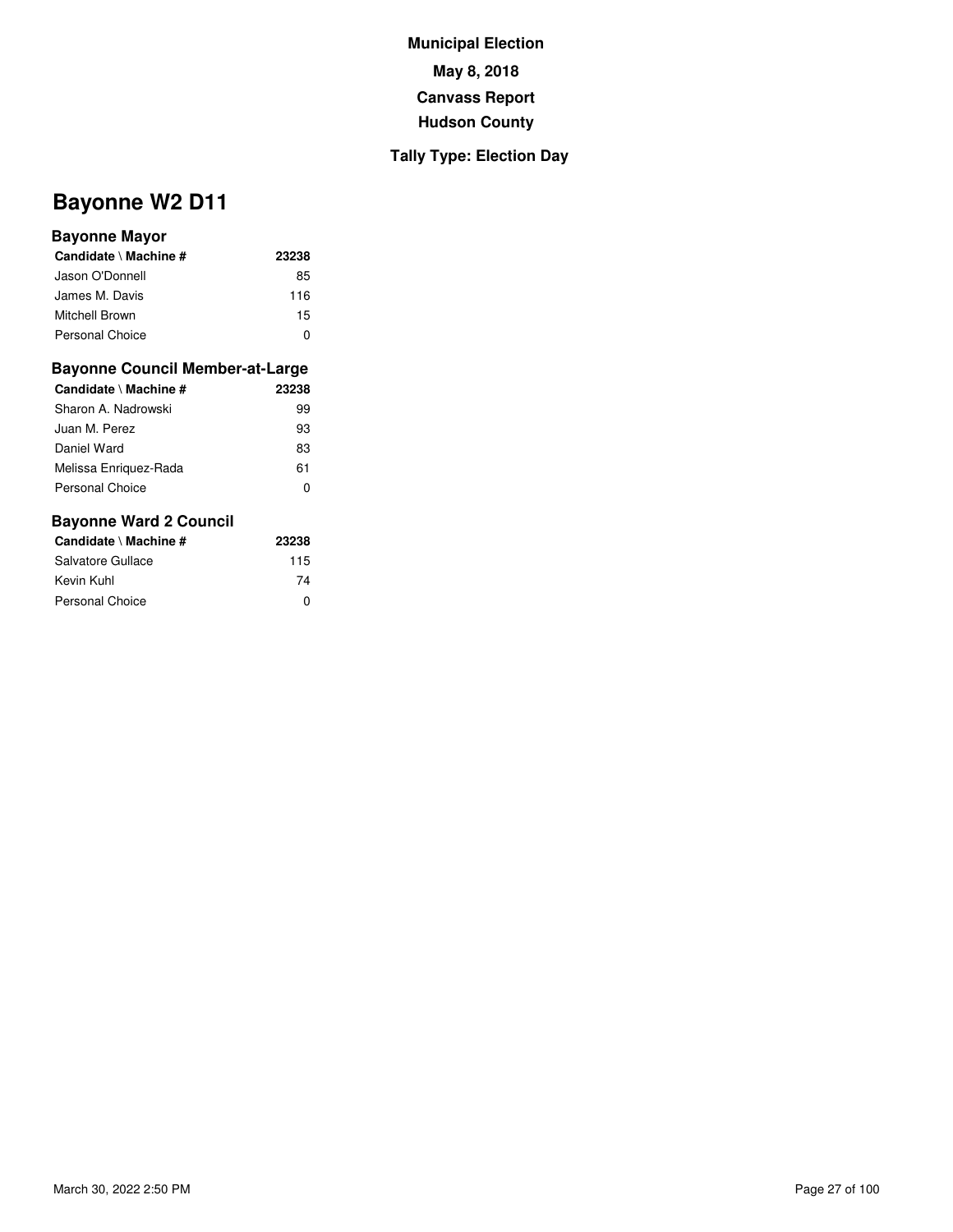**Municipal Election**

**May 8, 2018**

**Canvass Report**

**Hudson County**

**Tally Type: Election Day**

# Bayonne W2 D11

### Bayonne Mayor

| Candidate \ Machine # | 23238 |
|---|---|
| Jason O'Donnell | 85 |
| James M. Davis | 116 |
| Mitchell Brown | 15 |
| Personal Choice | 0 |

### Bayonne Council Member-at-Large

| Candidate \ Machine # | 23238 |
|---|---|
| Sharon A. Nadrowski | 99 |
| Juan M. Perez | 93 |
| Daniel Ward | 83 |
| Melissa Enriquez-Rada | 61 |
| Personal Choice | 0 |

### Bayonne Ward 2 Council

| Candidate \ Machine # | 23238 |
|---|---|
| Salvatore Gullace | 115 |
| Kevin Kuhl | 74 |
| Personal Choice | 0 |

March 30, 2022 2:50 PM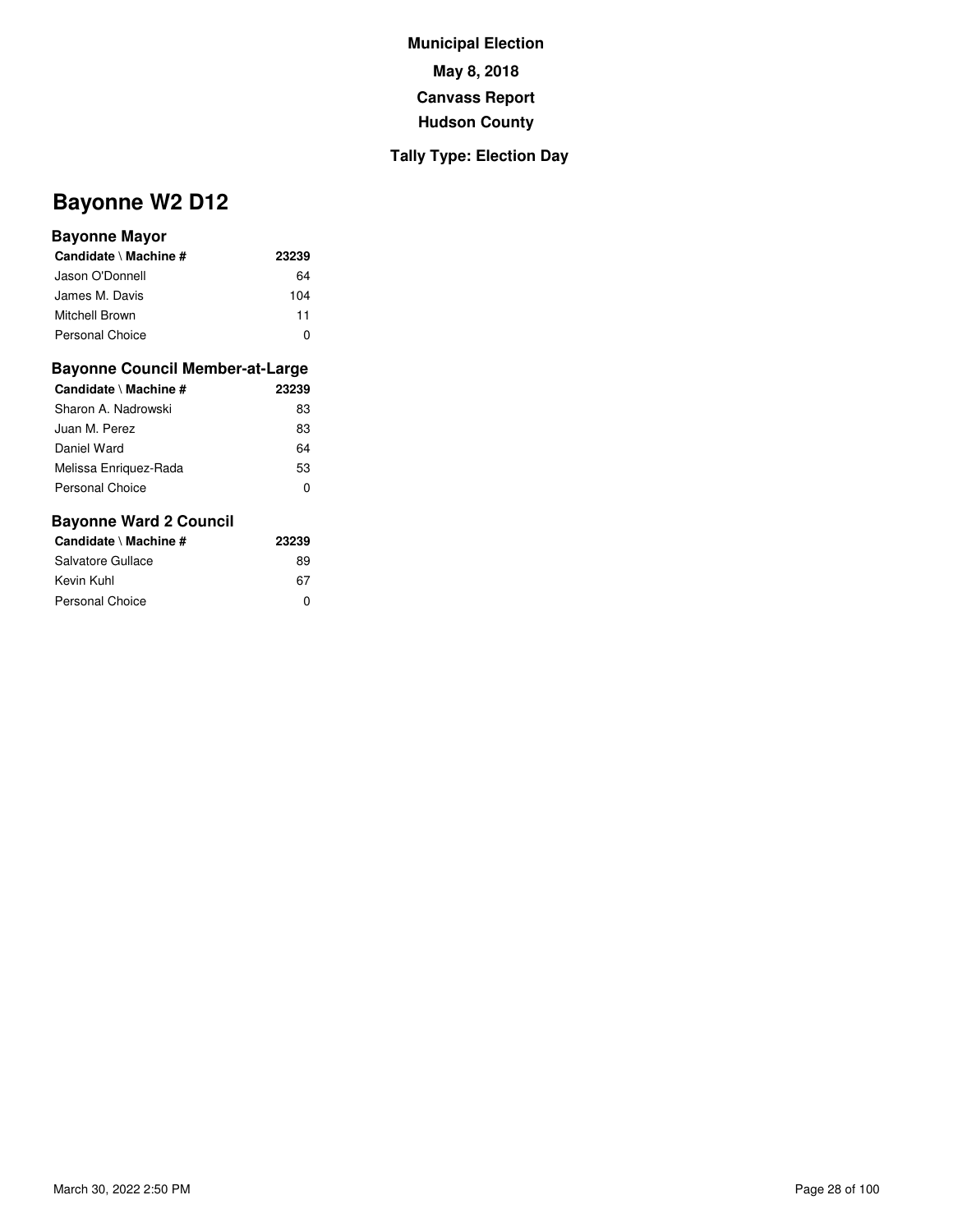**Municipal Election**

**May 8, 2018**

**Canvass Report**

**Hudson County**

**Tally Type: Election Day**

# Bayonne W2 D12

### Bayonne Mayor

| Candidate \ Machine # | 23239 |
|---|---|
| Jason O'Donnell | 64 |
| James M. Davis | 104 |
| Mitchell Brown | 11 |
| Personal Choice | 0 |

### Bayonne Council Member-at-Large

| Candidate \ Machine # | 23239 |
|---|---|
| Sharon A. Nadrowski | 83 |
| Juan M. Perez | 83 |
| Daniel Ward | 64 |
| Melissa Enriquez-Rada | 53 |
| Personal Choice | 0 |

### Bayonne Ward 2 Council

| Candidate \ Machine # | 23239 |
|---|---|
| Salvatore Gullace | 89 |
| Kevin Kuhl | 67 |
| Personal Choice | 0 |

March 30, 2022 2:50 PM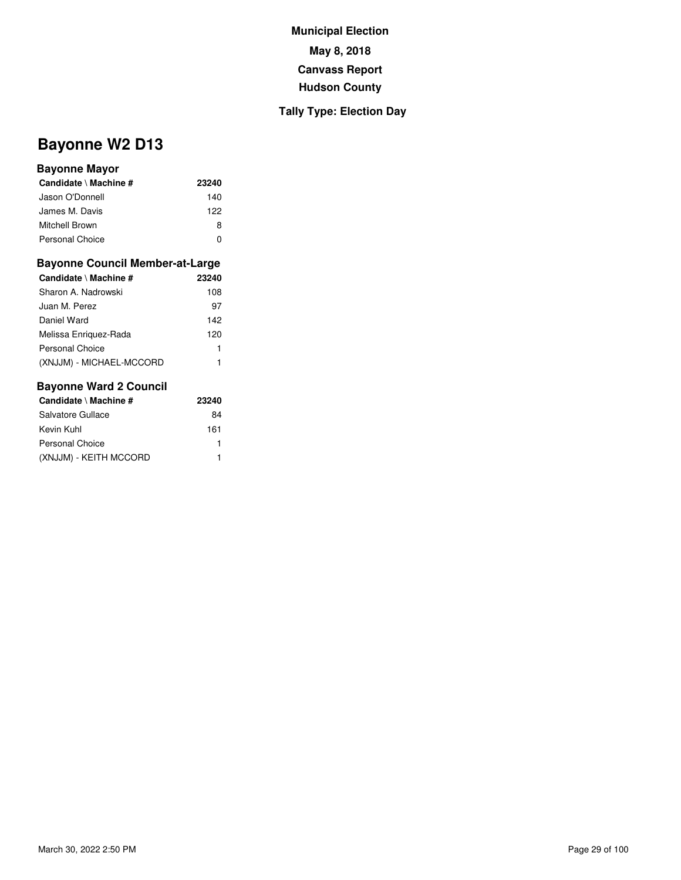**Municipal Election**

**May 8, 2018**

**Canvass Report**

**Hudson County**

**Tally Type: Election Day**

# Bayonne W2 D13

### Bayonne Mayor

| Candidate \ Machine # | 23240 |
|---|---|
| Jason O'Donnell | 140 |
| James M. Davis | 122 |
| Mitchell Brown | 8 |
| Personal Choice | 0 |

### Bayonne Council Member-at-Large

| Candidate \ Machine # | 23240 |
|---|---|
| Sharon A. Nadrowski | 108 |
| Juan M. Perez | 97 |
| Daniel Ward | 142 |
| Melissa Enriquez-Rada | 120 |
| Personal Choice | 1 |
| (XNJJM) - MICHAEL-MCCORD | 1 |

### Bayonne Ward 2 Council

| Candidate \ Machine # | 23240 |
|---|---|
| Salvatore Gullace | 84 |
| Kevin Kuhl | 161 |
| Personal Choice | 1 |
| (XNJJM) - KEITH MCCORD | 1 |

March 30, 2022 2:50 PM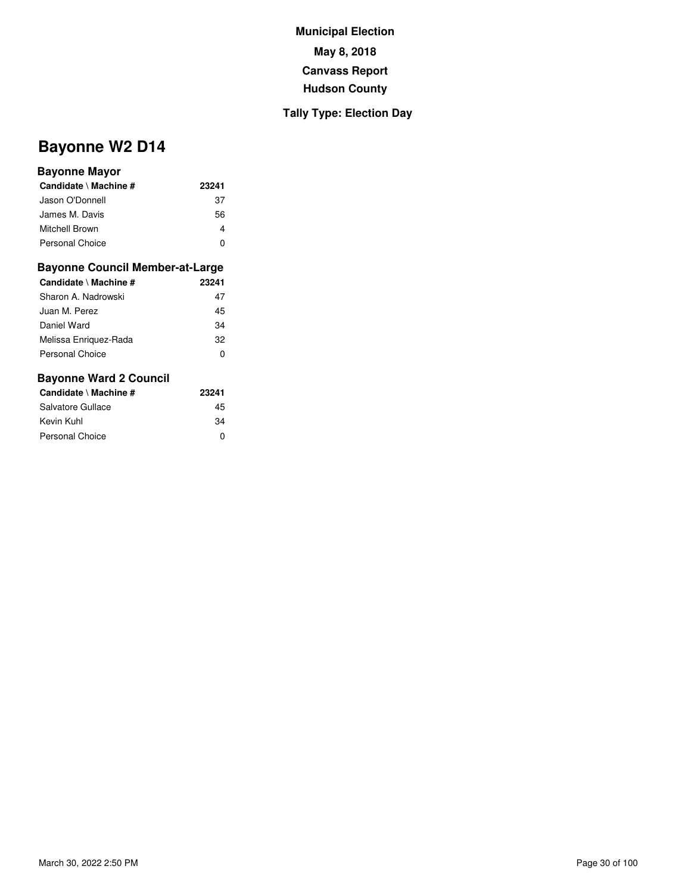**Municipal Election**

**May 8, 2018**

**Canvass Report**

**Hudson County**

**Tally Type: Election Day**

# Bayonne W2 D14

### Bayonne Mayor

| Candidate \ Machine # | 23241 |
|---|---|
| Jason O'Donnell | 37 |
| James M. Davis | 56 |
| Mitchell Brown | 4 |
| Personal Choice | 0 |

### Bayonne Council Member-at-Large

| Candidate \ Machine # | 23241 |
|---|---|
| Sharon A. Nadrowski | 47 |
| Juan M. Perez | 45 |
| Daniel Ward | 34 |
| Melissa Enriquez-Rada | 32 |
| Personal Choice | 0 |

### Bayonne Ward 2 Council

| Candidate \ Machine # | 23241 |
|---|---|
| Salvatore Gullace | 45 |
| Kevin Kuhl | 34 |
| Personal Choice | 0 |

March 30, 2022 2:50 PM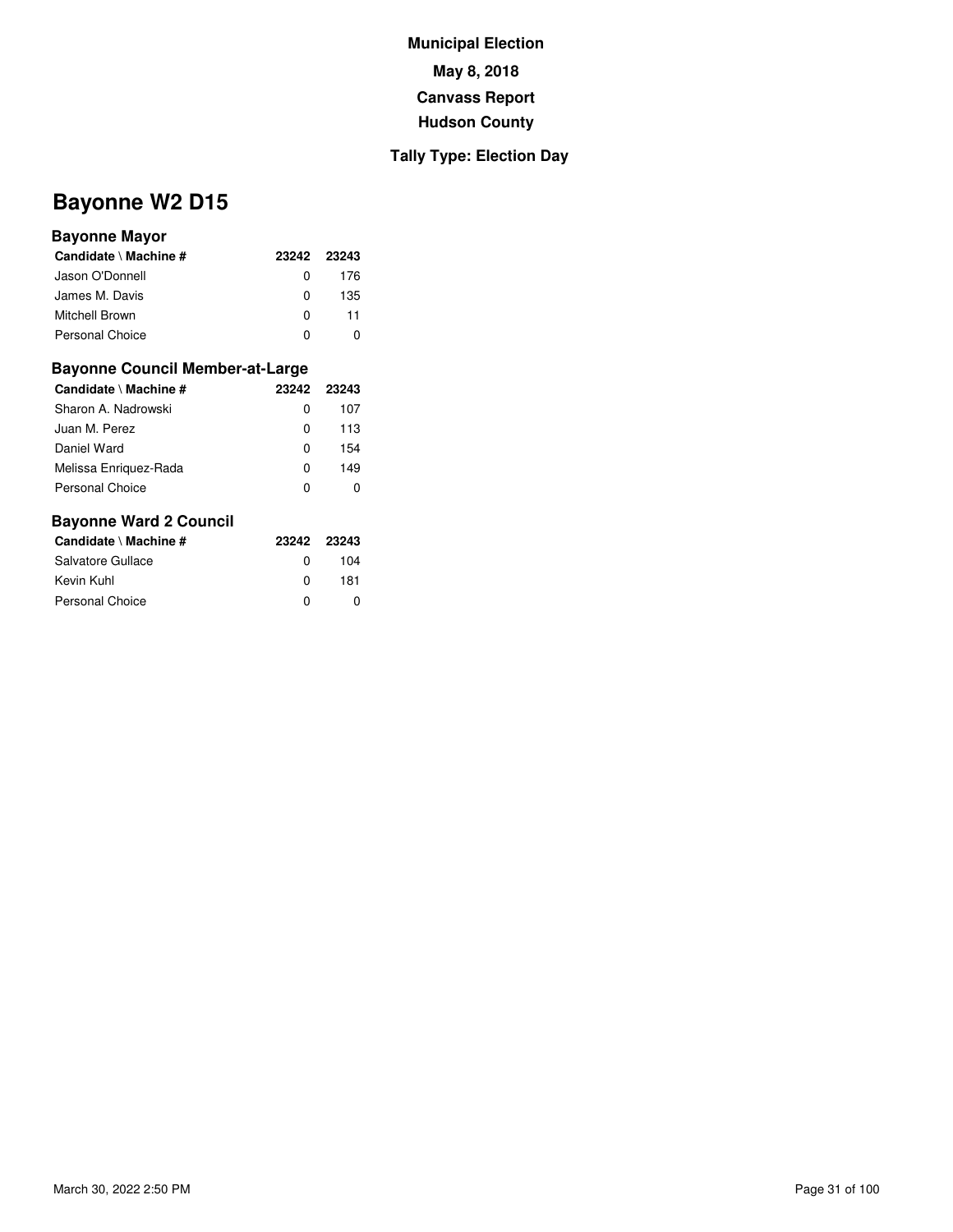**Municipal Election**

**May 8, 2018**

**Canvass Report**

**Hudson County**

**Tally Type: Election Day**

# Bayonne W2 D15

### Bayonne Mayor

| Candidate \ Machine # | 23242 | 23243 |
|---|---|---|
| Jason O'Donnell | 0 | 176 |
| James M. Davis | 0 | 135 |
| Mitchell Brown | 0 | 11 |
| Personal Choice | 0 | 0 |

### Bayonne Council Member-at-Large

| Candidate \ Machine # | 23242 | 23243 |
|---|---|---|
| Sharon A. Nadrowski | 0 | 107 |
| Juan M. Perez | 0 | 113 |
| Daniel Ward | 0 | 154 |
| Melissa Enriquez-Rada | 0 | 149 |
| Personal Choice | 0 | 0 |

### Bayonne Ward 2 Council

| Candidate \ Machine # | 23242 | 23243 |
|---|---|---|
| Salvatore Gullace | 0 | 104 |
| Kevin Kuhl | 0 | 181 |
| Personal Choice | 0 | 0 |

March 30, 2022 2:50 PM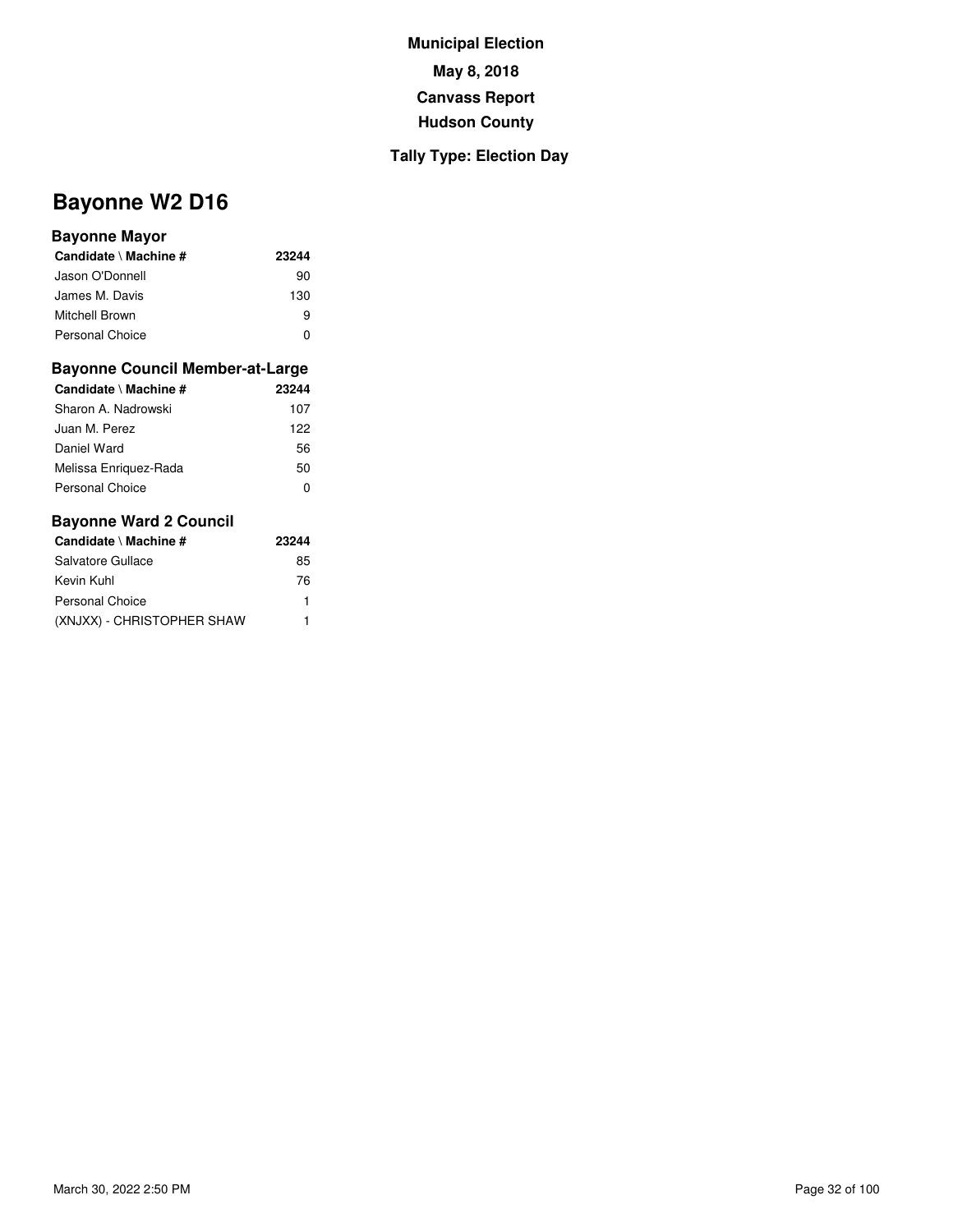**Municipal Election**

**May 8, 2018**

**Canvass Report**

**Hudson County**

**Tally Type: Election Day**

# Bayonne W2 D16

### Bayonne Mayor

| Candidate \ Machine # | 23244 |
|---|---|
| Jason O'Donnell | 90 |
| James M. Davis | 130 |
| Mitchell Brown | 9 |
| Personal Choice | 0 |

### Bayonne Council Member-at-Large

| Candidate \ Machine # | 23244 |
|---|---|
| Sharon A. Nadrowski | 107 |
| Juan M. Perez | 122 |
| Daniel Ward | 56 |
| Melissa Enriquez-Rada | 50 |
| Personal Choice | 0 |

### Bayonne Ward 2 Council

| Candidate \ Machine # | 23244 |
|---|---|
| Salvatore Gullace | 85 |
| Kevin Kuhl | 76 |
| Personal Choice | 1 |
| (XNJXX) - CHRISTOPHER SHAW | 1 |

March 30, 2022 2:50 PM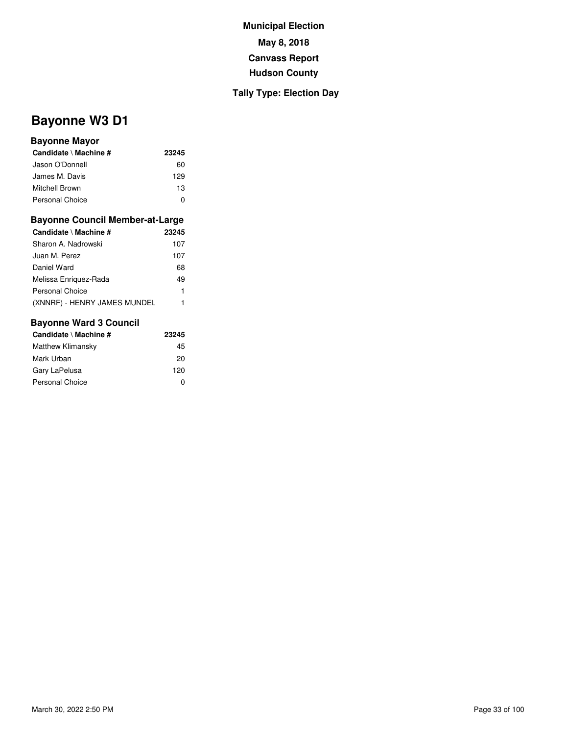**Municipal Election**

**May 8, 2018**

**Canvass Report**

**Hudson County**

**Tally Type: Election Day**

# Bayonne W3 D1

### Bayonne Mayor

| Candidate \ Machine # | 23245 |
|---|---|
| Jason O'Donnell | 60 |
| James M. Davis | 129 |
| Mitchell Brown | 13 |
| Personal Choice | 0 |

### Bayonne Council Member-at-Large

| Candidate \ Machine # | 23245 |
|---|---|
| Sharon A. Nadrowski | 107 |
| Juan M. Perez | 107 |
| Daniel Ward | 68 |
| Melissa Enriquez-Rada | 49 |
| Personal Choice | 1 |
| (XNNRF) - HENRY JAMES MUNDEL | 1 |

### Bayonne Ward 3 Council

| Candidate \ Machine # | 23245 |
|---|---|
| Matthew Klimansky | 45 |
| Mark Urban | 20 |
| Gary LaPelusa | 120 |
| Personal Choice | 0 |

March 30, 2022 2:50 PM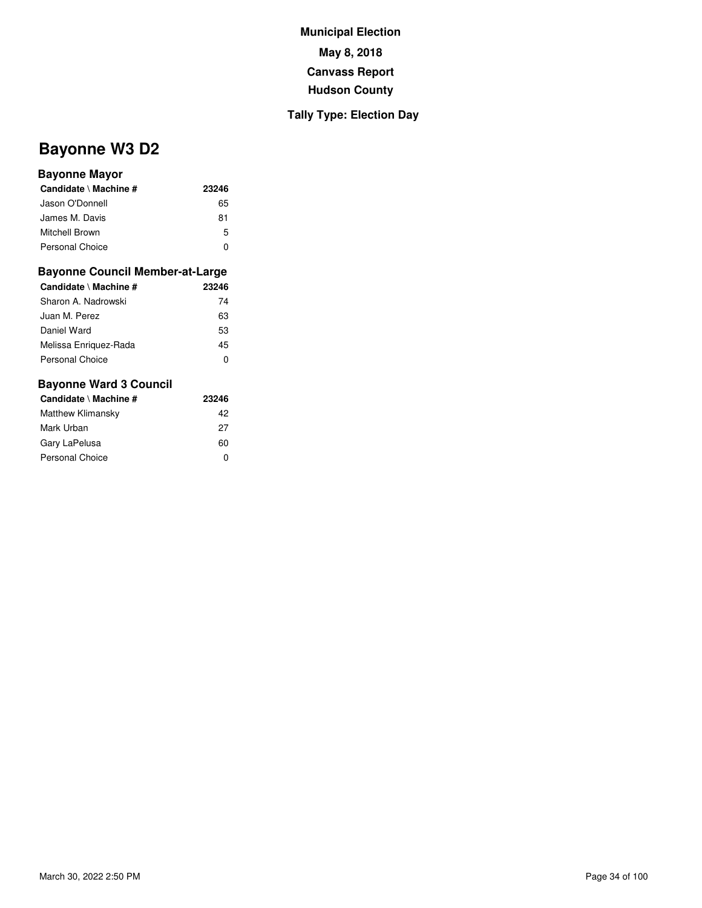**Municipal Election**

**May 8, 2018**

**Canvass Report**

**Hudson County**

**Tally Type: Election Day**

# Bayonne W3 D2

### Bayonne Mayor

| Candidate \ Machine # | 23246 |
| --- | --- |
| Jason O'Donnell | 65 |
| James M. Davis | 81 |
| Mitchell Brown | 5 |
| Personal Choice | 0 |

### Bayonne Council Member-at-Large

| Candidate \ Machine # | 23246 |
| --- | --- |
| Sharon A. Nadrowski | 74 |
| Juan M. Perez | 63 |
| Daniel Ward | 53 |
| Melissa Enriquez-Rada | 45 |
| Personal Choice | 0 |

### Bayonne Ward 3 Council

| Candidate \ Machine # | 23246 |
| --- | --- |
| Matthew Klimansky | 42 |
| Mark Urban | 27 |
| Gary LaPelusa | 60 |
| Personal Choice | 0 |

March 30, 2022 2:50 PM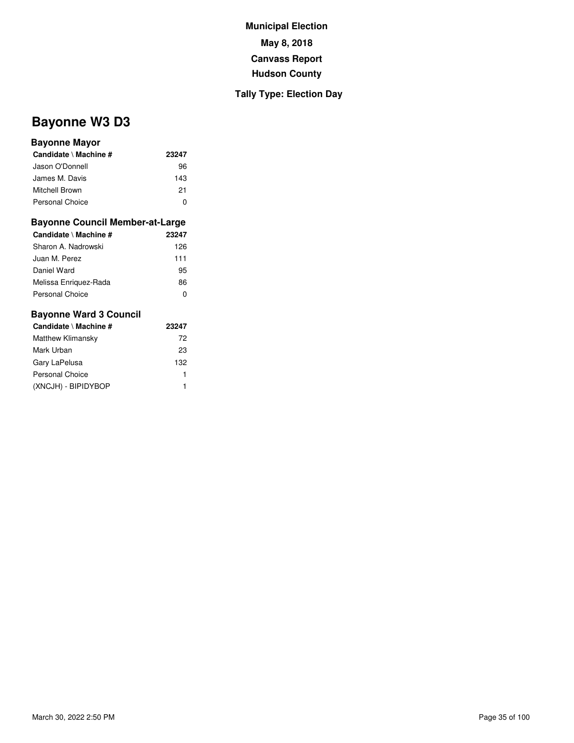**Municipal Election**

**May 8, 2018**

**Canvass Report**

**Hudson County**

**Tally Type: Election Day**

# Bayonne W3 D3

### Bayonne Mayor

| Candidate \ Machine # | 23247 |
|---|---|
| Jason O'Donnell | 96 |
| James M. Davis | 143 |
| Mitchell Brown | 21 |
| Personal Choice | 0 |

### Bayonne Council Member-at-Large

| Candidate \ Machine # | 23247 |
|---|---|
| Sharon A. Nadrowski | 126 |
| Juan M. Perez | 111 |
| Daniel Ward | 95 |
| Melissa Enriquez-Rada | 86 |
| Personal Choice | 0 |

### Bayonne Ward 3 Council

| Candidate \ Machine # | 23247 |
|---|---|
| Matthew Klimansky | 72 |
| Mark Urban | 23 |
| Gary LaPelusa | 132 |
| Personal Choice | 1 |
| (XNCJH) - BIPIDYBOP | 1 |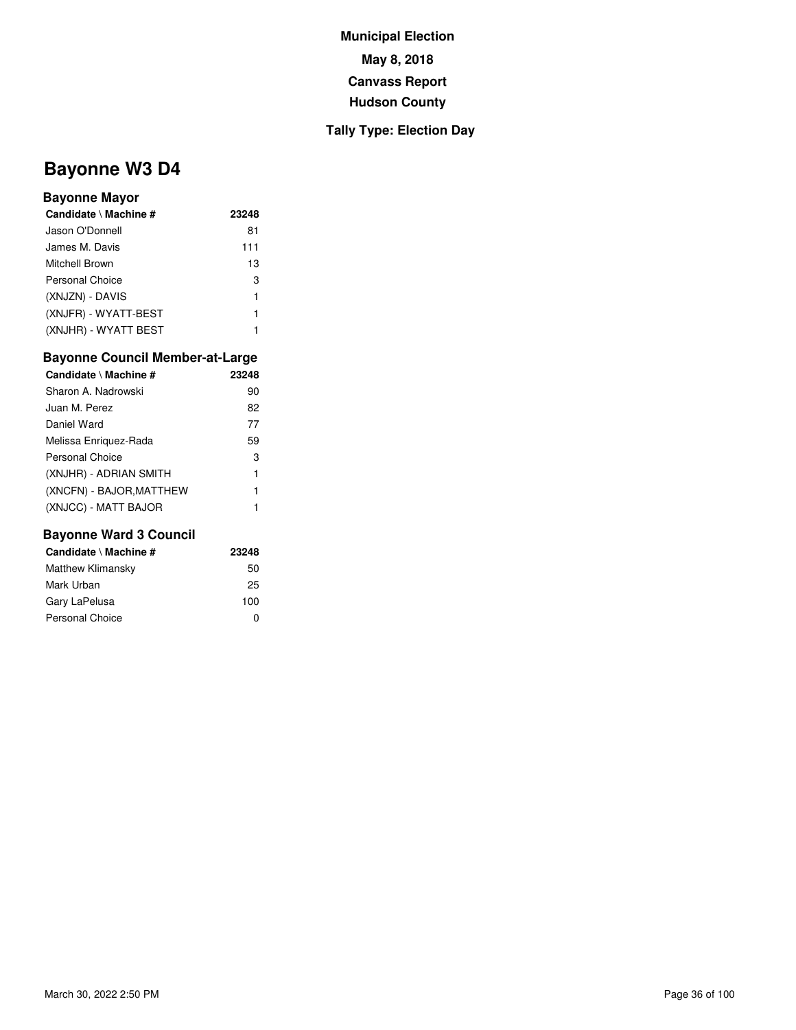**Municipal Election**

**May 8, 2018**

**Canvass Report**

**Hudson County**

**Tally Type: Election Day**

# Bayonne W3 D4

### Bayonne Mayor

| Candidate \ Machine # | 23248 |
|---|---|
| Jason O'Donnell | 81 |
| James M. Davis | 111 |
| Mitchell Brown | 13 |
| Personal Choice | 3 |
| (XNJZN) - DAVIS | 1 |
| (XNJFR) - WYATT-BEST | 1 |
| (XNJHR) - WYATT BEST | 1 |

### Bayonne Council Member-at-Large

| Candidate \ Machine # | 23248 |
|---|---|
| Sharon A. Nadrowski | 90 |
| Juan M. Perez | 82 |
| Daniel Ward | 77 |
| Melissa Enriquez-Rada | 59 |
| Personal Choice | 3 |
| (XNJHR) - ADRIAN SMITH | 1 |
| (XNCFN) - BAJOR,MATTHEW | 1 |
| (XNJCC) - MATT BAJOR | 1 |

### Bayonne Ward 3 Council

| Candidate \ Machine # | 23248 |
|---|---|
| Matthew Klimansky | 50 |
| Mark Urban | 25 |
| Gary LaPelusa | 100 |
| Personal Choice | 0 |

March 30, 2022 2:50 PM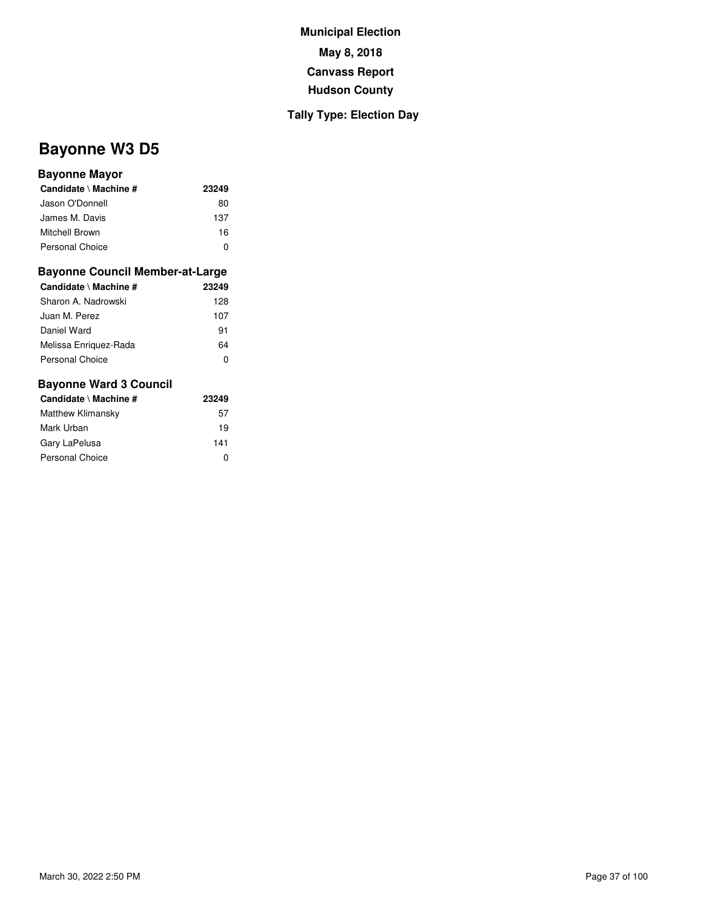# Bayonne W3 D5

### Bayonne Mayor

| Candidate \ Machine # | 23249 |
|---|---|
| Jason O'Donnell | 80 |
| James M. Davis | 137 |
| Mitchell Brown | 16 |
| Personal Choice | 0 |

### Bayonne Council Member-at-Large

| Candidate \ Machine # | 23249 |
|---|---|
| Sharon A. Nadrowski | 128 |
| Juan M. Perez | 107 |
| Daniel Ward | 91 |
| Melissa Enriquez-Rada | 64 |
| Personal Choice | 0 |

### Bayonne Ward 3 Council

| Candidate \ Machine # | 23249 |
|---|---|
| Matthew Klimansky | 57 |
| Mark Urban | 19 |
| Gary LaPelusa | 141 |
| Personal Choice | 0 |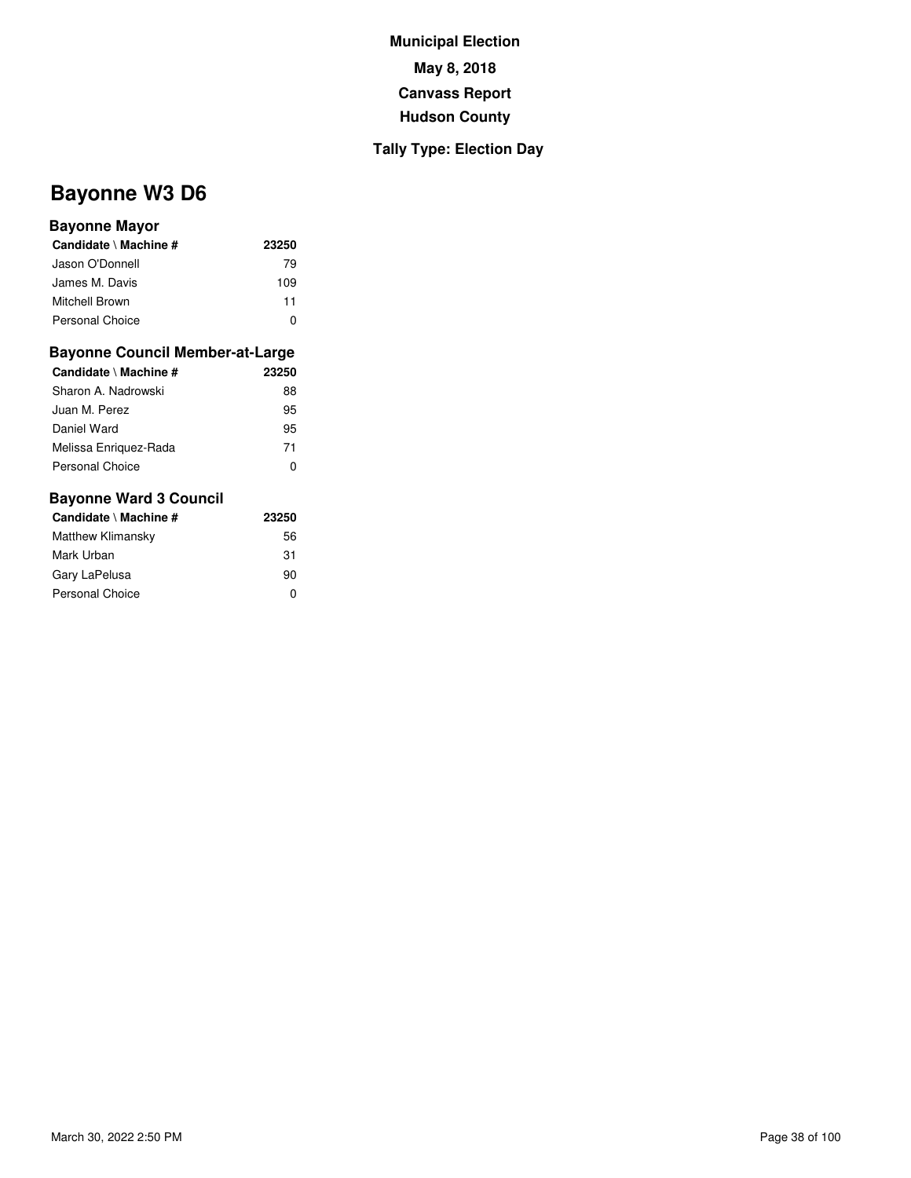**Municipal Election**

**May 8, 2018**

**Canvass Report**

**Hudson County**

**Tally Type: Election Day**

# Bayonne W3 D6

### Bayonne Mayor

| Candidate \ Machine # | 23250 |
|---|---|
| Jason O'Donnell | 79 |
| James M. Davis | 109 |
| Mitchell Brown | 11 |
| Personal Choice | 0 |

### Bayonne Council Member-at-Large

| Candidate \ Machine # | 23250 |
|---|---|
| Sharon A. Nadrowski | 88 |
| Juan M. Perez | 95 |
| Daniel Ward | 95 |
| Melissa Enriquez-Rada | 71 |
| Personal Choice | 0 |

### Bayonne Ward 3 Council

| Candidate \ Machine # | 23250 |
|---|---|
| Matthew Klimansky | 56 |
| Mark Urban | 31 |
| Gary LaPelusa | 90 |
| Personal Choice | 0 |

March 30, 2022 2:50 PM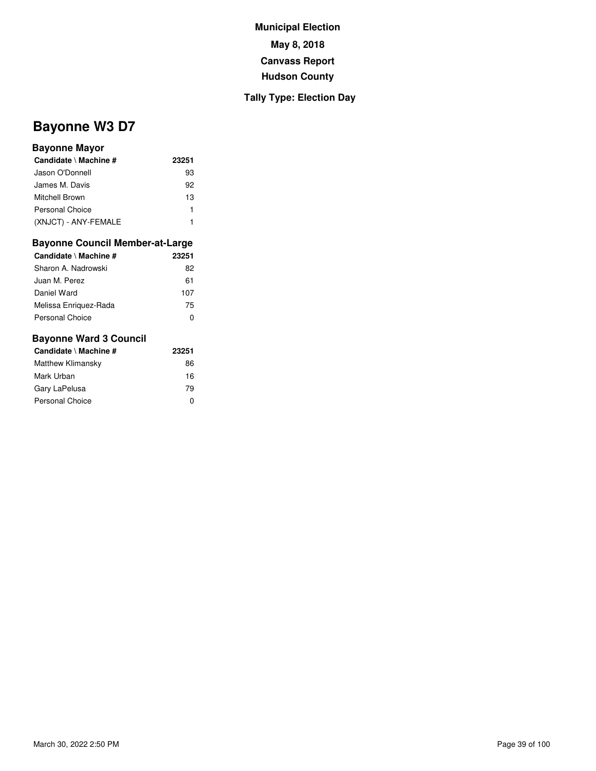**Municipal Election**

**May 8, 2018**

**Canvass Report**

**Hudson County**

**Tally Type: Election Day**

# Bayonne W3 D7

### Bayonne Mayor

| Candidate \ Machine # | 23251 |
|---|---|
| Jason O'Donnell | 93 |
| James M. Davis | 92 |
| Mitchell Brown | 13 |
| Personal Choice | 1 |
| (XNJCT) - ANY-FEMALE | 1 |

### Bayonne Council Member-at-Large

| Candidate \ Machine # | 23251 |
|---|---|
| Sharon A. Nadrowski | 82 |
| Juan M. Perez | 61 |
| Daniel Ward | 107 |
| Melissa Enriquez-Rada | 75 |
| Personal Choice | 0 |

### Bayonne Ward 3 Council

| Candidate \ Machine # | 23251 |
|---|---|
| Matthew Klimansky | 86 |
| Mark Urban | 16 |
| Gary LaPelusa | 79 |
| Personal Choice | 0 |

March 30, 2022 2:50 PM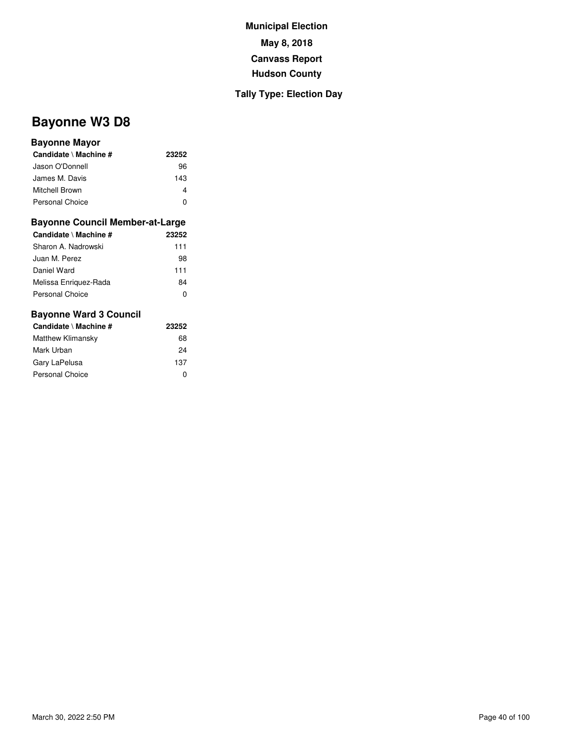**Municipal Election**

**May 8, 2018**

**Canvass Report**

**Hudson County**

**Tally Type: Election Day**

# Bayonne W3 D8

### Bayonne Mayor

| Candidate \ Machine # | 23252 |
|---|---|
| Jason O'Donnell | 96 |
| James M. Davis | 143 |
| Mitchell Brown | 4 |
| Personal Choice | 0 |

### Bayonne Council Member-at-Large

| Candidate \ Machine # | 23252 |
|---|---|
| Sharon A. Nadrowski | 111 |
| Juan M. Perez | 98 |
| Daniel Ward | 111 |
| Melissa Enriquez-Rada | 84 |
| Personal Choice | 0 |

### Bayonne Ward 3 Council

| Candidate \ Machine # | 23252 |
|---|---|
| Matthew Klimansky | 68 |
| Mark Urban | 24 |
| Gary LaPelusa | 137 |
| Personal Choice | 0 |

March 30, 2022 2:50 PM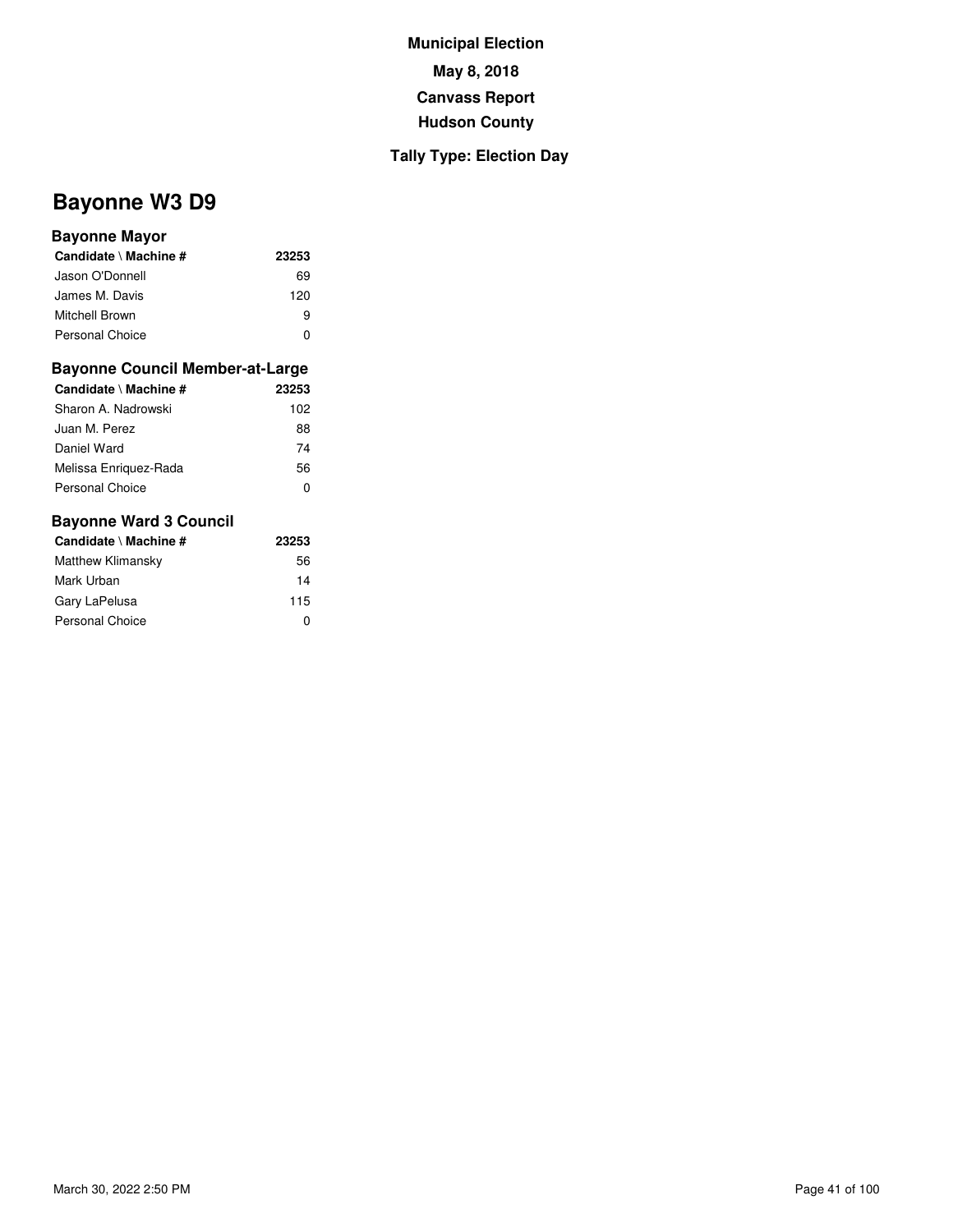**Municipal Election**

**May 8, 2018**

**Canvass Report**

**Hudson County**

**Tally Type: Election Day**

# Bayonne W3 D9

### Bayonne Mayor

| Candidate \ Machine # | 23253 |
|---|---|
| Jason O'Donnell | 69 |
| James M. Davis | 120 |
| Mitchell Brown | 9 |
| Personal Choice | 0 |

### Bayonne Council Member-at-Large

| Candidate \ Machine # | 23253 |
|---|---|
| Sharon A. Nadrowski | 102 |
| Juan M. Perez | 88 |
| Daniel Ward | 74 |
| Melissa Enriquez-Rada | 56 |
| Personal Choice | 0 |

### Bayonne Ward 3 Council

| Candidate \ Machine # | 23253 |
|---|---|
| Matthew Klimansky | 56 |
| Mark Urban | 14 |
| Gary LaPelusa | 115 |
| Personal Choice | 0 |

March 30, 2022 2:50 PM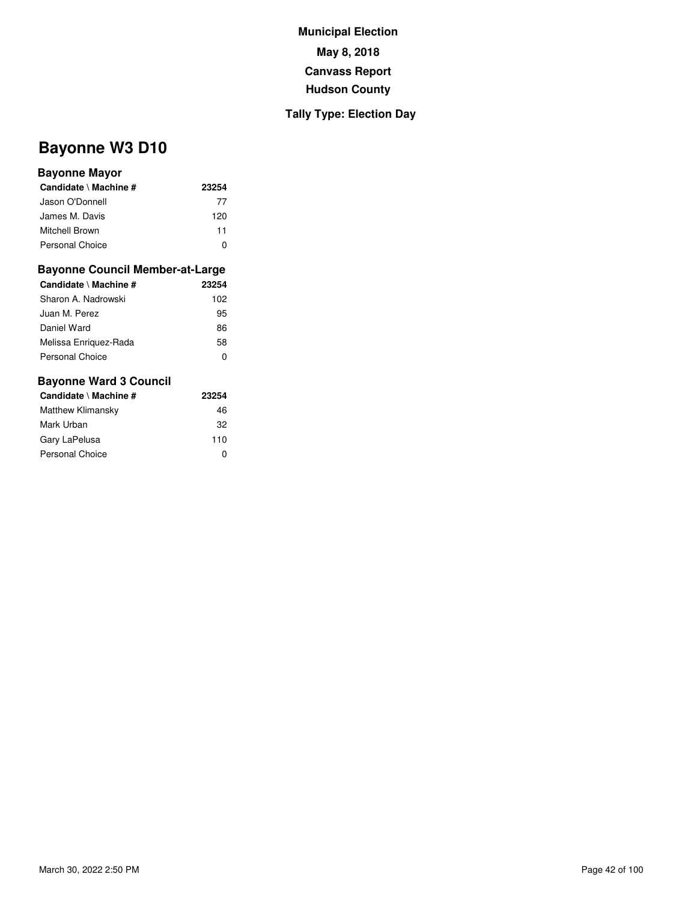**Municipal Election**

**May 8, 2018**

**Canvass Report**

**Hudson County**

**Tally Type: Election Day**

# Bayonne W3 D10

### Bayonne Mayor

| Candidate \ Machine # | 23254 |
|---|---|
| Jason O'Donnell | 77 |
| James M. Davis | 120 |
| Mitchell Brown | 11 |
| Personal Choice | 0 |

### Bayonne Council Member-at-Large

| Candidate \ Machine # | 23254 |
|---|---|
| Sharon A. Nadrowski | 102 |
| Juan M. Perez | 95 |
| Daniel Ward | 86 |
| Melissa Enriquez-Rada | 58 |
| Personal Choice | 0 |

### Bayonne Ward 3 Council

| Candidate \ Machine # | 23254 |
|---|---|
| Matthew Klimansky | 46 |
| Mark Urban | 32 |
| Gary LaPelusa | 110 |
| Personal Choice | 0 |

March 30, 2022 2:50 PM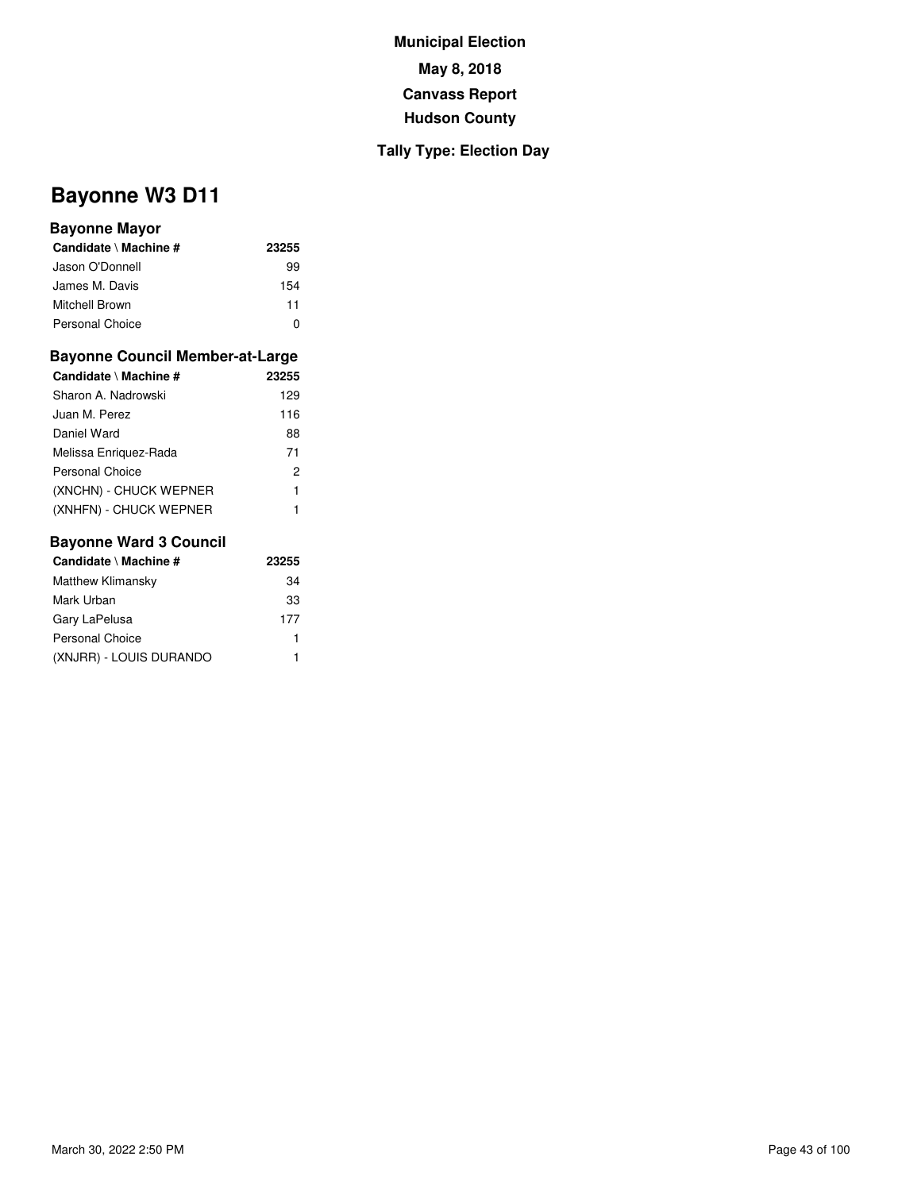**Municipal Election**

**May 8, 2018**

**Canvass Report**

**Hudson County**

**Tally Type: Election Day**

# Bayonne W3 D11

### Bayonne Mayor

| Candidate \ Machine # | 23255 |
|---|---|
| Jason O'Donnell | 99 |
| James M. Davis | 154 |
| Mitchell Brown | 11 |
| Personal Choice | 0 |

### Bayonne Council Member-at-Large

| Candidate \ Machine # | 23255 |
|---|---|
| Sharon A. Nadrowski | 129 |
| Juan M. Perez | 116 |
| Daniel Ward | 88 |
| Melissa Enriquez-Rada | 71 |
| Personal Choice | 2 |
| (XNCHN) - CHUCK WEPNER | 1 |
| (XNHFN) - CHUCK WEPNER | 1 |

### Bayonne Ward 3 Council

| Candidate \ Machine # | 23255 |
|---|---|
| Matthew Klimansky | 34 |
| Mark Urban | 33 |
| Gary LaPelusa | 177 |
| Personal Choice | 1 |
| (XNJRR) - LOUIS DURANDO | 1 |

March 30, 2022 2:50 PM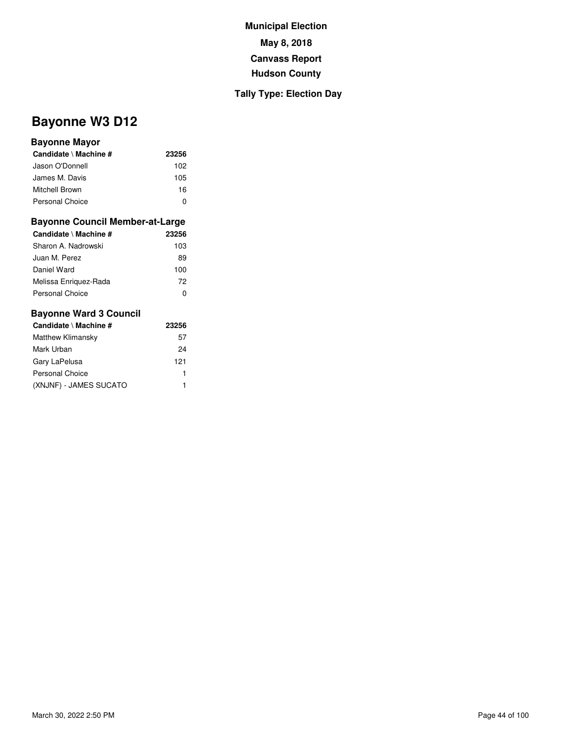**Municipal Election**

**May 8, 2018**

**Canvass Report**

**Hudson County**

**Tally Type: Election Day**

# Bayonne W3 D12

### Bayonne Mayor

| Candidate \ Machine # | 23256 |
|---|---|
| Jason O'Donnell | 102 |
| James M. Davis | 105 |
| Mitchell Brown | 16 |
| Personal Choice | 0 |

### Bayonne Council Member-at-Large

| Candidate \ Machine # | 23256 |
|---|---|
| Sharon A. Nadrowski | 103 |
| Juan M. Perez | 89 |
| Daniel Ward | 100 |
| Melissa Enriquez-Rada | 72 |
| Personal Choice | 0 |

### Bayonne Ward 3 Council

| Candidate \ Machine # | 23256 |
|---|---|
| Matthew Klimansky | 57 |
| Mark Urban | 24 |
| Gary LaPelusa | 121 |
| Personal Choice | 1 |
| (XNJNF) - JAMES SUCATO | 1 |

March 30, 2022 2:50 PM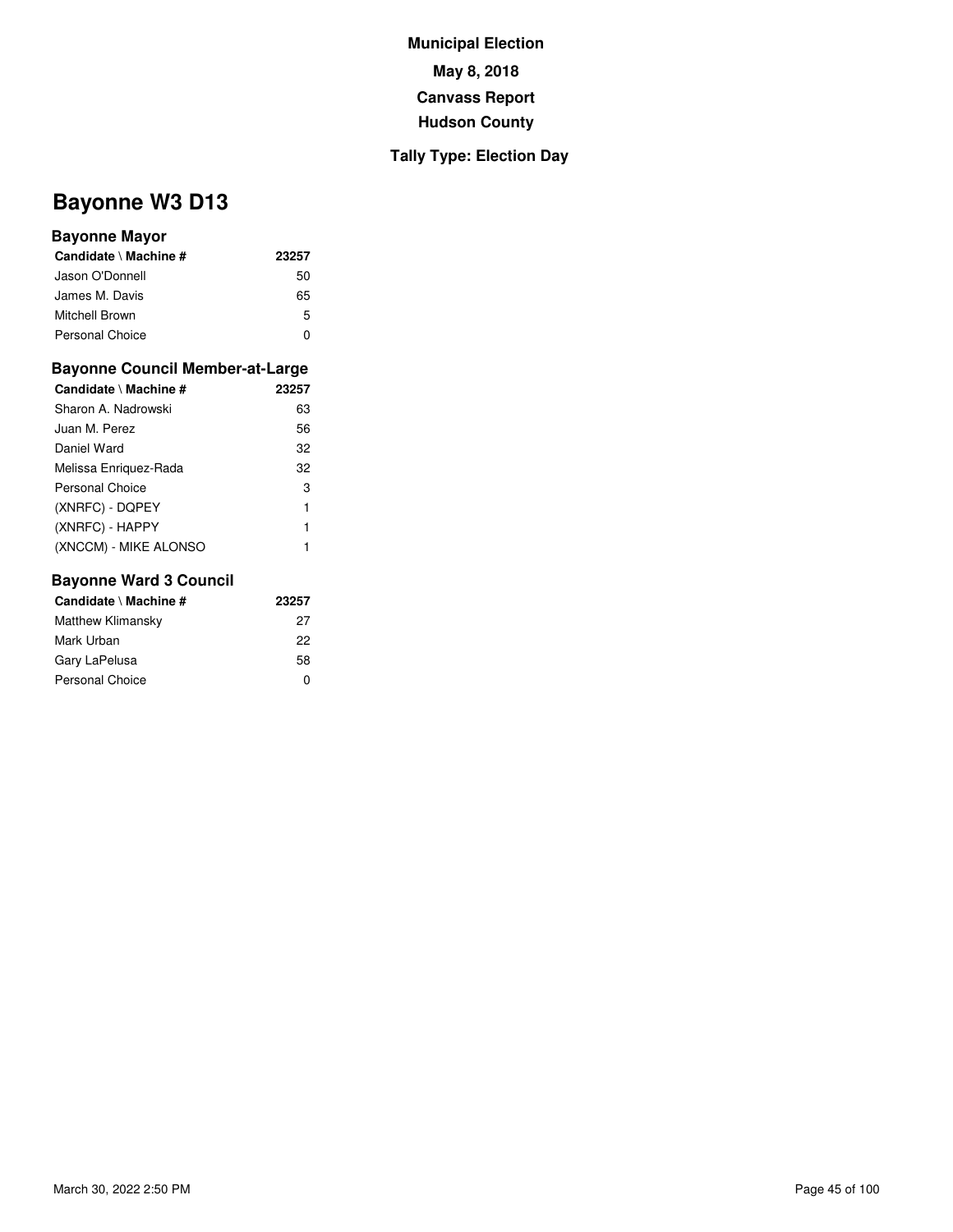**Municipal Election**

**May 8, 2018**

**Canvass Report**

**Hudson County**

**Tally Type: Election Day**

# Bayonne W3 D13

### Bayonne Mayor

| Candidate \ Machine # | 23257 |
|---|---|
| Jason O'Donnell | 50 |
| James M. Davis | 65 |
| Mitchell Brown | 5 |
| Personal Choice | 0 |

### Bayonne Council Member-at-Large

| Candidate \ Machine # | 23257 |
|---|---|
| Sharon A. Nadrowski | 63 |
| Juan M. Perez | 56 |
| Daniel Ward | 32 |
| Melissa Enriquez-Rada | 32 |
| Personal Choice | 3 |
| (XNRFC) - DQPEY | 1 |
| (XNRFC) - HAPPY | 1 |
| (XNCCM) - MIKE ALONSO | 1 |

### Bayonne Ward 3 Council

| Candidate \ Machine # | 23257 |
|---|---|
| Matthew Klimansky | 27 |
| Mark Urban | 22 |
| Gary LaPelusa | 58 |
| Personal Choice | 0 |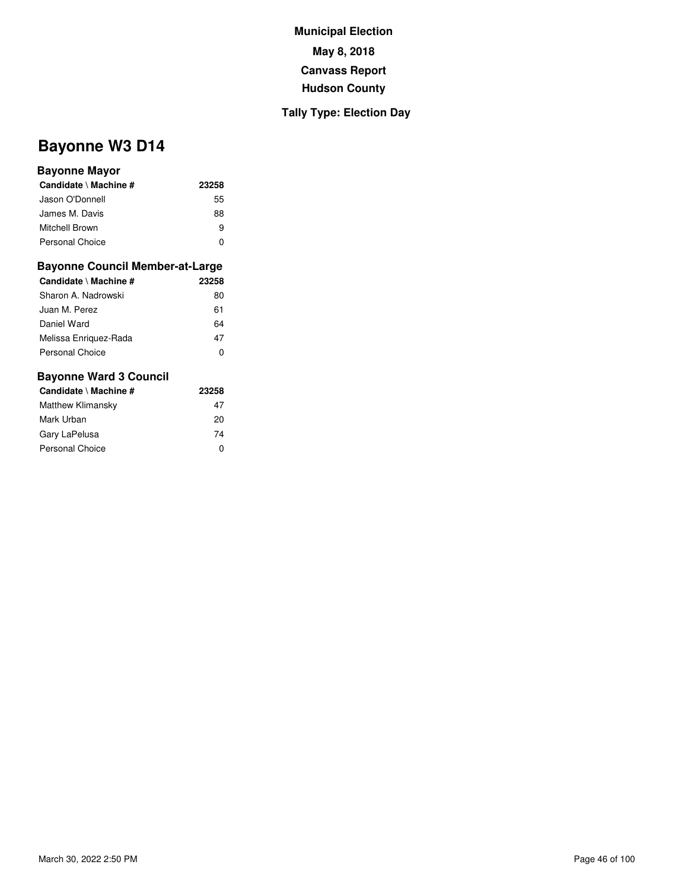**Municipal Election**

**May 8, 2018**

**Canvass Report**

**Hudson County**

**Tally Type: Election Day**

# Bayonne W3 D14

### Bayonne Mayor

| Candidate \ Machine # | 23258 |
| --- | --- |
| Jason O'Donnell | 55 |
| James M. Davis | 88 |
| Mitchell Brown | 9 |
| Personal Choice | 0 |

### Bayonne Council Member-at-Large

| Candidate \ Machine # | 23258 |
| --- | --- |
| Sharon A. Nadrowski | 80 |
| Juan M. Perez | 61 |
| Daniel Ward | 64 |
| Melissa Enriquez-Rada | 47 |
| Personal Choice | 0 |

### Bayonne Ward 3 Council

| Candidate \ Machine # | 23258 |
| --- | --- |
| Matthew Klimansky | 47 |
| Mark Urban | 20 |
| Gary LaPelusa | 74 |
| Personal Choice | 0 |

March 30, 2022 2:50 PM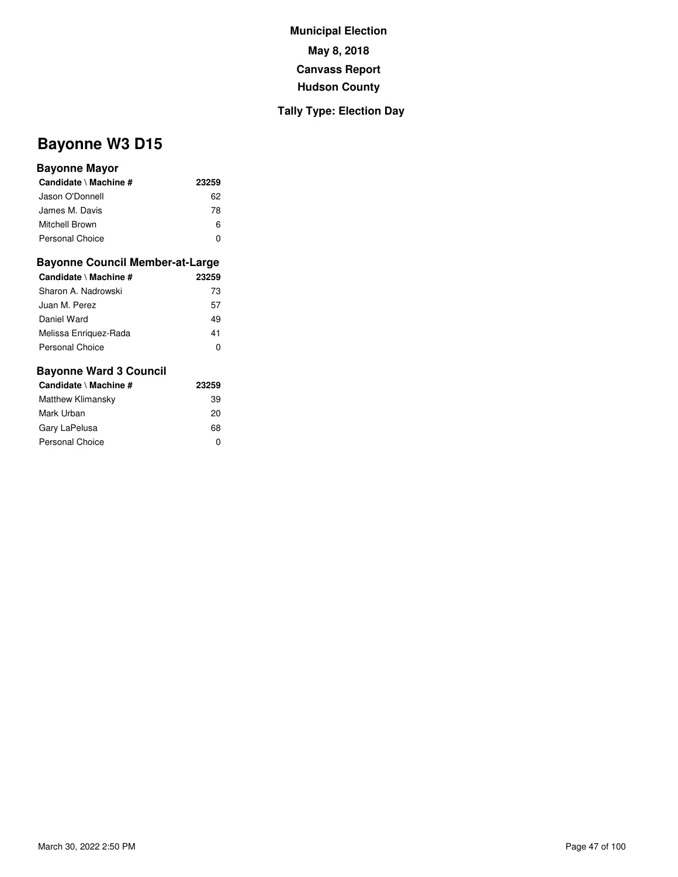**Municipal Election**

**May 8, 2018**

**Canvass Report**

**Hudson County**

**Tally Type: Election Day**

# Bayonne W3 D15

### Bayonne Mayor

| Candidate \ Machine # | 23259 |
|---|---|
| Jason O'Donnell | 62 |
| James M. Davis | 78 |
| Mitchell Brown | 6 |
| Personal Choice | 0 |

### Bayonne Council Member-at-Large

| Candidate \ Machine # | 23259 |
|---|---|
| Sharon A. Nadrowski | 73 |
| Juan M. Perez | 57 |
| Daniel Ward | 49 |
| Melissa Enriquez-Rada | 41 |
| Personal Choice | 0 |

### Bayonne Ward 3 Council

| Candidate \ Machine # | 23259 |
|---|---|
| Matthew Klimansky | 39 |
| Mark Urban | 20 |
| Gary LaPelusa | 68 |
| Personal Choice | 0 |

March 30, 2022 2:50 PM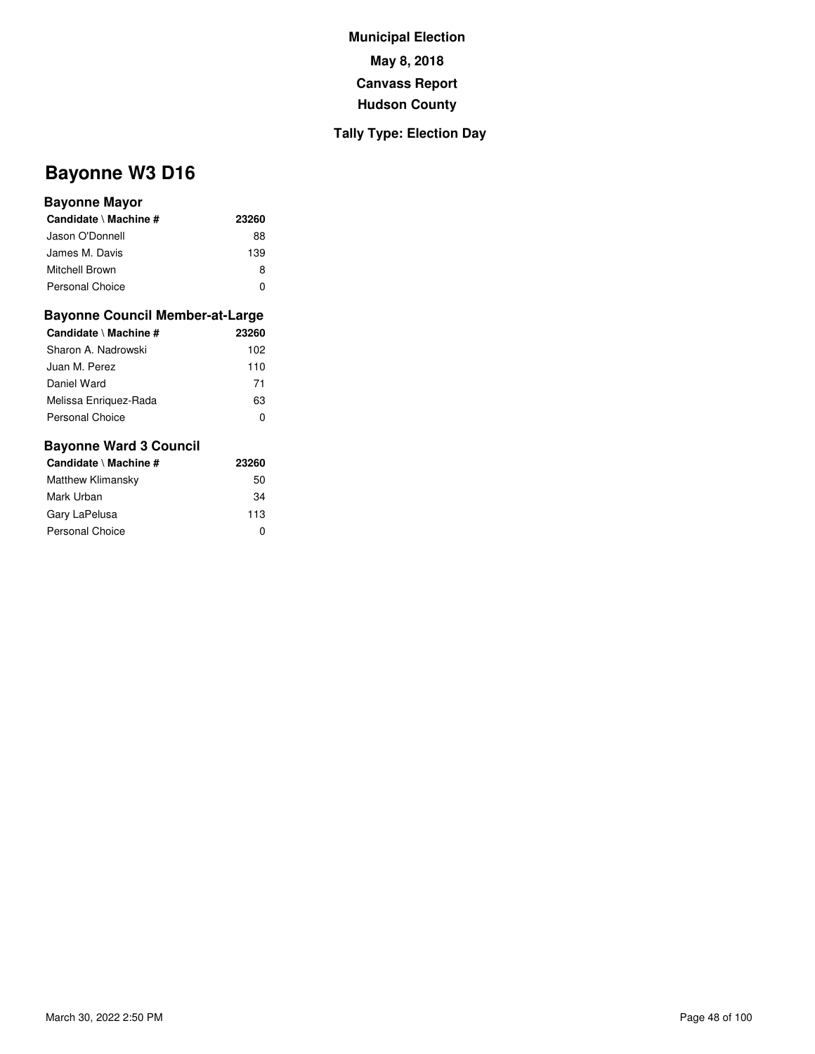**Municipal Election**

**May 8, 2018**

**Canvass Report**

**Hudson County**

**Tally Type: Election Day**

# Bayonne W3 D16

### Bayonne Mayor

| Candidate \ Machine # | 23260 |
|---|---|
| Jason O'Donnell | 88 |
| James M. Davis | 139 |
| Mitchell Brown | 8 |
| Personal Choice | 0 |

### Bayonne Council Member-at-Large

| Candidate \ Machine # | 23260 |
|---|---|
| Sharon A. Nadrowski | 102 |
| Juan M. Perez | 110 |
| Daniel Ward | 71 |
| Melissa Enriquez-Rada | 63 |
| Personal Choice | 0 |

### Bayonne Ward 3 Council

| Candidate \ Machine # | 23260 |
|---|---|
| Matthew Klimansky | 50 |
| Mark Urban | 34 |
| Gary LaPelusa | 113 |
| Personal Choice | 0 |

March 30, 2022 2:50 PM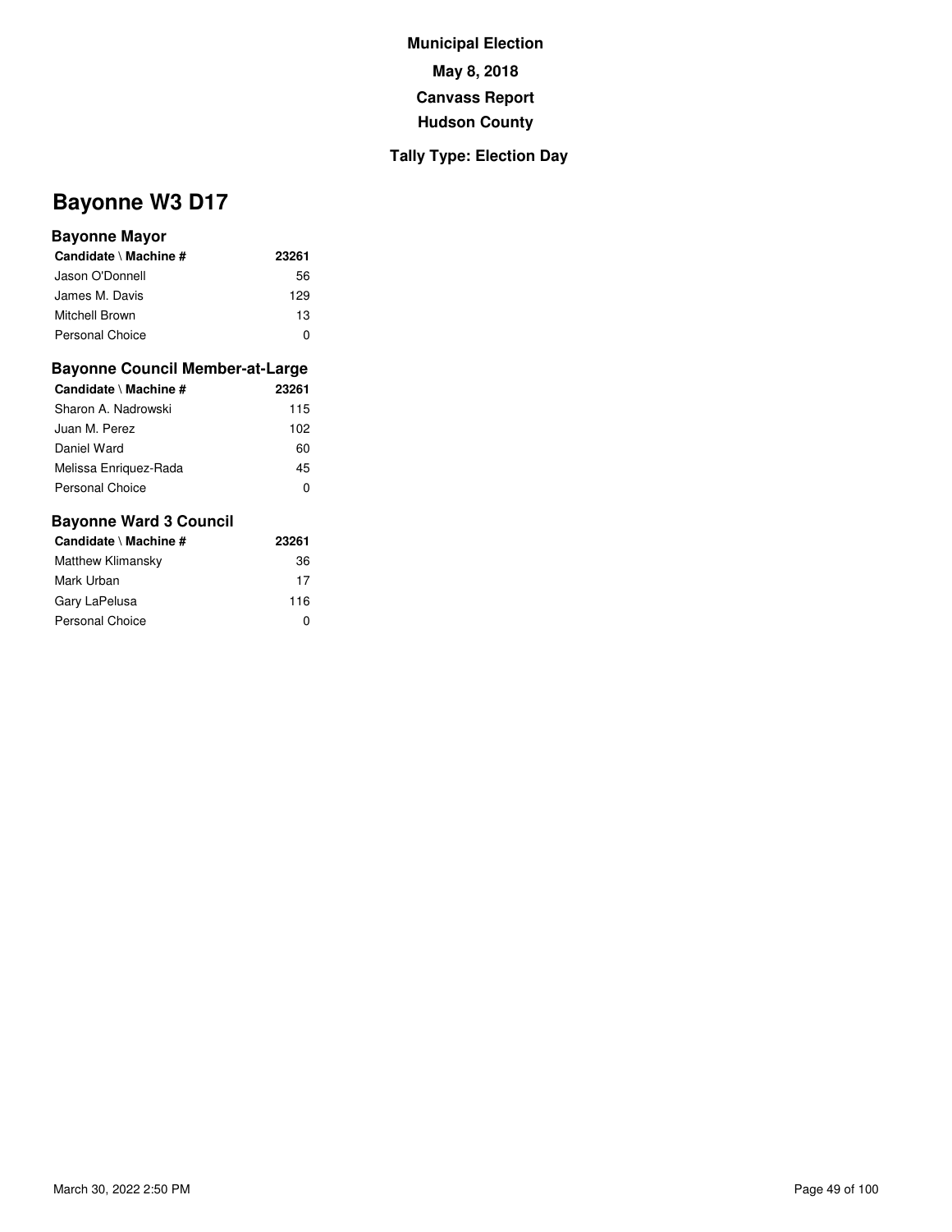**Municipal Election**

**May 8, 2018**

**Canvass Report**

**Hudson County**

**Tally Type: Election Day**

# Bayonne W3 D17

### Bayonne Mayor

| Candidate \ Machine # | 23261 |
|---|---|
| Jason O'Donnell | 56 |
| James M. Davis | 129 |
| Mitchell Brown | 13 |
| Personal Choice | 0 |

### Bayonne Council Member-at-Large

| Candidate \ Machine # | 23261 |
|---|---|
| Sharon A. Nadrowski | 115 |
| Juan M. Perez | 102 |
| Daniel Ward | 60 |
| Melissa Enriquez-Rada | 45 |
| Personal Choice | 0 |

### Bayonne Ward 3 Council

| Candidate \ Machine # | 23261 |
|---|---|
| Matthew Klimansky | 36 |
| Mark Urban | 17 |
| Gary LaPelusa | 116 |
| Personal Choice | 0 |

March 30, 2022 2:50 PM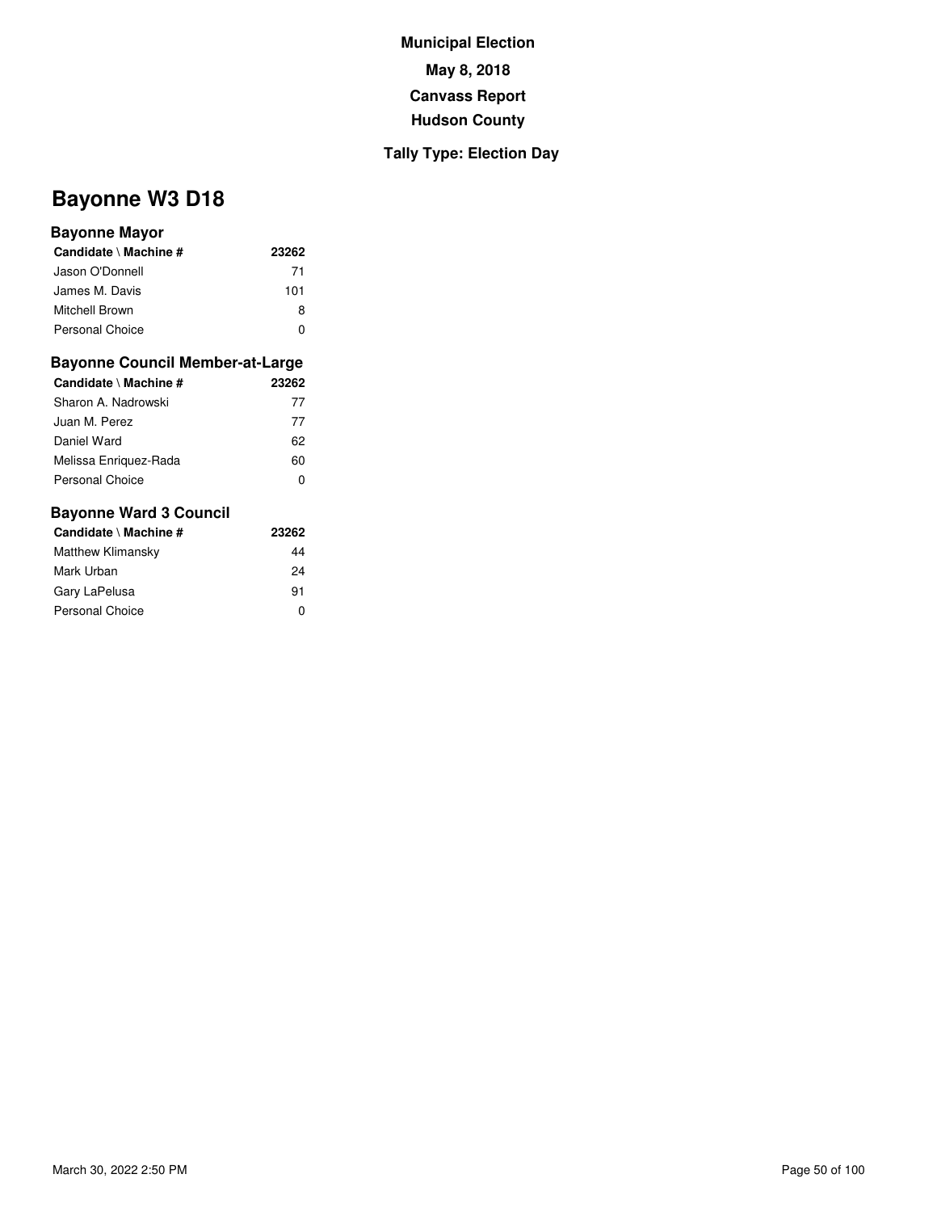**Municipal Election**

**May 8, 2018**

**Canvass Report**

**Hudson County**

**Tally Type: Election Day**

# Bayonne W3 D18

### Bayonne Mayor

| Candidate \ Machine # | 23262 |
|---|---|
| Jason O'Donnell | 71 |
| James M. Davis | 101 |
| Mitchell Brown | 8 |
| Personal Choice | 0 |

### Bayonne Council Member-at-Large

| Candidate \ Machine # | 23262 |
|---|---|
| Sharon A. Nadrowski | 77 |
| Juan M. Perez | 77 |
| Daniel Ward | 62 |
| Melissa Enriquez-Rada | 60 |
| Personal Choice | 0 |

### Bayonne Ward 3 Council

| Candidate \ Machine # | 23262 |
|---|---|
| Matthew Klimansky | 44 |
| Mark Urban | 24 |
| Gary LaPelusa | 91 |
| Personal Choice | 0 |

March 30, 2022 2:50 PM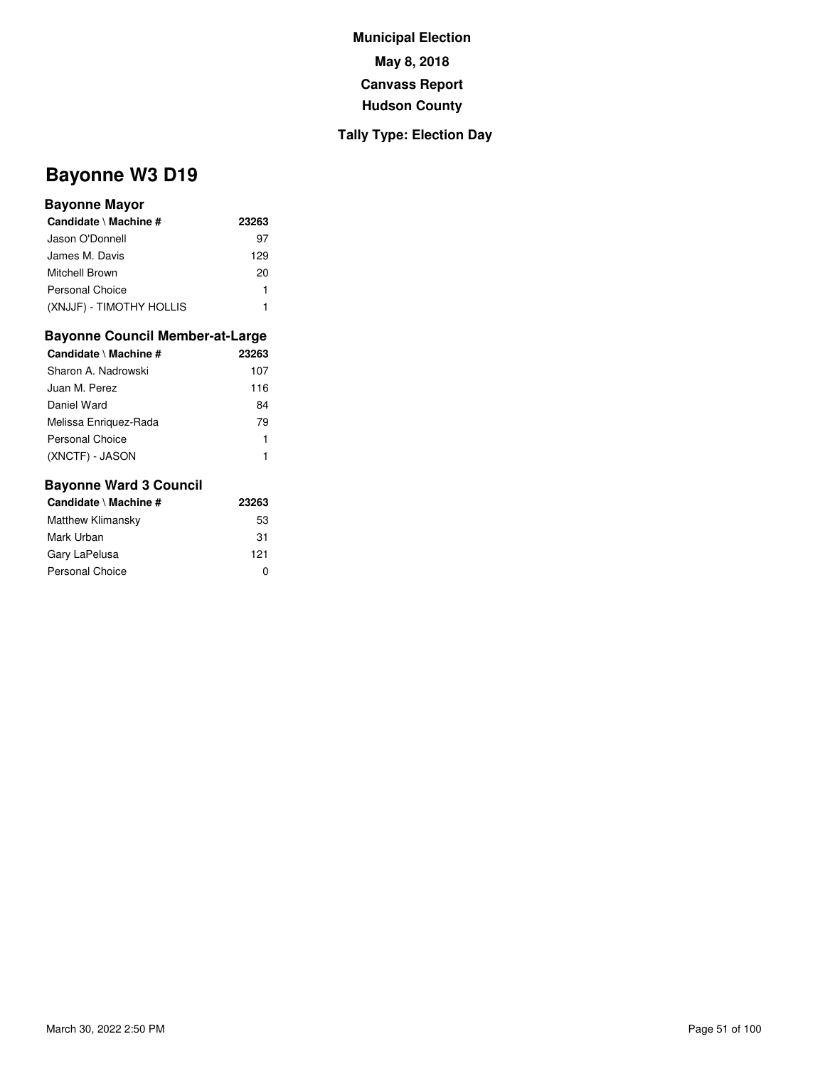**Municipal Election**

**May 8, 2018**

**Canvass Report**

**Hudson County**

**Tally Type: Election Day**

# Bayonne W3 D19

### Bayonne Mayor

| Candidate \ Machine # | 23263 |
|---|---|
| Jason O'Donnell | 97 |
| James M. Davis | 129 |
| Mitchell Brown | 20 |
| Personal Choice | 1 |
| (XNJJF) - TIMOTHY HOLLIS | 1 |

### Bayonne Council Member-at-Large

| Candidate \ Machine # | 23263 |
|---|---|
| Sharon A. Nadrowski | 107 |
| Juan M. Perez | 116 |
| Daniel Ward | 84 |
| Melissa Enriquez-Rada | 79 |
| Personal Choice | 1 |
| (XNCTF) - JASON | 1 |

### Bayonne Ward 3 Council

| Candidate \ Machine # | 23263 |
|---|---|
| Matthew Klimansky | 53 |
| Mark Urban | 31 |
| Gary LaPelusa | 121 |
| Personal Choice | 0 |

March 30, 2022 2:50 PM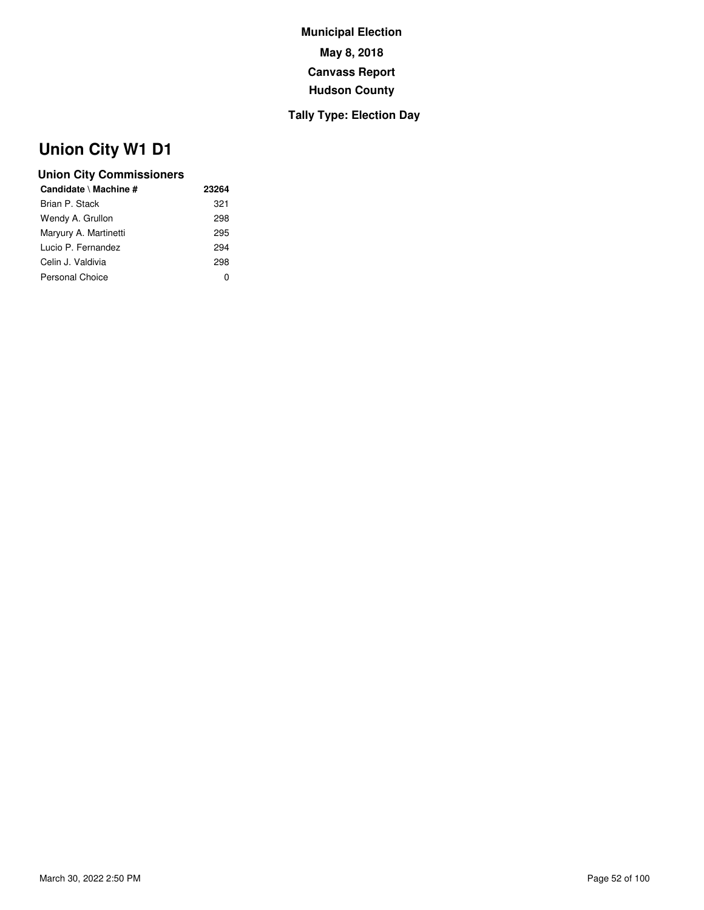**Municipal Election**

**May 8, 2018**

**Canvass Report**

**Hudson County**

**Tally Type: Election Day**

# Union City W1 D1

### Union City Commissioners

| Candidate \ Machine # | 23264 |
|---|---|
| Brian P. Stack | 321 |
| Wendy A. Grullon | 298 |
| Maryury A. Martinetti | 295 |
| Lucio P. Fernandez | 294 |
| Celin J. Valdivia | 298 |
| Personal Choice | 0 |

March 30, 2022 2:50 PM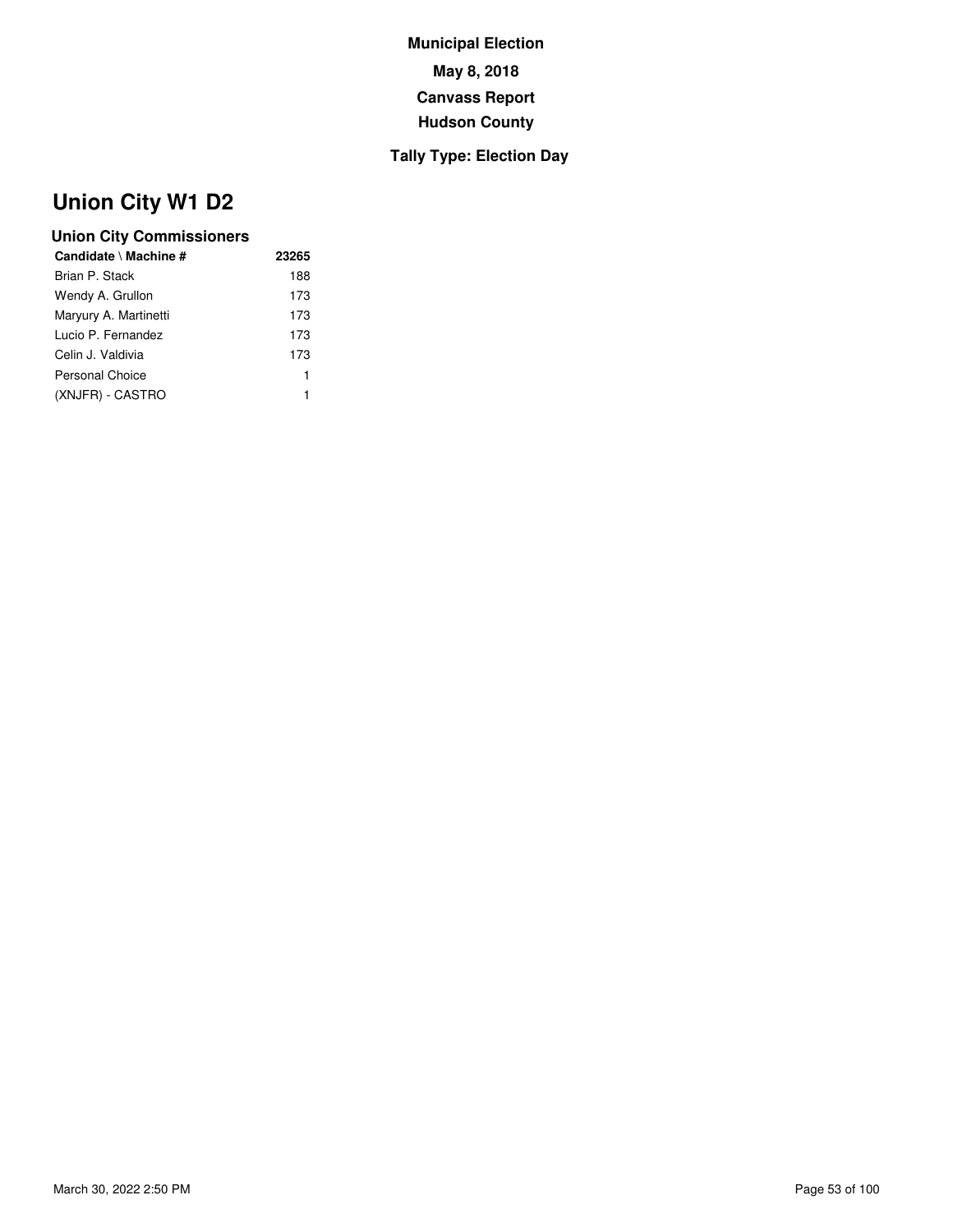**Municipal Election**

**May 8, 2018**

**Canvass Report**

**Hudson County**

**Tally Type: Election Day**

# Union City W1 D2

### Union City Commissioners

| Candidate \ Machine # | 23265 |
|---|---|
| Brian P. Stack | 188 |
| Wendy A. Grullon | 173 |
| Maryury A. Martinetti | 173 |
| Lucio P. Fernandez | 173 |
| Celin J. Valdivia | 173 |
| Personal Choice | 1 |
| (XNJFR) - CASTRO | 1 |

March 30, 2022 2:50 PM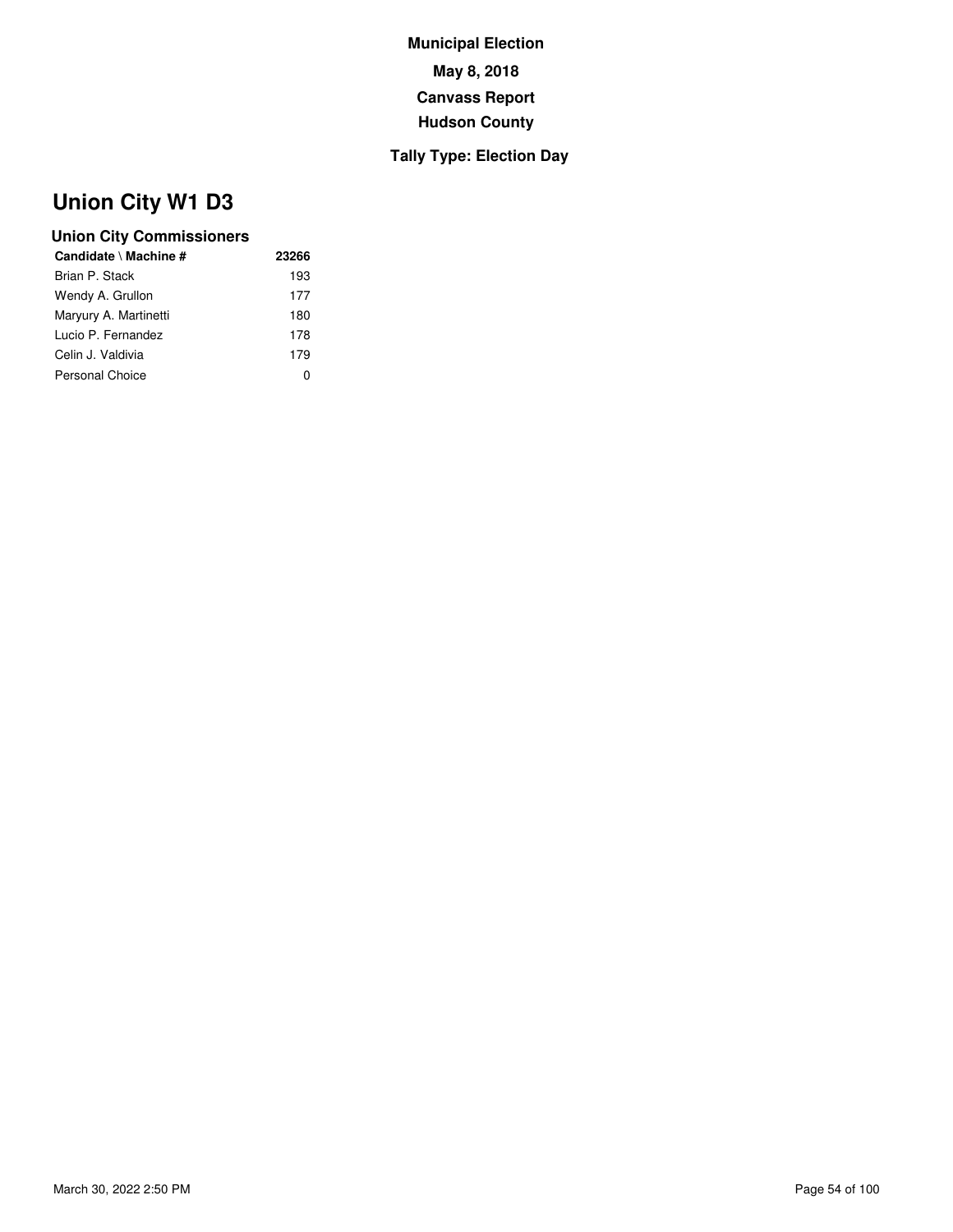**Municipal Election**

**May 8, 2018**

**Canvass Report**

**Hudson County**

**Tally Type: Election Day**

# Union City W1 D3

### Union City Commissioners

| Candidate \ Machine # | 23266 |
|---|---|
| Brian P. Stack | 193 |
| Wendy A. Grullon | 177 |
| Maryury A. Martinetti | 180 |
| Lucio P. Fernandez | 178 |
| Celin J. Valdivia | 179 |
| Personal Choice | 0 |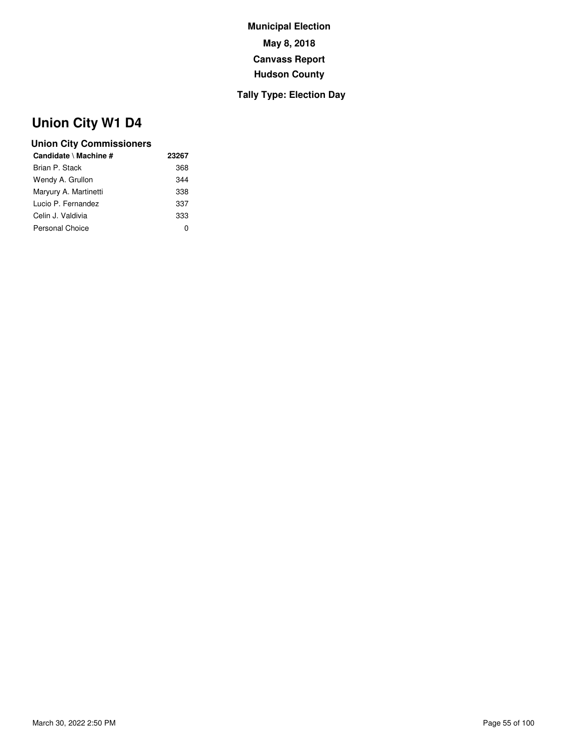**Municipal Election**

**May 8, 2018**

**Canvass Report**

**Hudson County**

**Tally Type: Election Day**

# Union City W1 D4

### Union City Commissioners

| Candidate \ Machine # | 23267 |
|---|---|
| Brian P. Stack | 368 |
| Wendy A. Grullon | 344 |
| Maryury A. Martinetti | 338 |
| Lucio P. Fernandez | 337 |
| Celin J. Valdivia | 333 |
| Personal Choice | 0 |

March 30, 2022 2:50 PM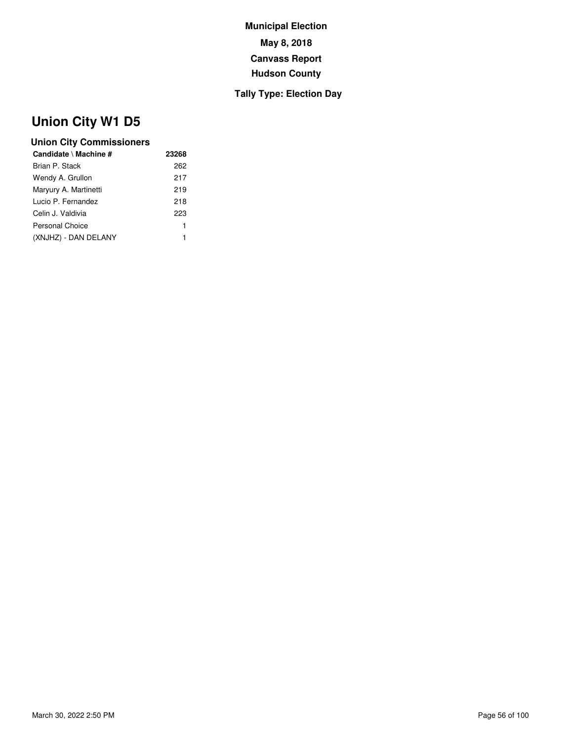**Municipal Election**

**May 8, 2018**

**Canvass Report**

**Hudson County**

**Tally Type: Election Day**

# Union City W1 D5

### Union City Commissioners

| Candidate \ Machine # | 23268 |
|---|---|
| Brian P. Stack | 262 |
| Wendy A. Grullon | 217 |
| Maryury A. Martinetti | 219 |
| Lucio P. Fernandez | 218 |
| Celin J. Valdivia | 223 |
| Personal Choice | 1 |
| (XNJHZ) - DAN DELANY | 1 |

March 30, 2022 2:50 PM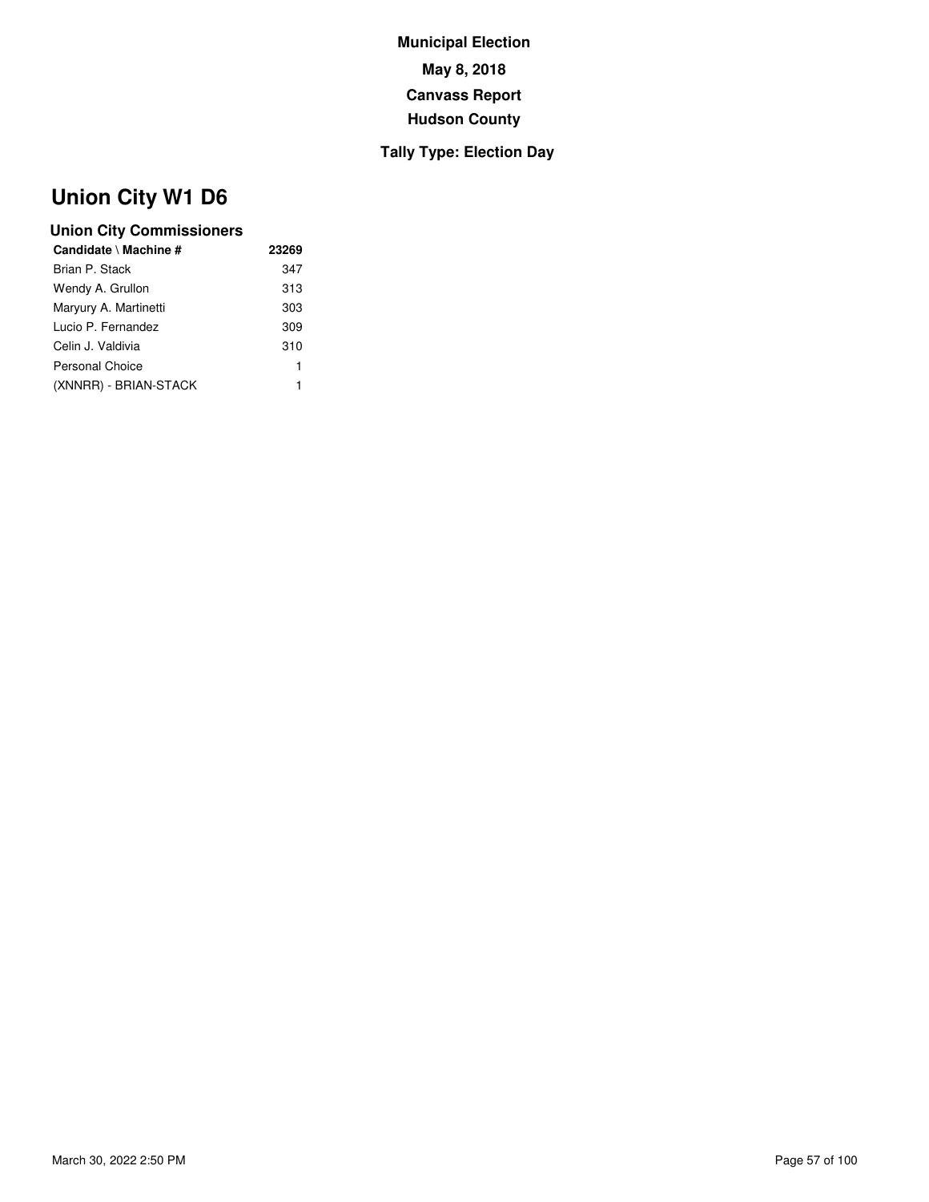**Municipal Election**

**May 8, 2018**

**Canvass Report**

**Hudson County**

**Tally Type: Election Day**

# Union City W1 D6

### Union City Commissioners

| Candidate \ Machine # | 23269 |
|---|---|
| Brian P. Stack | 347 |
| Wendy A. Grullon | 313 |
| Maryury A. Martinetti | 303 |
| Lucio P. Fernandez | 309 |
| Celin J. Valdivia | 310 |
| Personal Choice | 1 |
| (XNNRR) - BRIAN-STACK | 1 |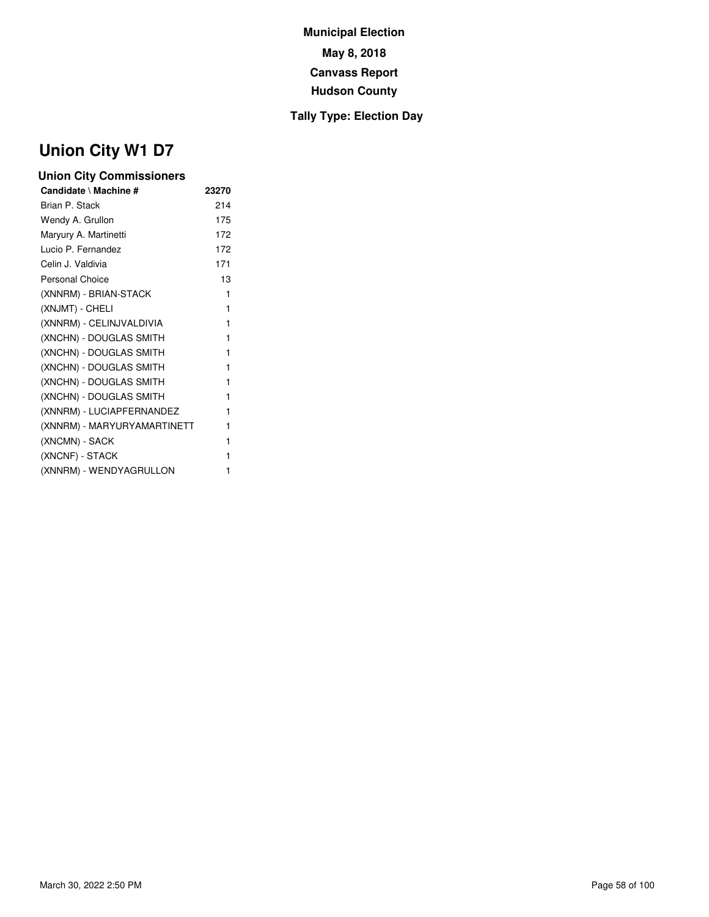**Municipal Election**

**May 8, 2018**

**Canvass Report**

**Hudson County**

**Tally Type: Election Day**

# Union City W1 D7

### Union City Commissioners

| Candidate \ Machine # | 23270 |
|---|---|
| Brian P. Stack | 214 |
| Wendy A. Grullon | 175 |
| Maryury A. Martinetti | 172 |
| Lucio P. Fernandez | 172 |
| Celin J. Valdivia | 171 |
| Personal Choice | 13 |
| (XNNRM) - BRIAN-STACK | 1 |
| (XNJMT) - CHELI | 1 |
| (XNNRM) - CELINJVALDIVIA | 1 |
| (XNCHN) - DOUGLAS SMITH | 1 |
| (XNCHN) - DOUGLAS SMITH | 1 |
| (XNCHN) - DOUGLAS SMITH | 1 |
| (XNCHN) - DOUGLAS SMITH | 1 |
| (XNCHN) - DOUGLAS SMITH | 1 |
| (XNNRM) - LUCIAPFERNANDEZ | 1 |
| (XNNRM) - MARYURYAMARTINETT | 1 |
| (XNCMN) - SACK | 1 |
| (XNCNF) - STACK | 1 |
| (XNNRM) - WENDYAGRULLON | 1 |

March 30, 2022 2:50 PM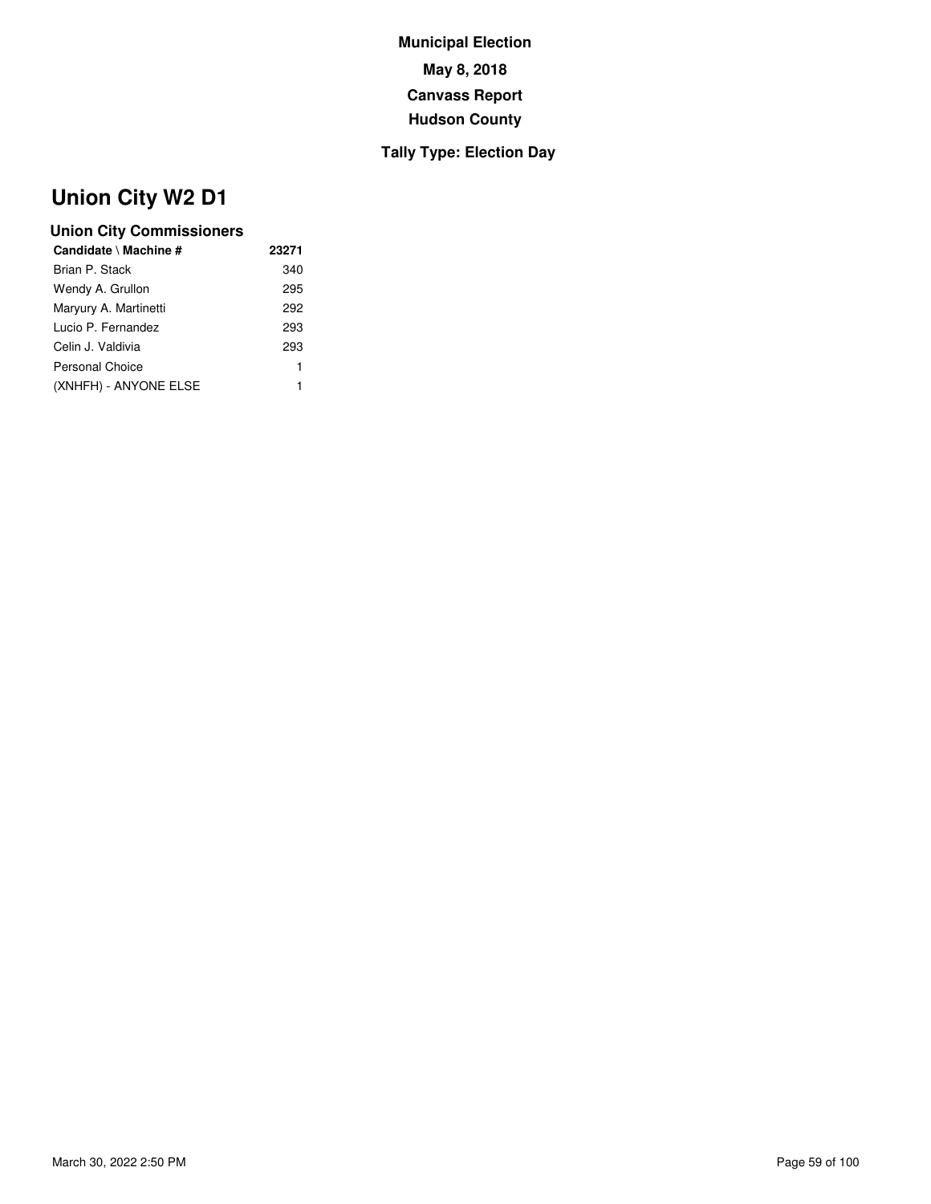**Municipal Election**

**May 8, 2018**

**Canvass Report**

**Hudson County**

**Tally Type: Election Day**

# Union City W2 D1

### Union City Commissioners

| Candidate \ Machine # | 23271 |
|---|---|
| Brian P. Stack | 340 |
| Wendy A. Grullon | 295 |
| Maryury A. Martinetti | 292 |
| Lucio P. Fernandez | 293 |
| Celin J. Valdivia | 293 |
| Personal Choice | 1 |
| (XNHFH) - ANYONE ELSE | 1 |

March 30, 2022 2:50 PM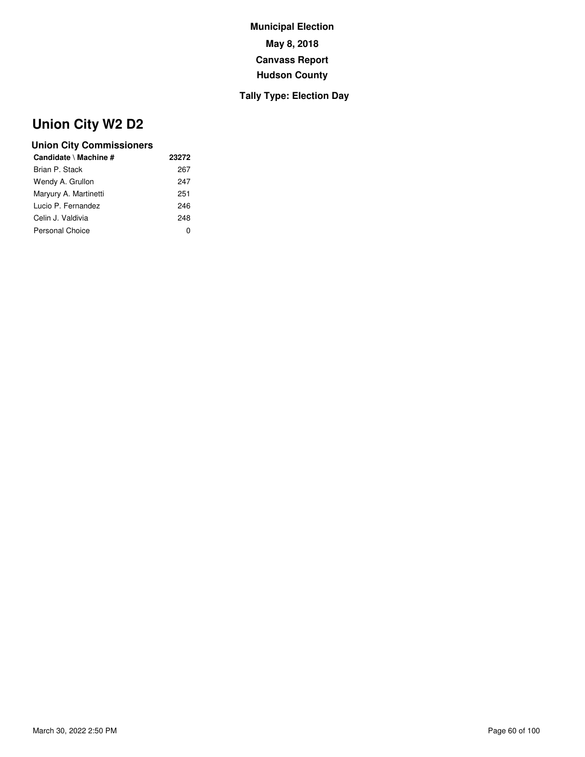**Municipal Election**

**May 8, 2018**

**Canvass Report**

**Hudson County**

**Tally Type: Election Day**

# Union City W2 D2

### Union City Commissioners

| Candidate \ Machine # | 23272 |
| --- | --- |
| Brian P. Stack | 267 |
| Wendy A. Grullon | 247 |
| Maryury A. Martinetti | 251 |
| Lucio P. Fernandez | 246 |
| Celin J. Valdivia | 248 |
| Personal Choice | 0 |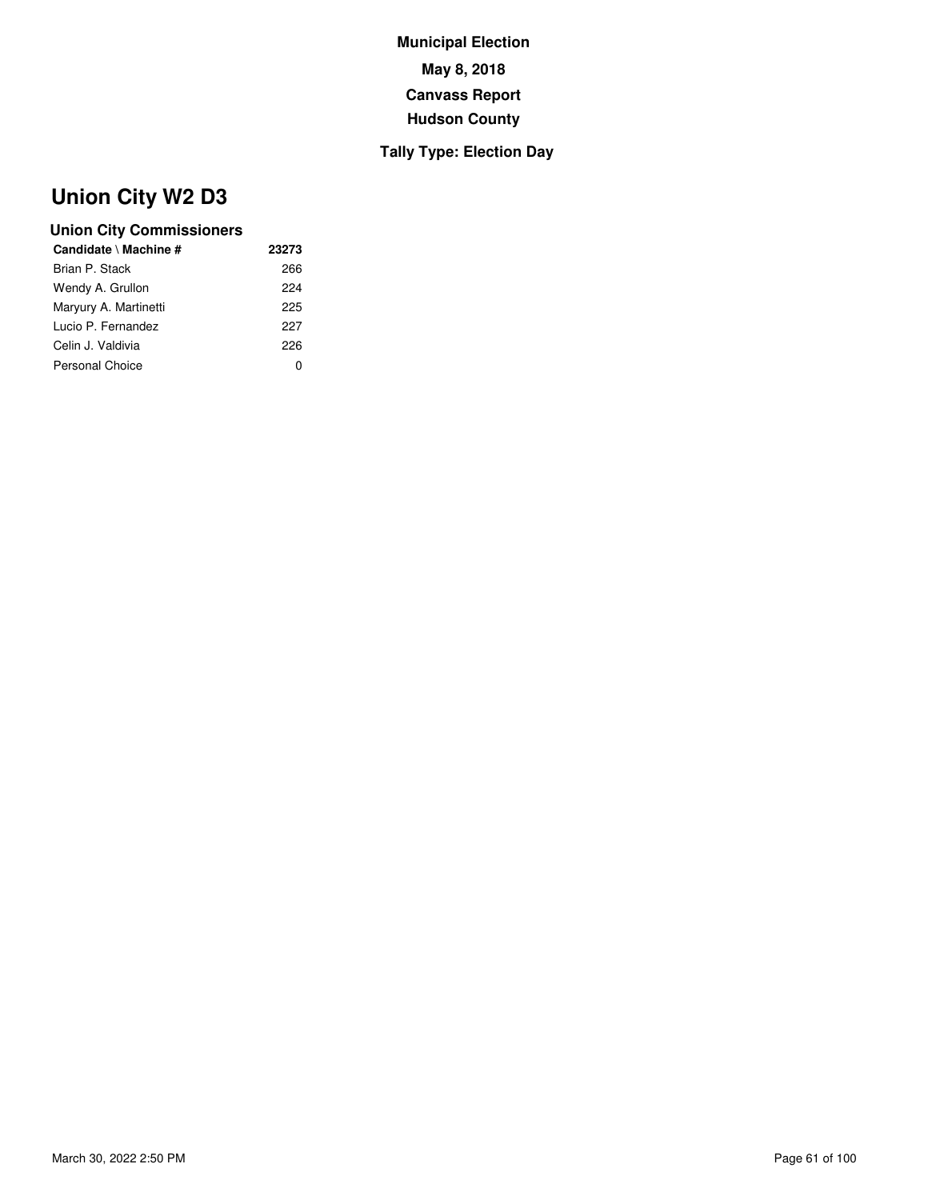**Municipal Election**

**May 8, 2018**

**Canvass Report**

**Hudson County**

**Tally Type: Election Day**

# Union City W2 D3

## Union City Commissioners

| Candidate \ Machine # | 23273 |
|---|---|
| Brian P. Stack | 266 |
| Wendy A. Grullon | 224 |
| Maryury A. Martinetti | 225 |
| Lucio P. Fernandez | 227 |
| Celin J. Valdivia | 226 |
| Personal Choice | 0 |

March 30, 2022 2:50 PM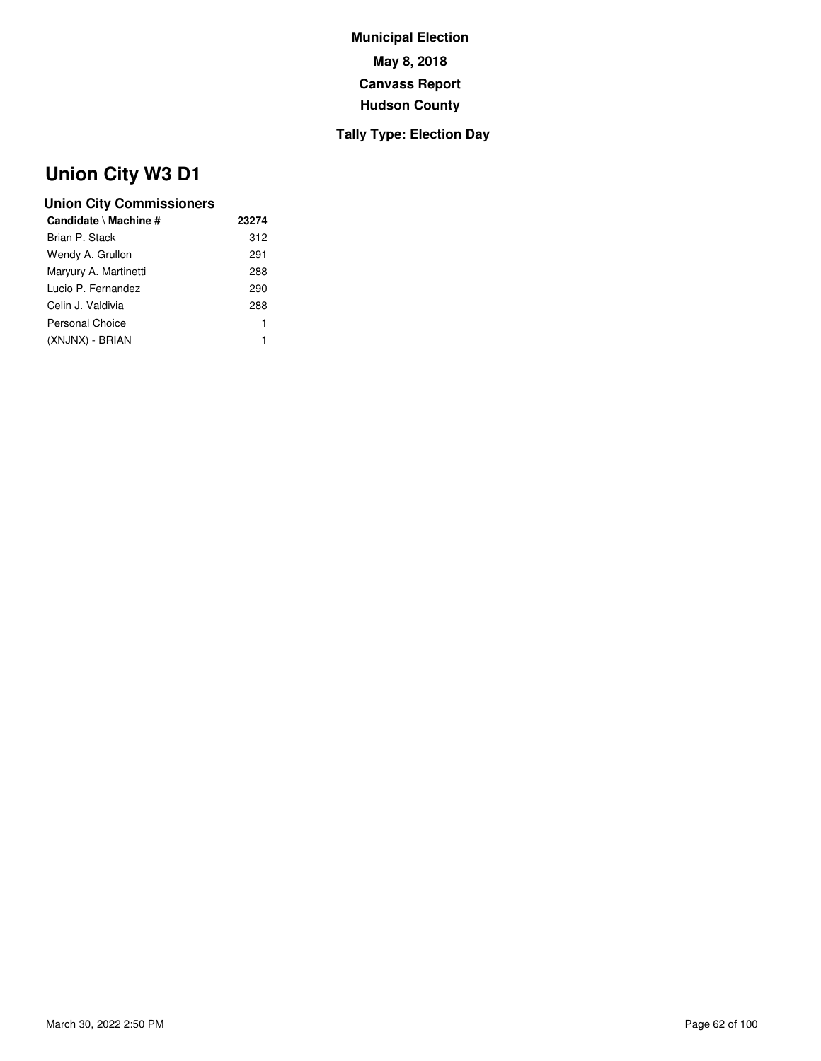**Municipal Election**

**May 8, 2018**

**Canvass Report**

**Hudson County**

**Tally Type: Election Day**

# Union City W3 D1

### Union City Commissioners

| Candidate \ Machine # | 23274 |
|---|---|
| Brian P. Stack | 312 |
| Wendy A. Grullon | 291 |
| Maryury A. Martinetti | 288 |
| Lucio P. Fernandez | 290 |
| Celin J. Valdivia | 288 |
| Personal Choice | 1 |
| (XNJNX) - BRIAN | 1 |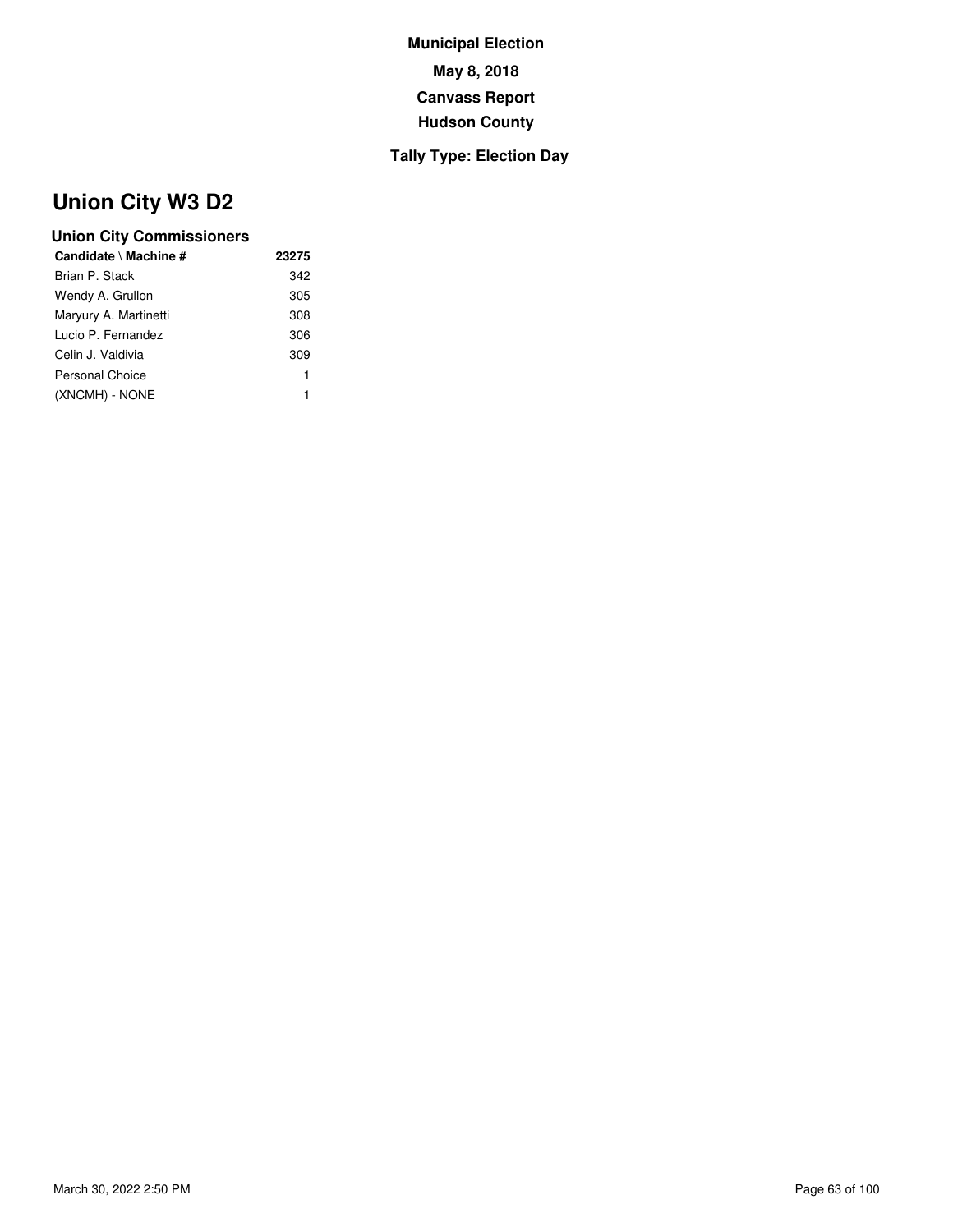**Municipal Election**

**May 8, 2018**

**Canvass Report**

**Hudson County**

**Tally Type: Election Day**

# Union City W3 D2

### Union City Commissioners

| Candidate \ Machine # | 23275 |
|---|---|
| Brian P. Stack | 342 |
| Wendy A. Grullon | 305 |
| Maryury A. Martinetti | 308 |
| Lucio P. Fernandez | 306 |
| Celin J. Valdivia | 309 |
| Personal Choice | 1 |
| (XNCMH) - NONE | 1 |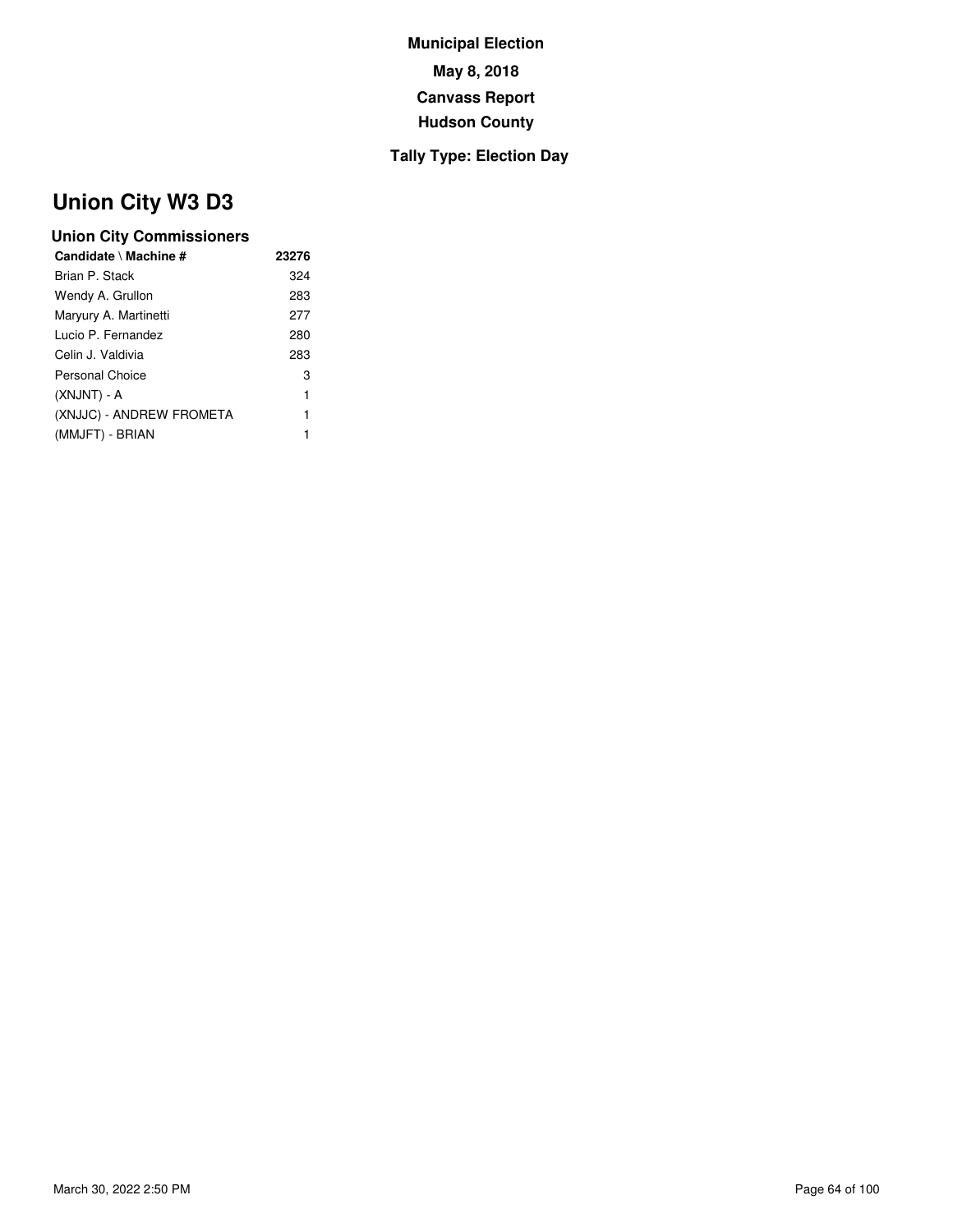**Municipal Election**

**May 8, 2018**

**Canvass Report**

**Hudson County**

**Tally Type: Election Day**

# Union City W3 D3

### Union City Commissioners

| Candidate \ Machine # | 23276 |
|---|---|
| Brian P. Stack | 324 |
| Wendy A. Grullon | 283 |
| Maryury A. Martinetti | 277 |
| Lucio P. Fernandez | 280 |
| Celin J. Valdivia | 283 |
| Personal Choice | 3 |
| (XNJNT) - A | 1 |
| (XNJJC) - ANDREW FROMETA | 1 |
| (MMJFT) - BRIAN | 1 |

March 30, 2022 2:50 PM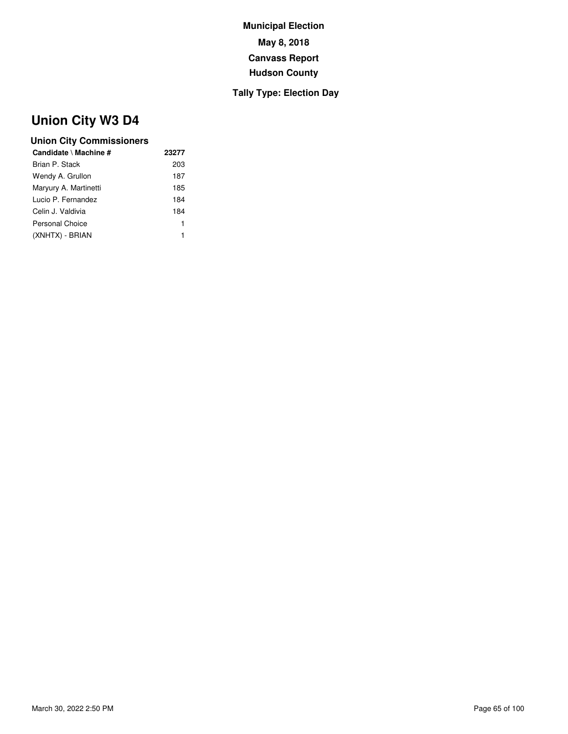Municipal Election

May 8, 2018

Canvass Report

Hudson County

**Tally Type: Election Day**

# Union City W3 D4

## Union City Commissioners

| Candidate \ Machine # | 23277 |
|---|---|
| Brian P. Stack | 203 |
| Wendy A. Grullon | 187 |
| Maryury A. Martinetti | 185 |
| Lucio P. Fernandez | 184 |
| Celin J. Valdivia | 184 |
| Personal Choice | 1 |
| (XNHTX) - BRIAN | 1 |

March 30, 2022 2:50 PM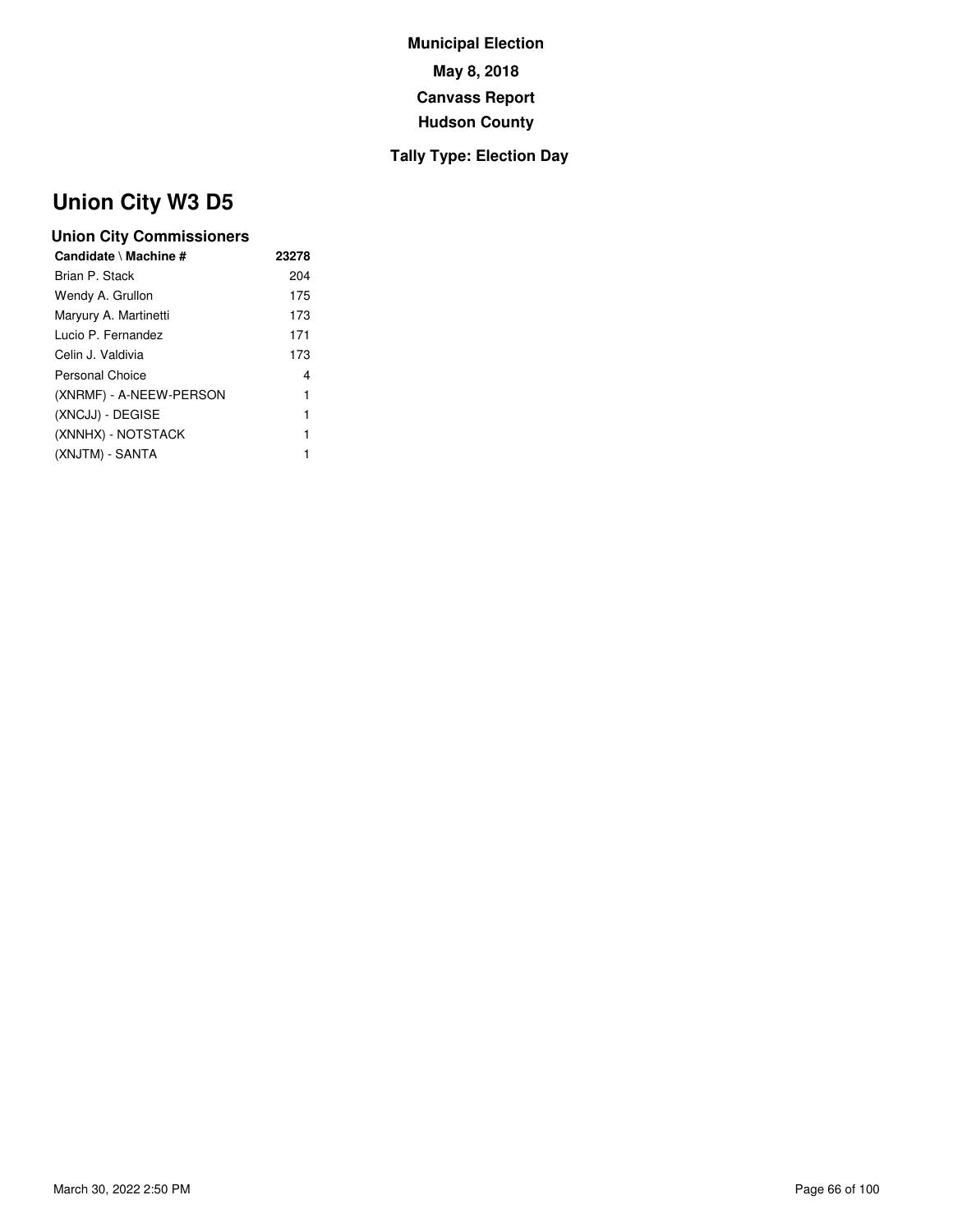**Municipal Election**

**May 8, 2018**

**Canvass Report**

**Hudson County**

**Tally Type: Election Day**

# Union City W3 D5

### Union City Commissioners

| Candidate \ Machine # | 23278 |
| --- | --- |
| Brian P. Stack | 204 |
| Wendy A. Grullon | 175 |
| Maryury A. Martinetti | 173 |
| Lucio P. Fernandez | 171 |
| Celin J. Valdivia | 173 |
| Personal Choice | 4 |
| (XNRMF) - A-NEEW-PERSON | 1 |
| (XNCJJ) - DEGISE | 1 |
| (XNNHX) - NOTSTACK | 1 |
| (XNJTM) - SANTA | 1 |

March 30, 2022 2:50 PM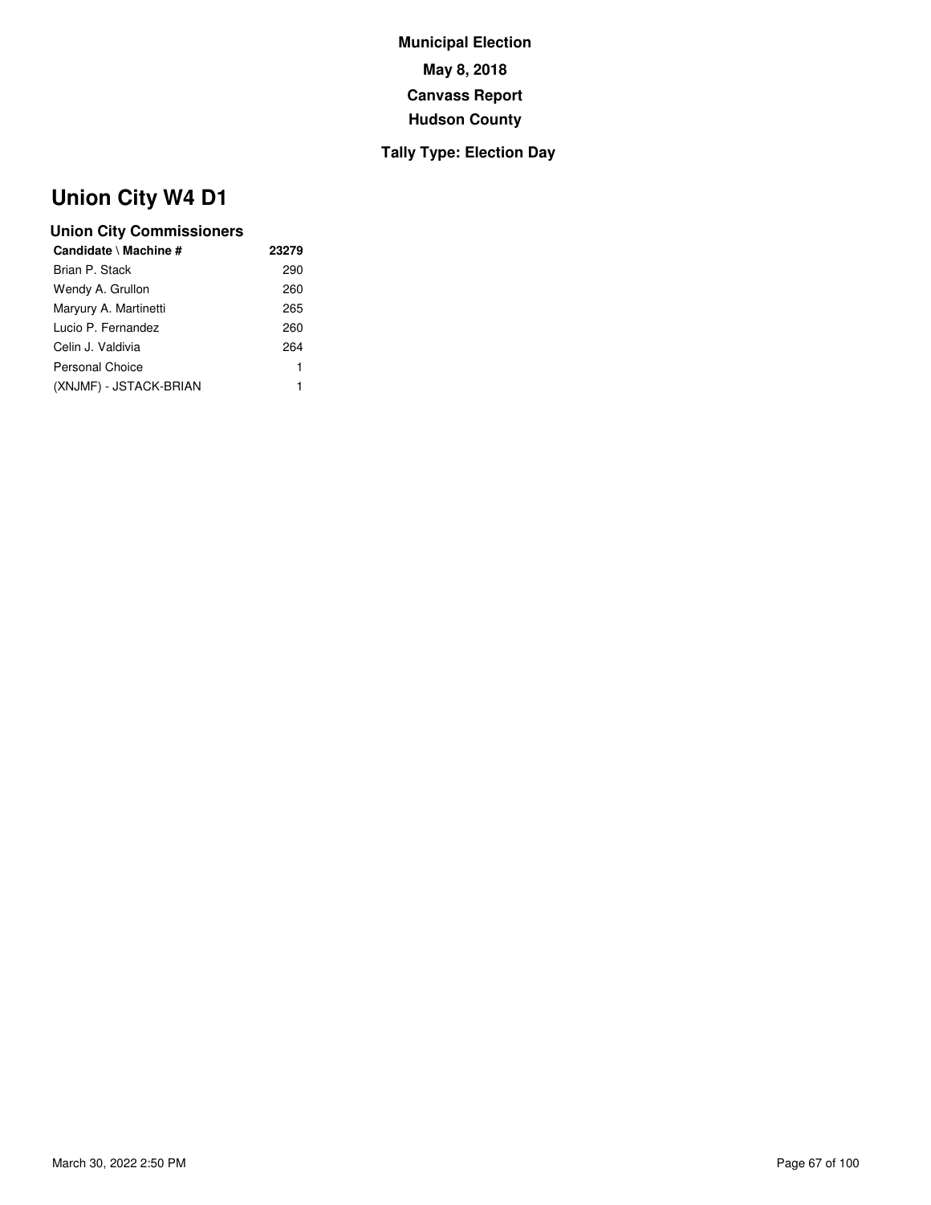**Municipal Election**

**May 8, 2018**

**Canvass Report**

**Hudson County**

**Tally Type: Election Day**

# Union City W4 D1

### Union City Commissioners

| Candidate \ Machine # | 23279 |
|---|---|
| Brian P. Stack | 290 |
| Wendy A. Grullon | 260 |
| Maryury A. Martinetti | 265 |
| Lucio P. Fernandez | 260 |
| Celin J. Valdivia | 264 |
| Personal Choice | 1 |
| (XNJMF) - JSTACK-BRIAN | 1 |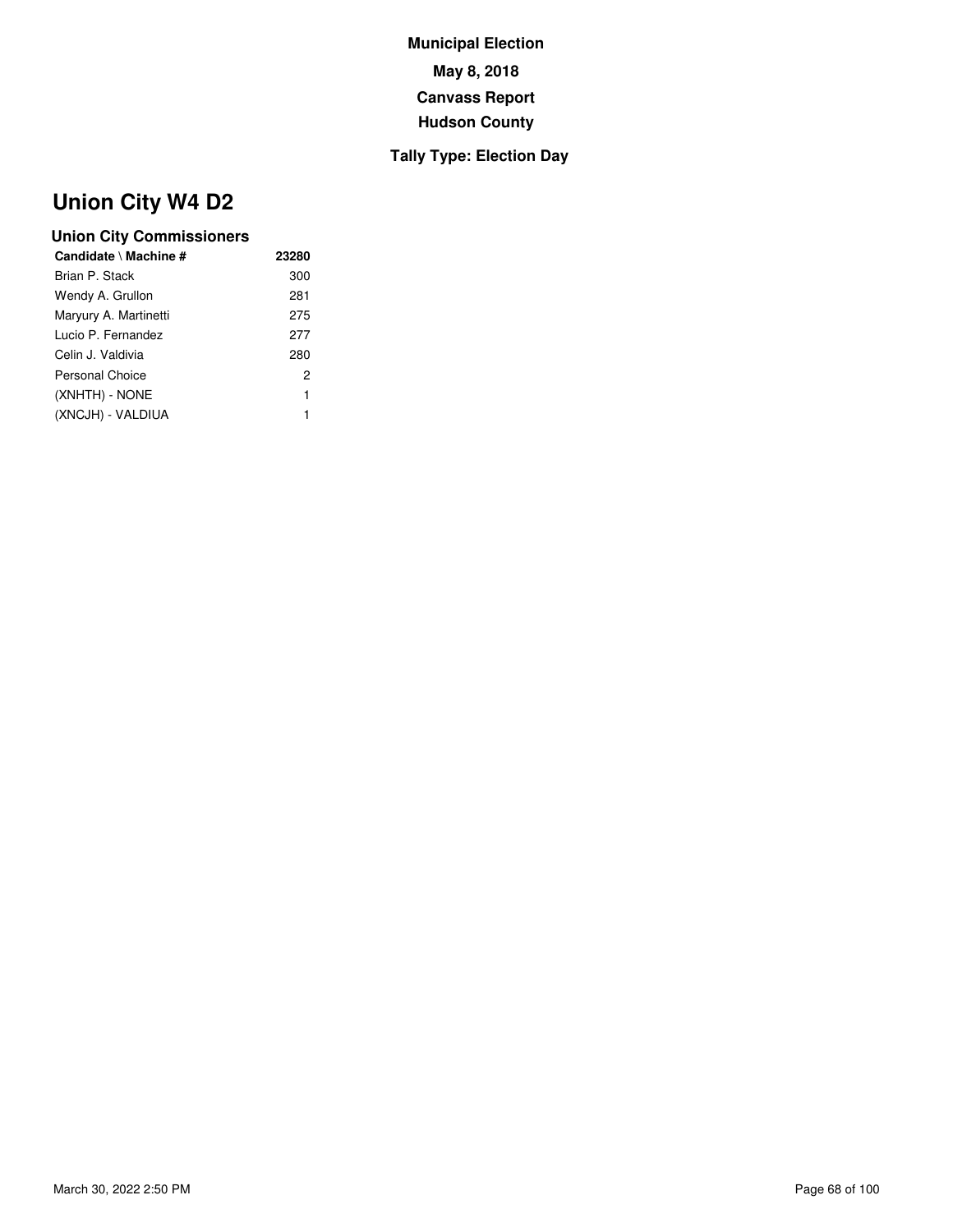**Municipal Election**

**May 8, 2018**

**Canvass Report**

**Hudson County**

**Tally Type: Election Day**

# Union City W4 D2

### Union City Commissioners

| Candidate \ Machine # | 23280 |
|---|---|
| Brian P. Stack | 300 |
| Wendy A. Grullon | 281 |
| Maryury A. Martinetti | 275 |
| Lucio P. Fernandez | 277 |
| Celin J. Valdivia | 280 |
| Personal Choice | 2 |
| (XNHTH) - NONE | 1 |
| (XNCJH) - VALDIUA | 1 |

March 30, 2022 2:50 PM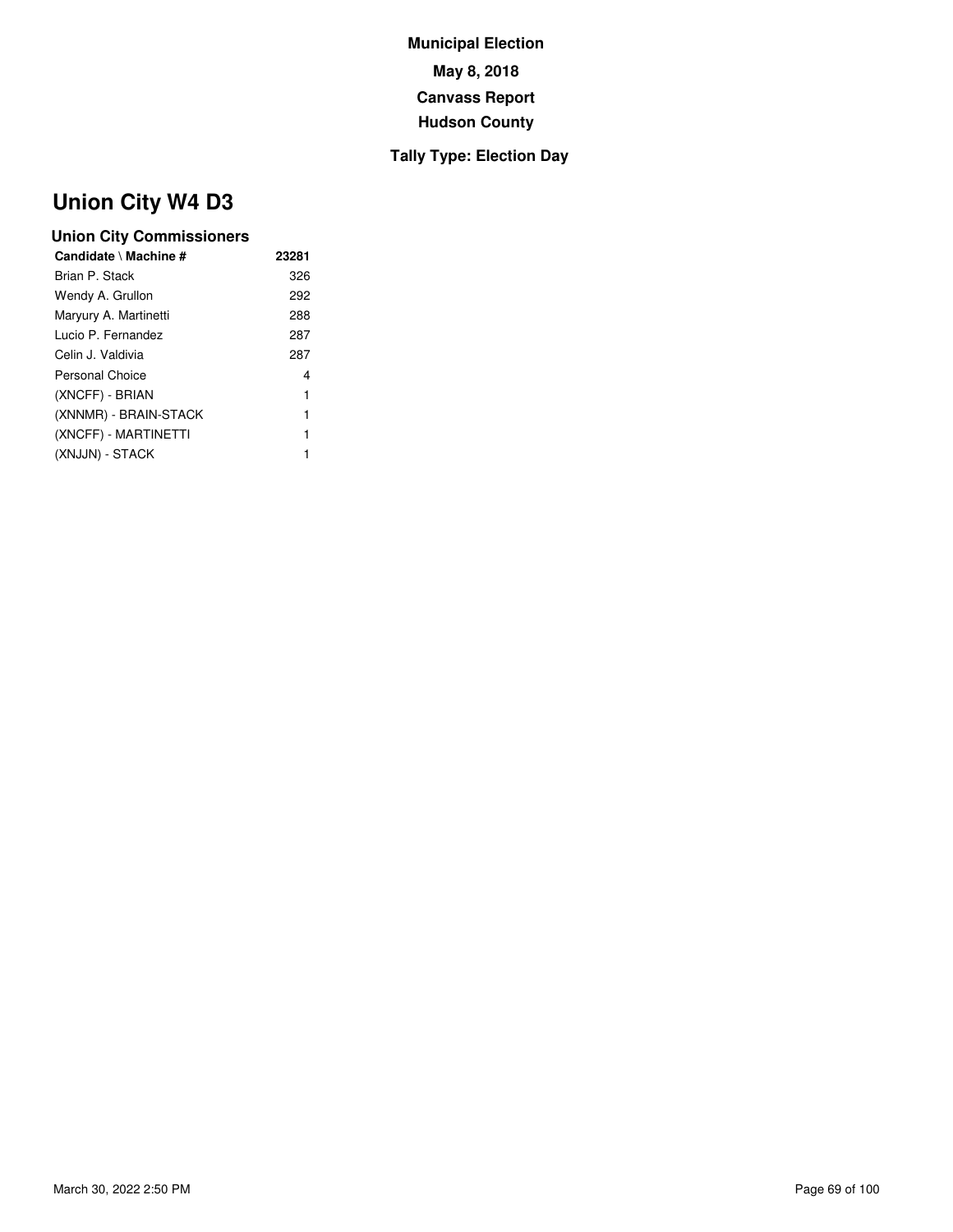**Municipal Election**

**May 8, 2018**

**Canvass Report**

**Hudson County**

**Tally Type: Election Day**

# Union City W4 D3

### Union City Commissioners

| Candidate \ Machine # | 23281 |
| --- | --- |
| Brian P. Stack | 326 |
| Wendy A. Grullon | 292 |
| Maryury A. Martinetti | 288 |
| Lucio P. Fernandez | 287 |
| Celin J. Valdivia | 287 |
| Personal Choice | 4 |
| (XNCFF) - BRIAN | 1 |
| (XNNMR) - BRAIN-STACK | 1 |
| (XNCFF) - MARTINETTI | 1 |
| (XNJJN) - STACK | 1 |

March 30, 2022 2:50 PM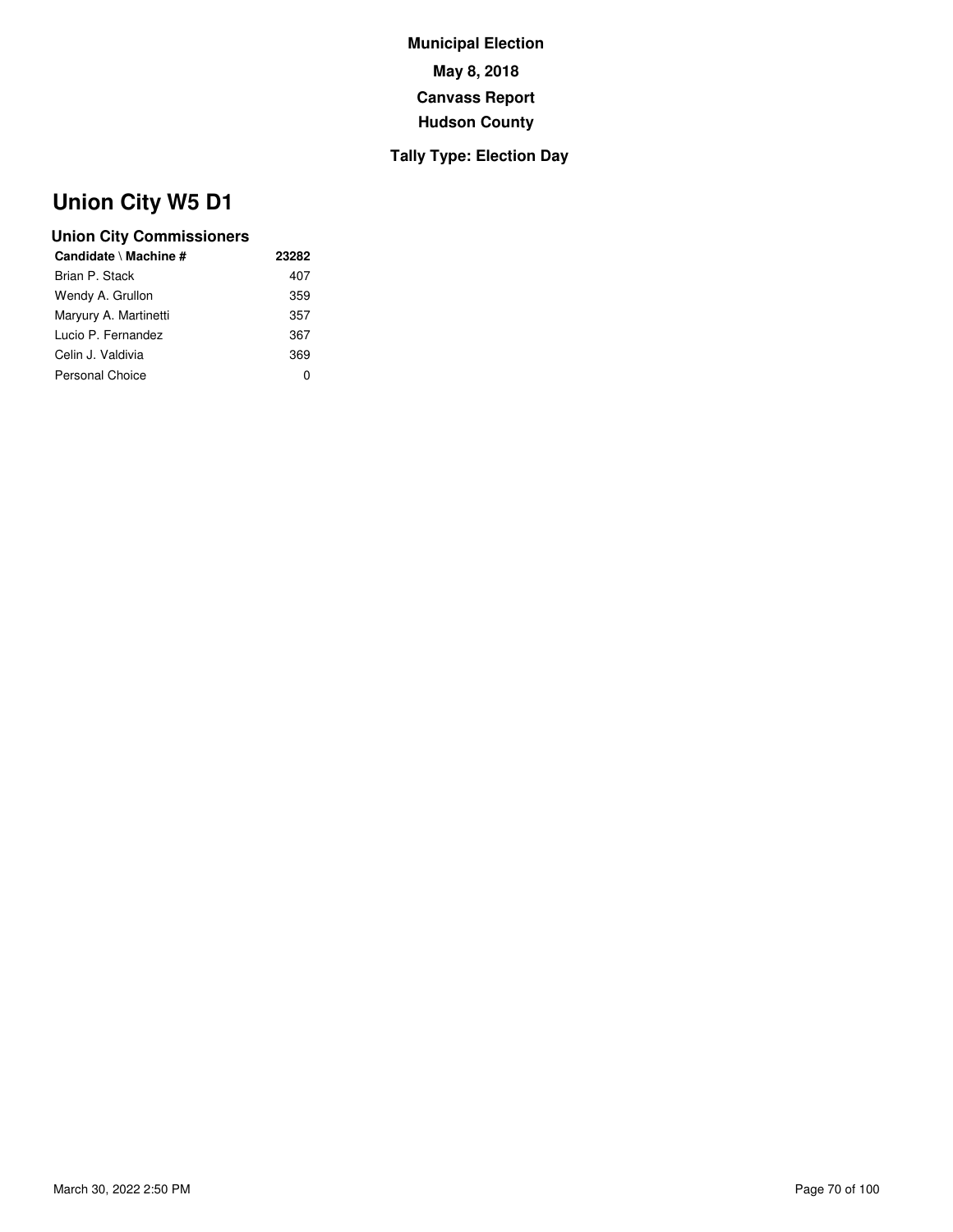**Municipal Election**

**May 8, 2018**

**Canvass Report**

**Hudson County**

**Tally Type: Election Day**

# Union City W5 D1

### Union City Commissioners

| Candidate \ Machine # | 23282 |
|---|---|
| Brian P. Stack | 407 |
| Wendy A. Grullon | 359 |
| Maryury A. Martinetti | 357 |
| Lucio P. Fernandez | 367 |
| Celin J. Valdivia | 369 |
| Personal Choice | 0 |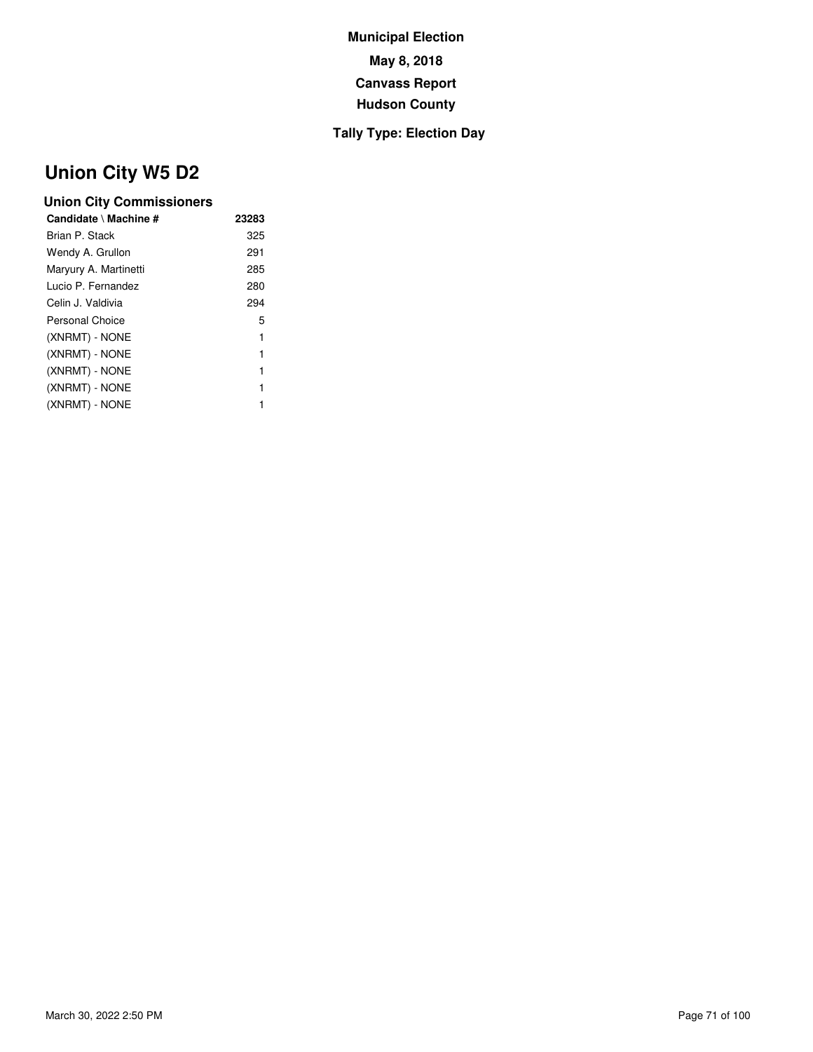**Municipal Election**

**May 8, 2018**

**Canvass Report**

**Hudson County**

**Tally Type: Election Day**

# Union City W5 D2

### Union City Commissioners

| Candidate \ Machine # | 23283 |
|---|---|
| Brian P. Stack | 325 |
| Wendy A. Grullon | 291 |
| Maryury A. Martinetti | 285 |
| Lucio P. Fernandez | 280 |
| Celin J. Valdivia | 294 |
| Personal Choice | 5 |
| (XNRMT) - NONE | 1 |
| (XNRMT) - NONE | 1 |
| (XNRMT) - NONE | 1 |
| (XNRMT) - NONE | 1 |
| (XNRMT) - NONE | 1 |

March 30, 2022 2:50 PM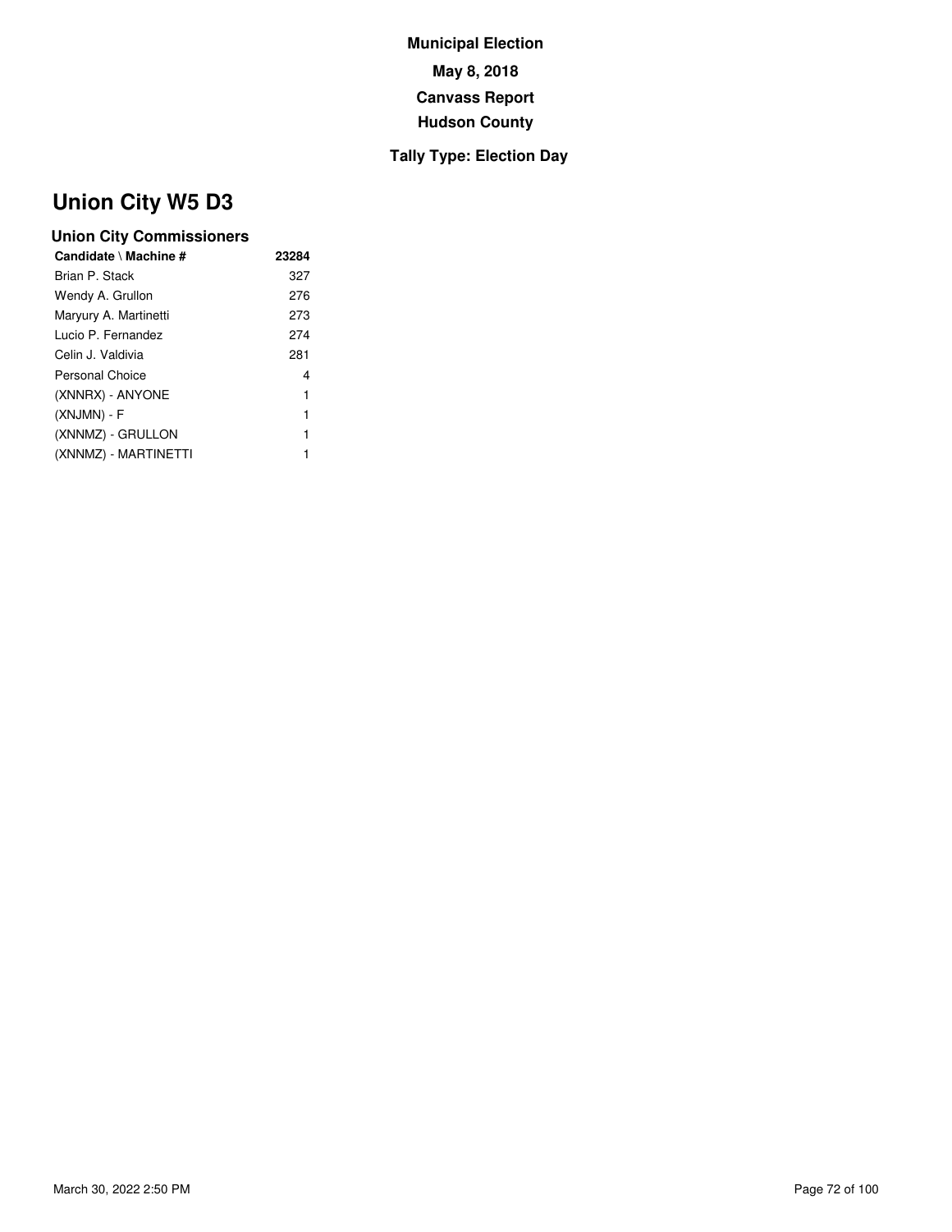**Municipal Election**

**May 8, 2018**

**Canvass Report**

**Hudson County**

**Tally Type: Election Day**

# Union City W5 D3

### Union City Commissioners

| Candidate \ Machine # | 23284 |
|---|---|
| Brian P. Stack | 327 |
| Wendy A. Grullon | 276 |
| Maryury A. Martinetti | 273 |
| Lucio P. Fernandez | 274 |
| Celin J. Valdivia | 281 |
| Personal Choice | 4 |
| (XNNRX) - ANYONE | 1 |
| (XNJMN) - F | 1 |
| (XNNMZ) - GRULLON | 1 |
| (XNNMZ) - MARTINETTI | 1 |

March 30, 2022 2:50 PM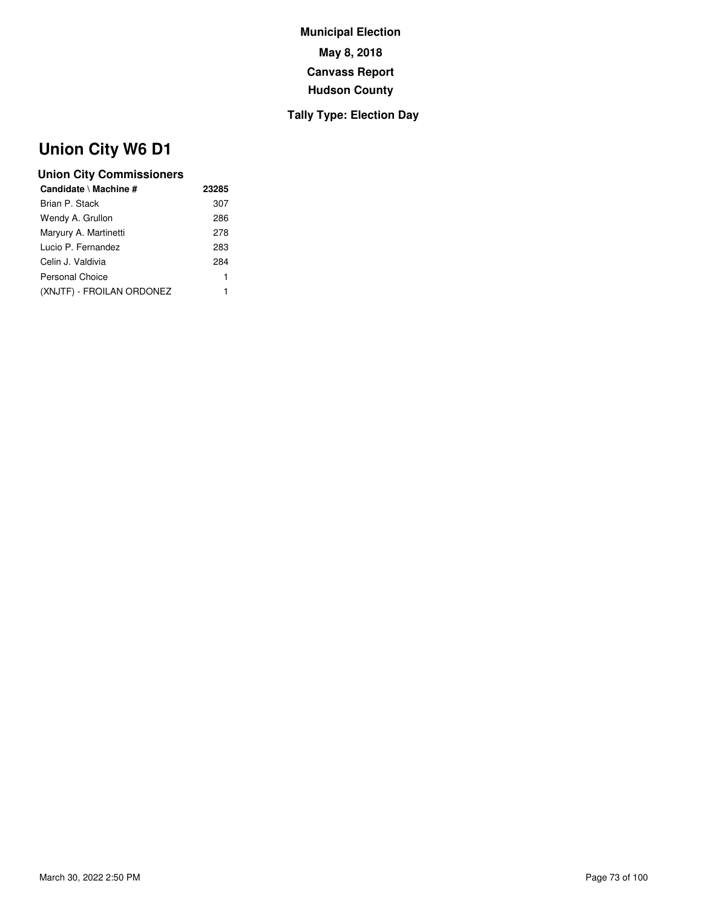**Municipal Election**

**May 8, 2018**

**Canvass Report**

**Hudson County**

**Tally Type: Election Day**

# Union City W6 D1

### Union City Commissioners

| Candidate \ Machine # | 23285 |
|---|---|
| Brian P. Stack | 307 |
| Wendy A. Grullon | 286 |
| Maryury A. Martinetti | 278 |
| Lucio P. Fernandez | 283 |
| Celin J. Valdivia | 284 |
| Personal Choice | 1 |
| (XNJTF) - FROILAN ORDONEZ | 1 |

March 30, 2022 2:50 PM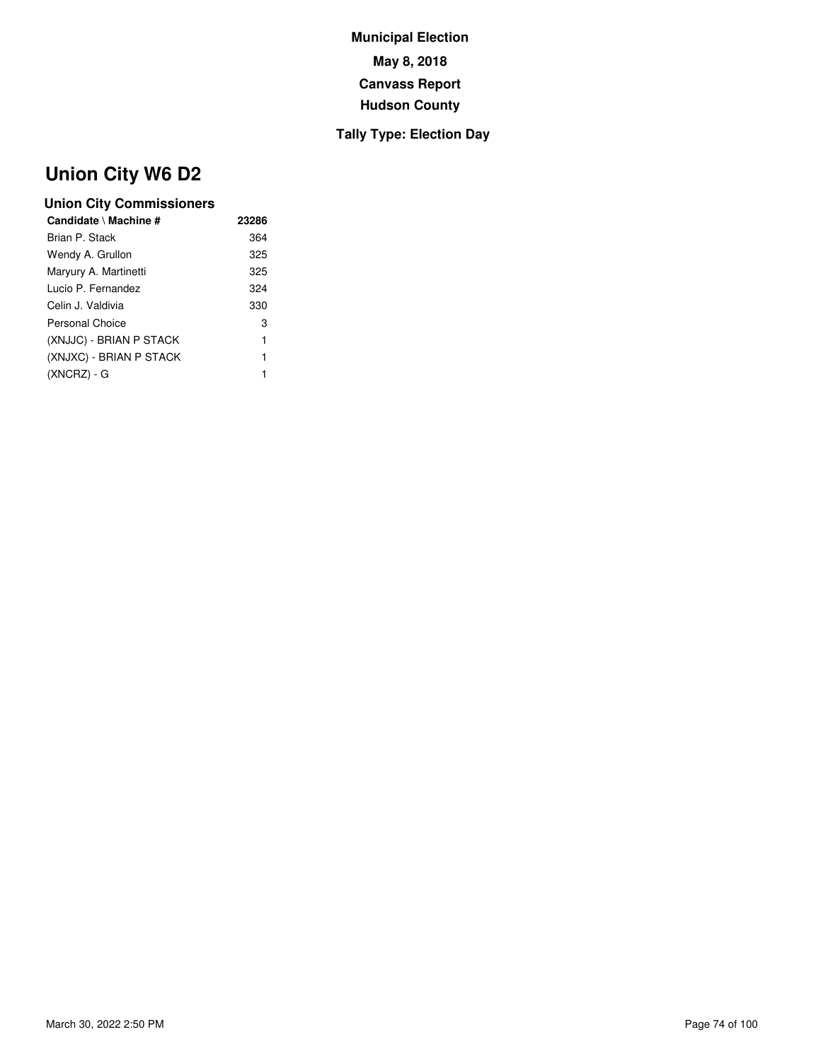**Municipal Election**

**May 8, 2018**

**Canvass Report**

**Hudson County**

**Tally Type: Election Day**

# Union City W6 D2

### Union City Commissioners

| Candidate \ Machine # | 23286 |
| --- | --- |
| Brian P. Stack | 364 |
| Wendy A. Grullon | 325 |
| Maryury A. Martinetti | 325 |
| Lucio P. Fernandez | 324 |
| Celin J. Valdivia | 330 |
| Personal Choice | 3 |
| (XNJJC) - BRIAN P STACK | 1 |
| (XNJXC) - BRIAN P STACK | 1 |
| (XNCRZ) - G | 1 |

March 30, 2022 2:50 PM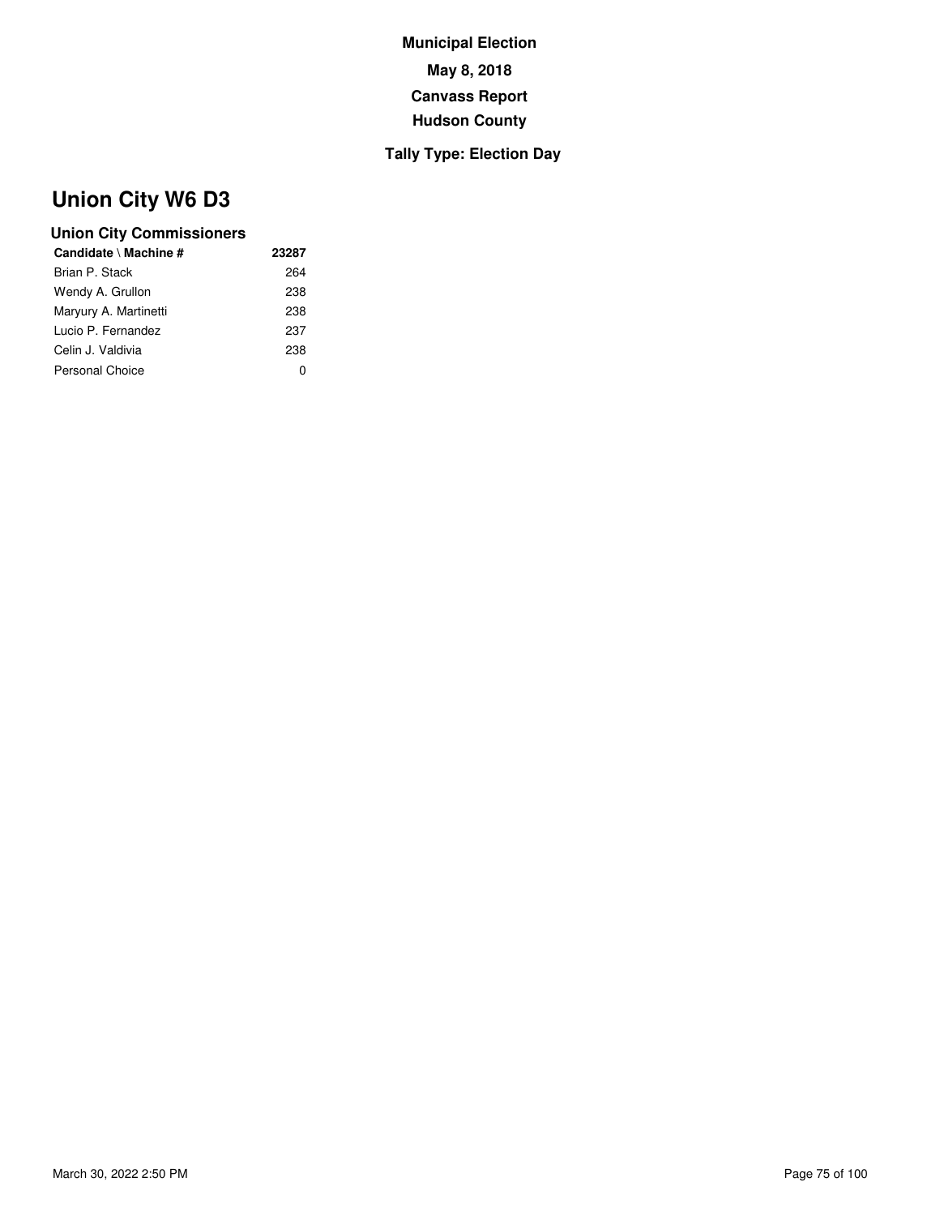**Municipal Election**

**May 8, 2018**

**Canvass Report**

**Hudson County**

**Tally Type: Election Day**

# Union City W6 D3

### Union City Commissioners

| Candidate \ Machine # | 23287 |
|---|---|
| Brian P. Stack | 264 |
| Wendy A. Grullon | 238 |
| Maryury A. Martinetti | 238 |
| Lucio P. Fernandez | 237 |
| Celin J. Valdivia | 238 |
| Personal Choice | 0 |

March 30, 2022 2:50 PM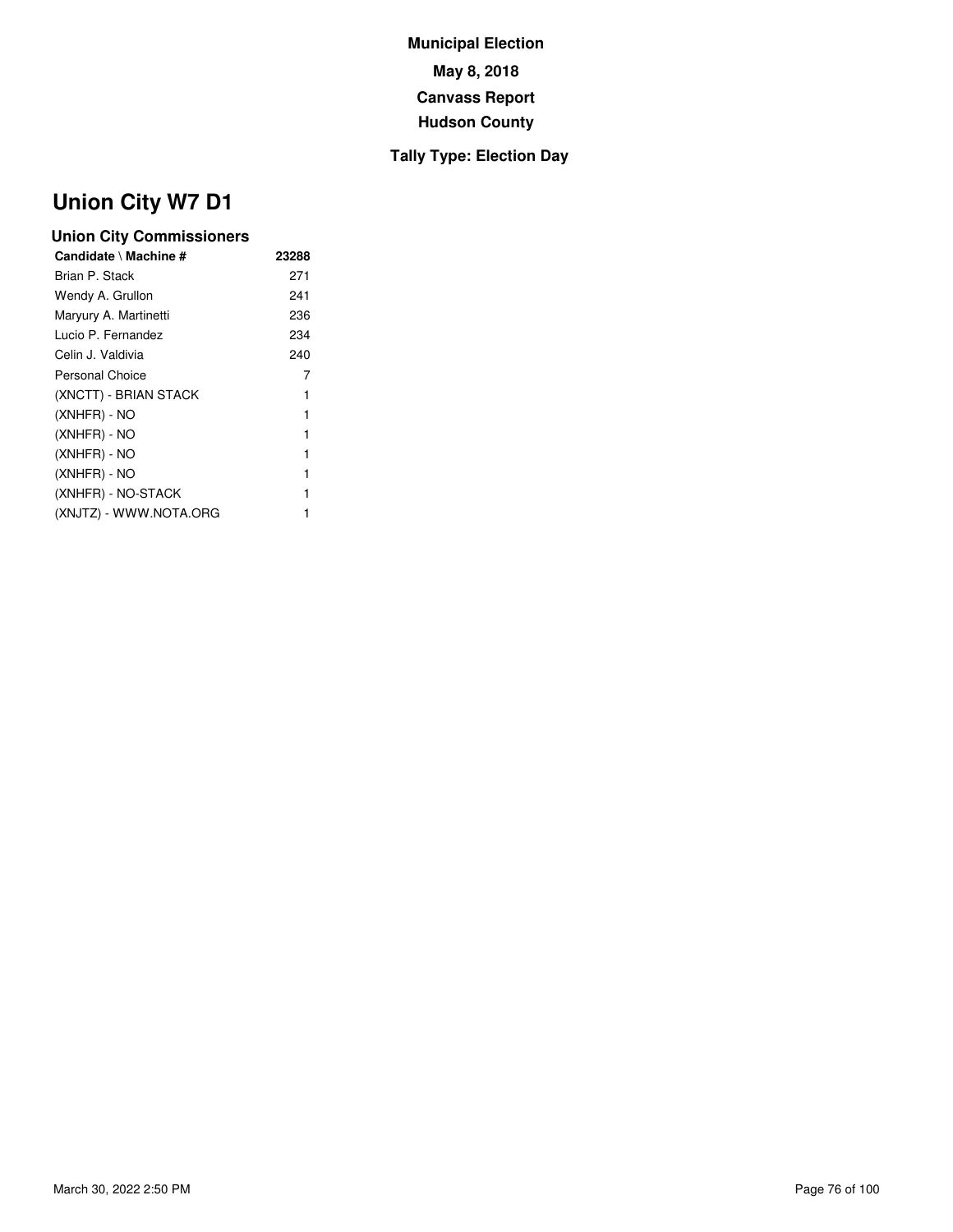**Municipal Election**

**May 8, 2018**

**Canvass Report**

**Hudson County**

**Tally Type: Election Day**

# Union City W7 D1

### Union City Commissioners

| Candidate \ Machine # | 23288 |
|---|---|
| Brian P. Stack | 271 |
| Wendy A. Grullon | 241 |
| Maryury A. Martinetti | 236 |
| Lucio P. Fernandez | 234 |
| Celin J. Valdivia | 240 |
| Personal Choice | 7 |
| (XNCTT) - BRIAN STACK | 1 |
| (XNHFR) - NO | 1 |
| (XNHFR) - NO | 1 |
| (XNHFR) - NO | 1 |
| (XNHFR) - NO | 1 |
| (XNHFR) - NO-STACK | 1 |
| (XNJTZ) - WWW.NOTA.ORG | 1 |

March 30, 2022 2:50 PM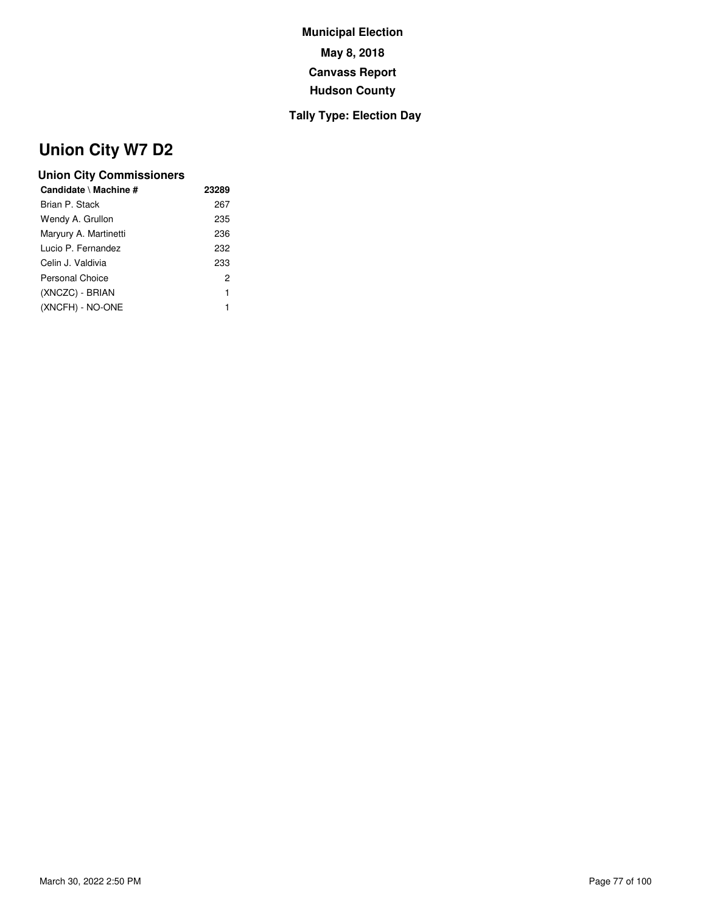**Municipal Election**

**May 8, 2018**

**Canvass Report**

**Hudson County**

**Tally Type: Election Day**

# Union City W7 D2

### Union City Commissioners

| Candidate \ Machine # | 23289 |
| --- | --- |
| Brian P. Stack | 267 |
| Wendy A. Grullon | 235 |
| Maryury A. Martinetti | 236 |
| Lucio P. Fernandez | 232 |
| Celin J. Valdivia | 233 |
| Personal Choice | 2 |
| (XNCZC) - BRIAN | 1 |
| (XNCFH) - NO-ONE | 1 |

March 30, 2022 2:50 PM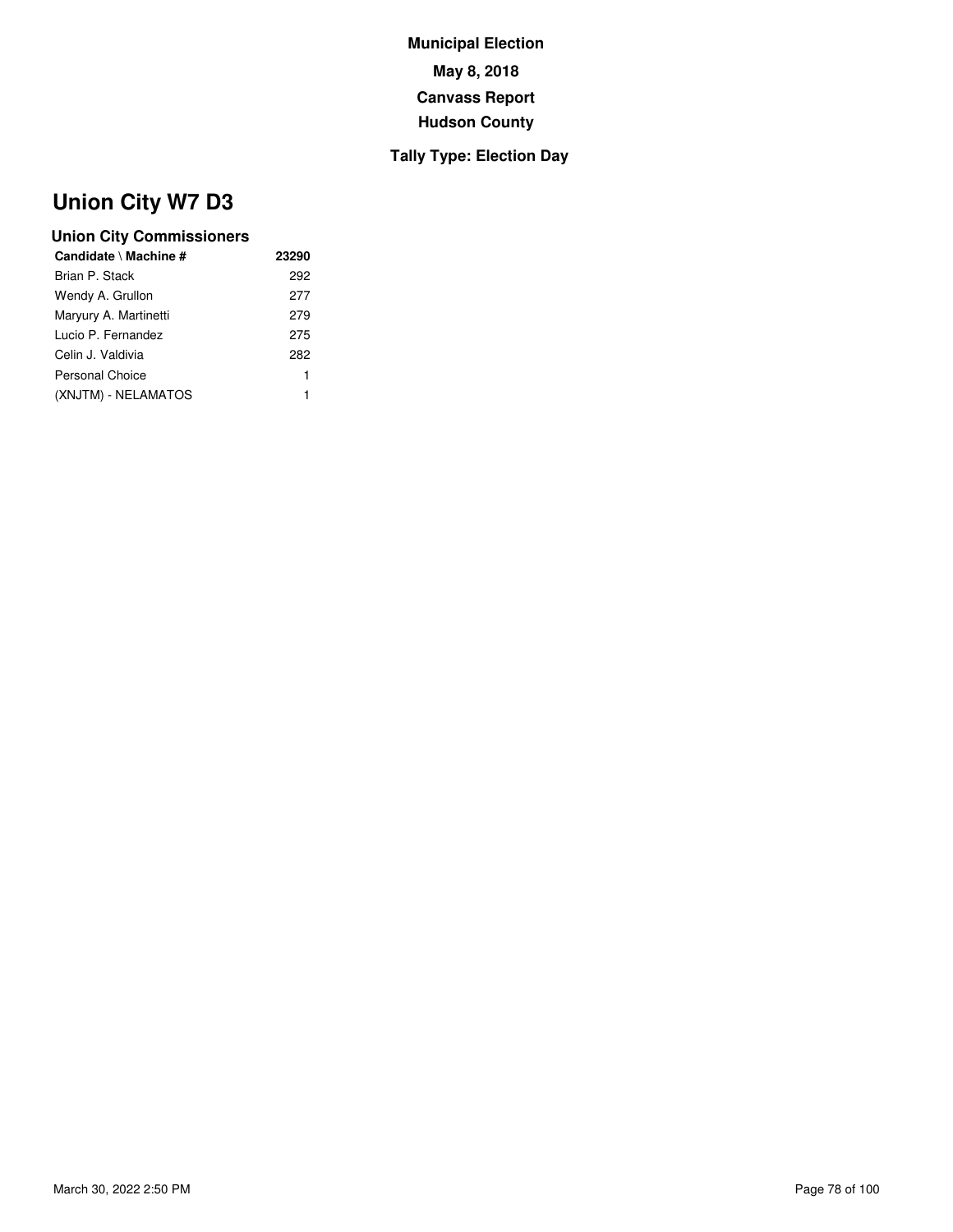**Municipal Election**

**May 8, 2018**

**Canvass Report**

**Hudson County**

**Tally Type: Election Day**

# Union City W7 D3

### Union City Commissioners

| Candidate \ Machine # | 23290 |
| --- | --- |
| Brian P. Stack | 292 |
| Wendy A. Grullon | 277 |
| Maryury A. Martinetti | 279 |
| Lucio P. Fernandez | 275 |
| Celin J. Valdivia | 282 |
| Personal Choice | 1 |
| (XNJTM) - NELAMATOS | 1 |

March 30, 2022 2:50 PM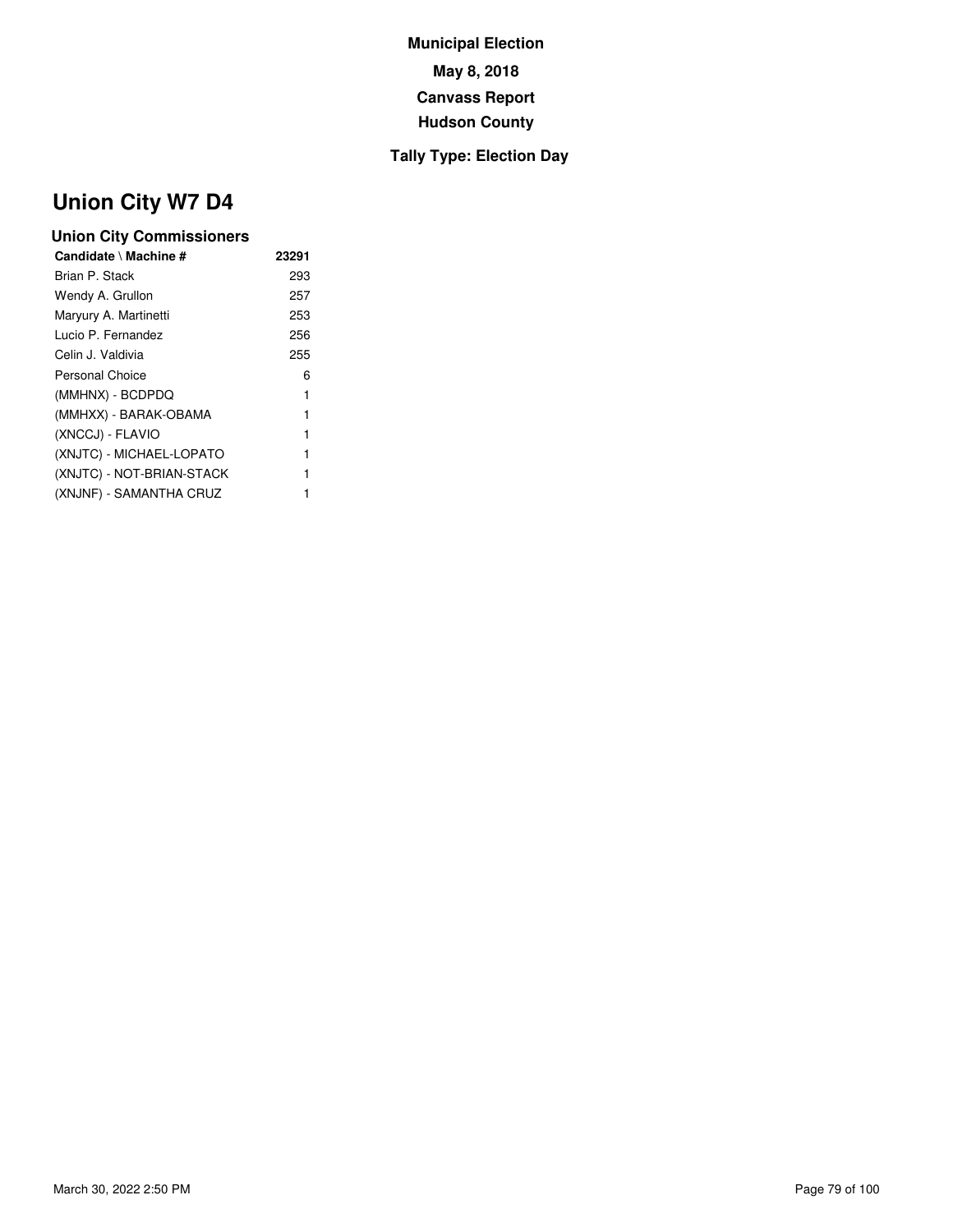**Municipal Election**

**May 8, 2018**

**Canvass Report**

**Hudson County**

**Tally Type: Election Day**

# Union City W7 D4

### Union City Commissioners

| Candidate \ Machine # | 23291 |
| --- | --- |
| Brian P. Stack | 293 |
| Wendy A. Grullon | 257 |
| Maryury A. Martinetti | 253 |
| Lucio P. Fernandez | 256 |
| Celin J. Valdivia | 255 |
| Personal Choice | 6 |
| (MMHNX) - BCDPDQ | 1 |
| (MMHXX) - BARAK-OBAMA | 1 |
| (XNCCJ) - FLAVIO | 1 |
| (XNJTC) - MICHAEL-LOPATO | 1 |
| (XNJTC) - NOT-BRIAN-STACK | 1 |
| (XNJNF) - SAMANTHA CRUZ | 1 |

March 30, 2022 2:50 PM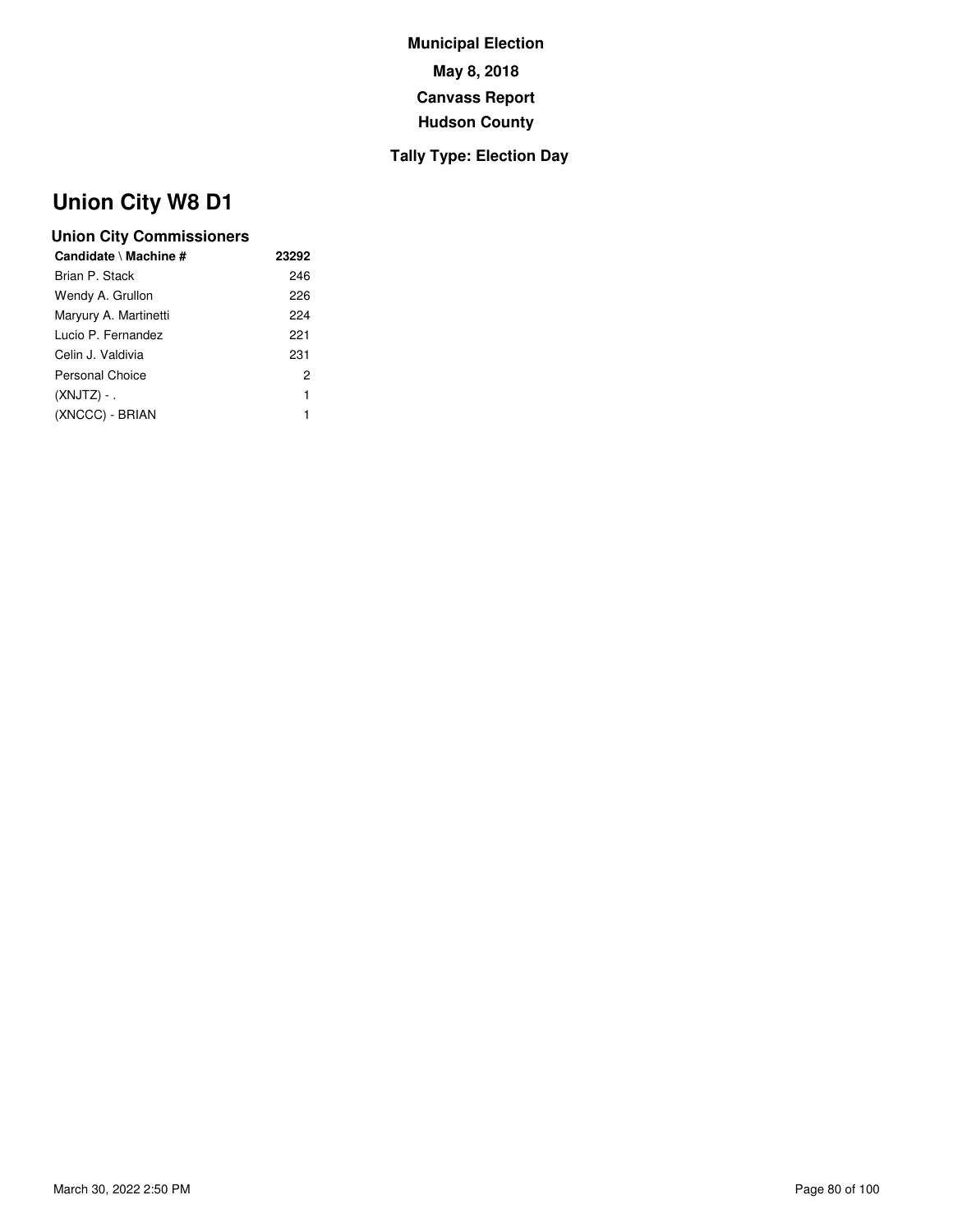**Municipal Election**

**May 8, 2018**

**Canvass Report**

**Hudson County**

**Tally Type: Election Day**

# Union City W8 D1

### Union City Commissioners

| Candidate \ Machine # | 23292 |
|---|---|
| Brian P. Stack | 246 |
| Wendy A. Grullon | 226 |
| Maryury A. Martinetti | 224 |
| Lucio P. Fernandez | 221 |
| Celin J. Valdivia | 231 |
| Personal Choice | 2 |
| (XNJTZ) - . | 1 |
| (XNCCC) - BRIAN | 1 |

March 30, 2022 2:50 PM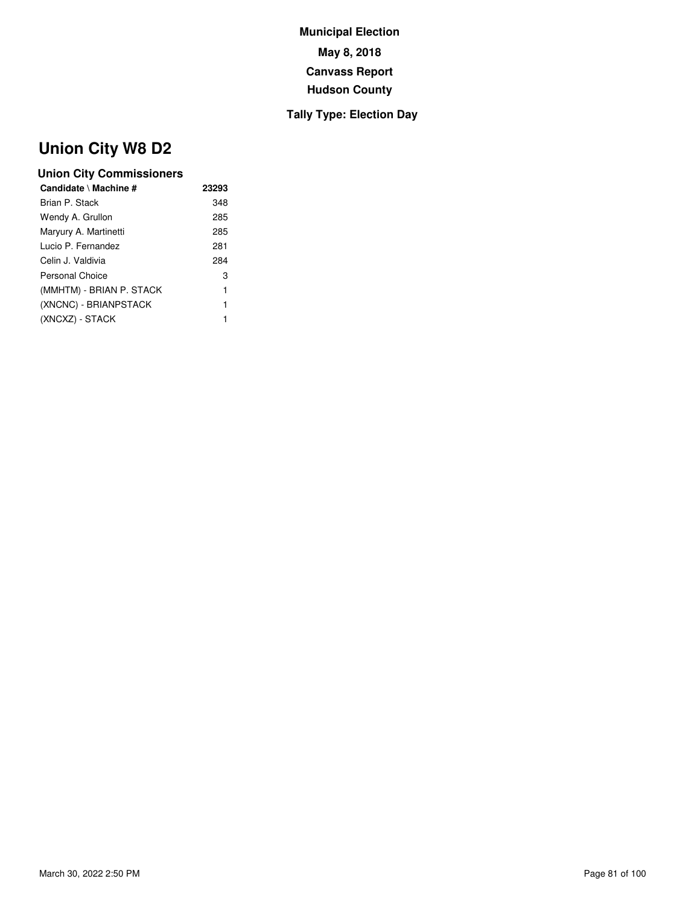**Municipal Election**

**May 8, 2018**

**Canvass Report**

**Hudson County**

**Tally Type: Election Day**

# Union City W8 D2

### Union City Commissioners

| Candidate \ Machine # | 23293 |
| --- | --- |
| Brian P. Stack | 348 |
| Wendy A. Grullon | 285 |
| Maryury A. Martinetti | 285 |
| Lucio P. Fernandez | 281 |
| Celin J. Valdivia | 284 |
| Personal Choice | 3 |
| (MMHTM) - BRIAN P. STACK | 1 |
| (XNCNC) - BRIANPSTACK | 1 |
| (XNCXZ) - STACK | 1 |

March 30, 2022 2:50 PM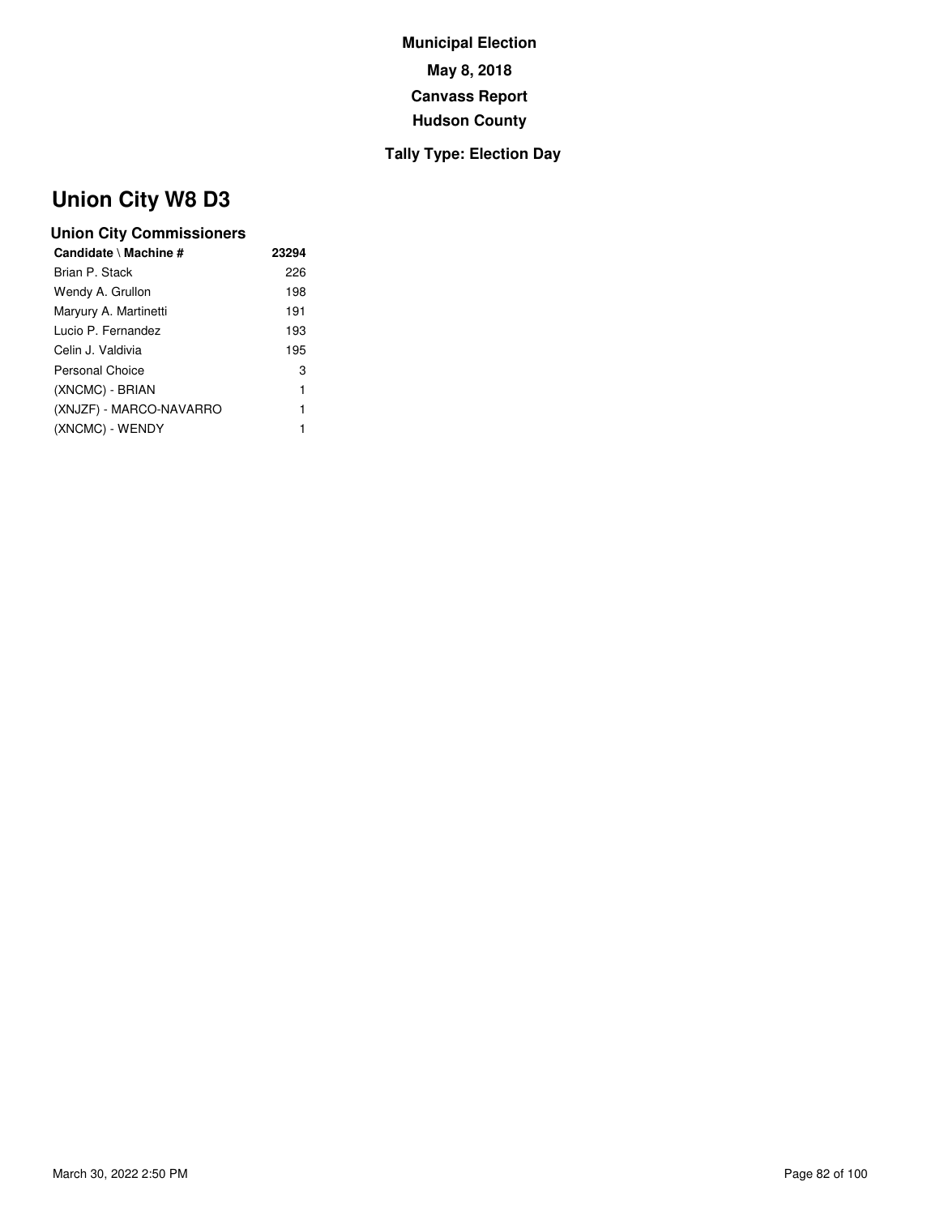**Municipal Election**

**May 8, 2018**

**Canvass Report**

**Hudson County**

**Tally Type: Election Day**

# Union City W8 D3

### Union City Commissioners

| Candidate \ Machine # | 23294 |
| --- | --- |
| Brian P. Stack | 226 |
| Wendy A. Grullon | 198 |
| Maryury A. Martinetti | 191 |
| Lucio P. Fernandez | 193 |
| Celin J. Valdivia | 195 |
| Personal Choice | 3 |
| (XNCMC) - BRIAN | 1 |
| (XNJZF) - MARCO-NAVARRO | 1 |
| (XNCMC) - WENDY | 1 |

March 30, 2022 2:50 PM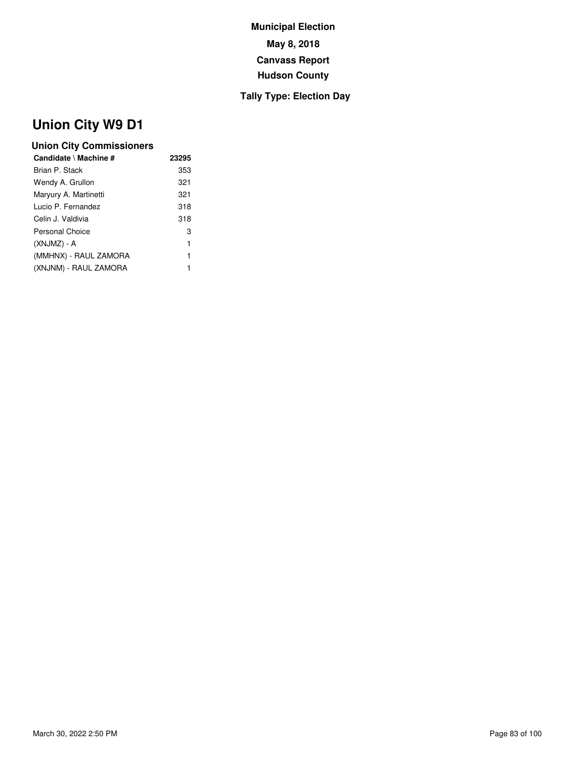**Municipal Election**

**May 8, 2018**

**Canvass Report**

**Hudson County**

**Tally Type: Election Day**

# Union City W9 D1

### Union City Commissioners

| Candidate \ Machine # | 23295 |
|---|---|
| Brian P. Stack | 353 |
| Wendy A. Grullon | 321 |
| Maryury A. Martinetti | 321 |
| Lucio P. Fernandez | 318 |
| Celin J. Valdivia | 318 |
| Personal Choice | 3 |
| (XNJMZ) - A | 1 |
| (MMHNX) - RAUL ZAMORA | 1 |
| (XNJNM) - RAUL ZAMORA | 1 |

March 30, 2022 2:50 PM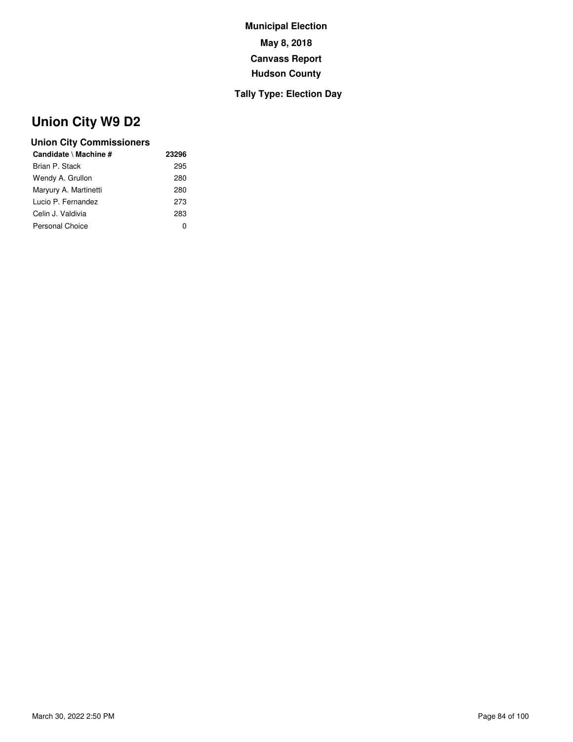**Municipal Election**

**May 8, 2018**

**Canvass Report**

**Hudson County**

**Tally Type: Election Day**

# Union City W9 D2

### Union City Commissioners

| Candidate \ Machine # | 23296 |
|---|---|
| Brian P. Stack | 295 |
| Wendy A. Grullon | 280 |
| Maryury A. Martinetti | 280 |
| Lucio P. Fernandez | 273 |
| Celin J. Valdivia | 283 |
| Personal Choice | 0 |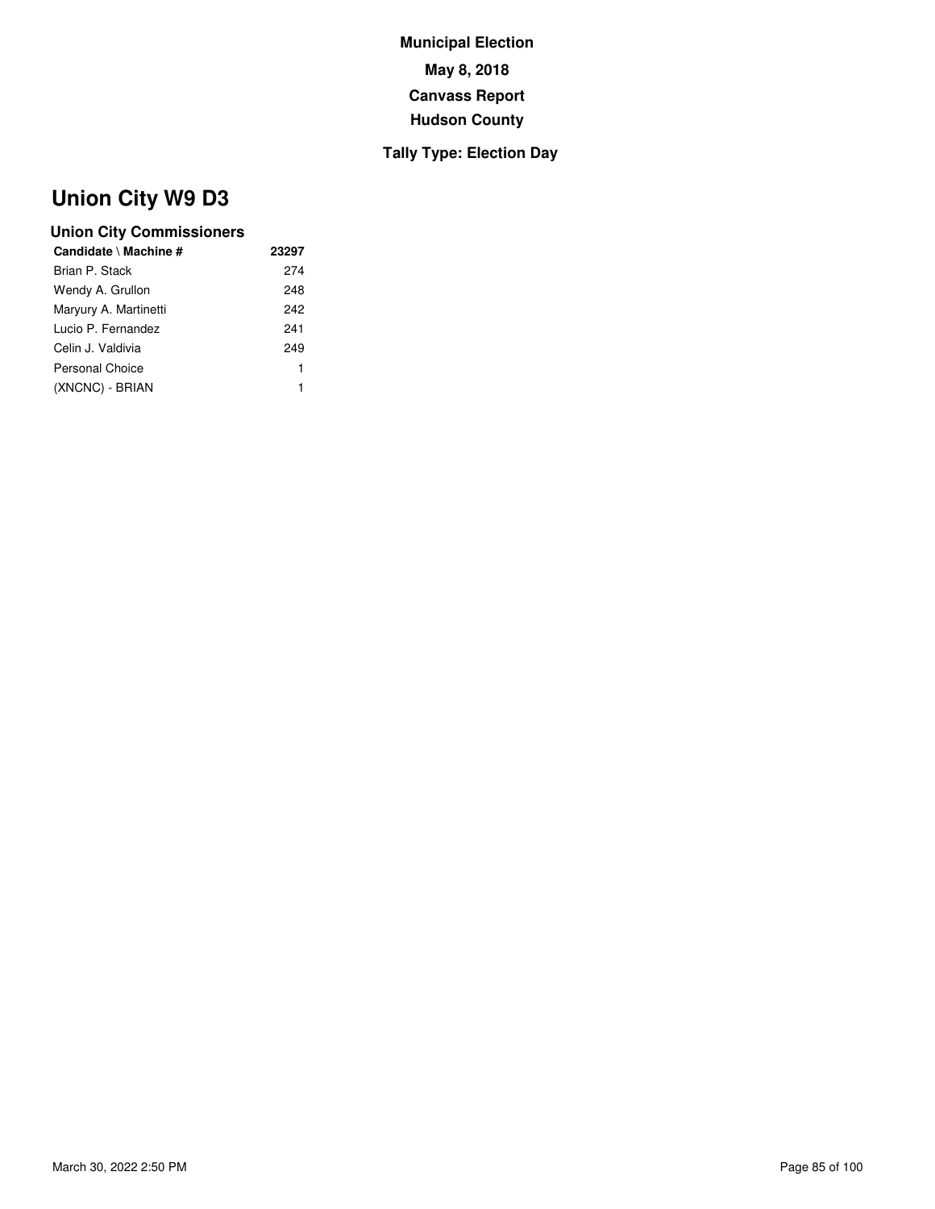**Municipal Election**

**May 8, 2018**

**Canvass Report**

**Hudson County**

**Tally Type: Election Day**

# Union City W9 D3

### Union City Commissioners

| Candidate \ Machine # | 23297 |
| --- | --- |
| Brian P. Stack | 274 |
| Wendy A. Grullon | 248 |
| Maryury A. Martinetti | 242 |
| Lucio P. Fernandez | 241 |
| Celin J. Valdivia | 249 |
| Personal Choice | 1 |
| (XNCNC) - BRIAN | 1 |

March 30, 2022 2:50 PM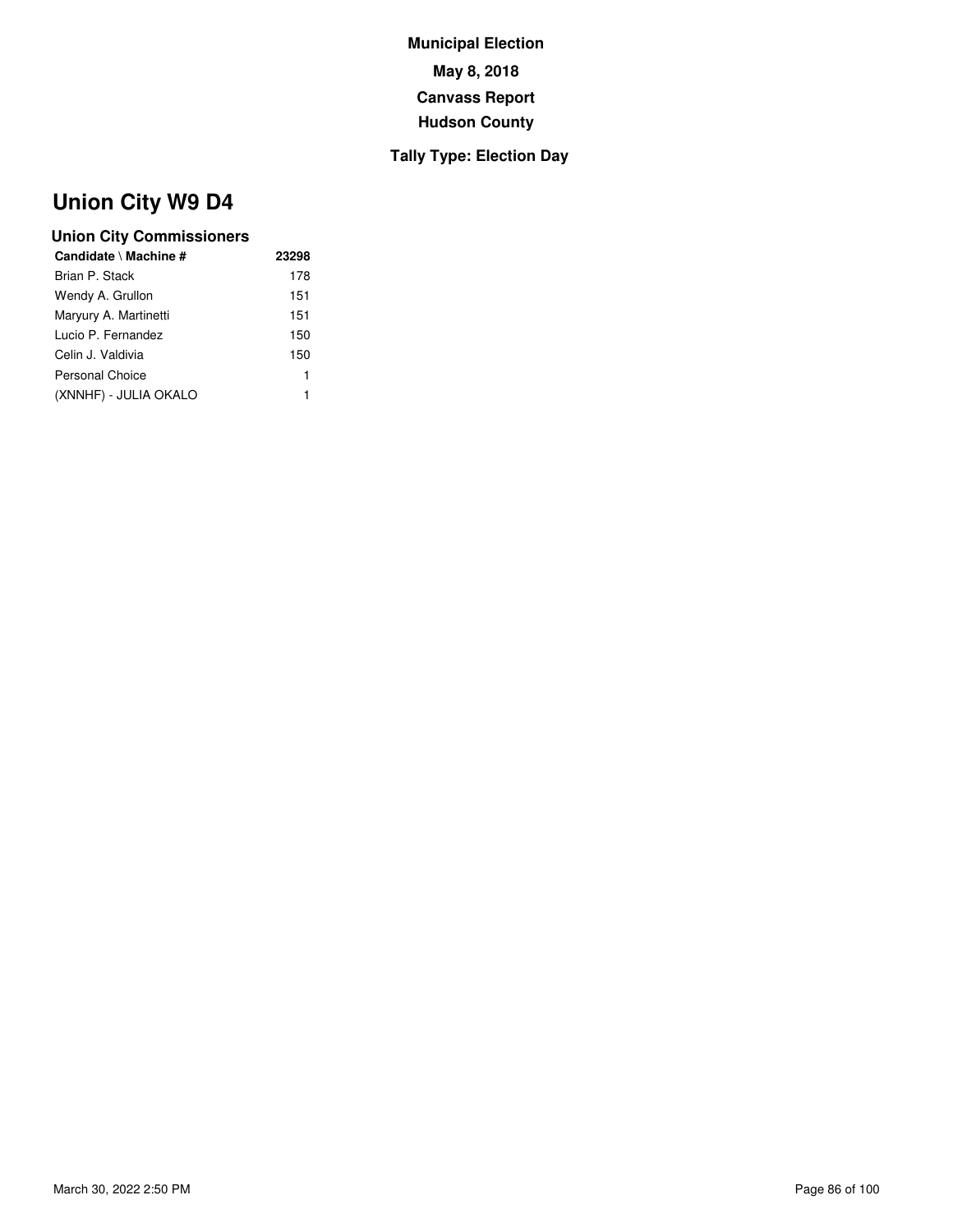**Municipal Election**

**May 8, 2018**

**Canvass Report**

**Hudson County**

**Tally Type: Election Day**

# Union City W9 D4

### Union City Commissioners

| Candidate \ Machine # | 23298 |
|---|---|
| Brian P. Stack | 178 |
| Wendy A. Grullon | 151 |
| Maryury A. Martinetti | 151 |
| Lucio P. Fernandez | 150 |
| Celin J. Valdivia | 150 |
| Personal Choice | 1 |
| (XNNHF) - JULIA OKALO | 1 |

March 30, 2022 2:50 PM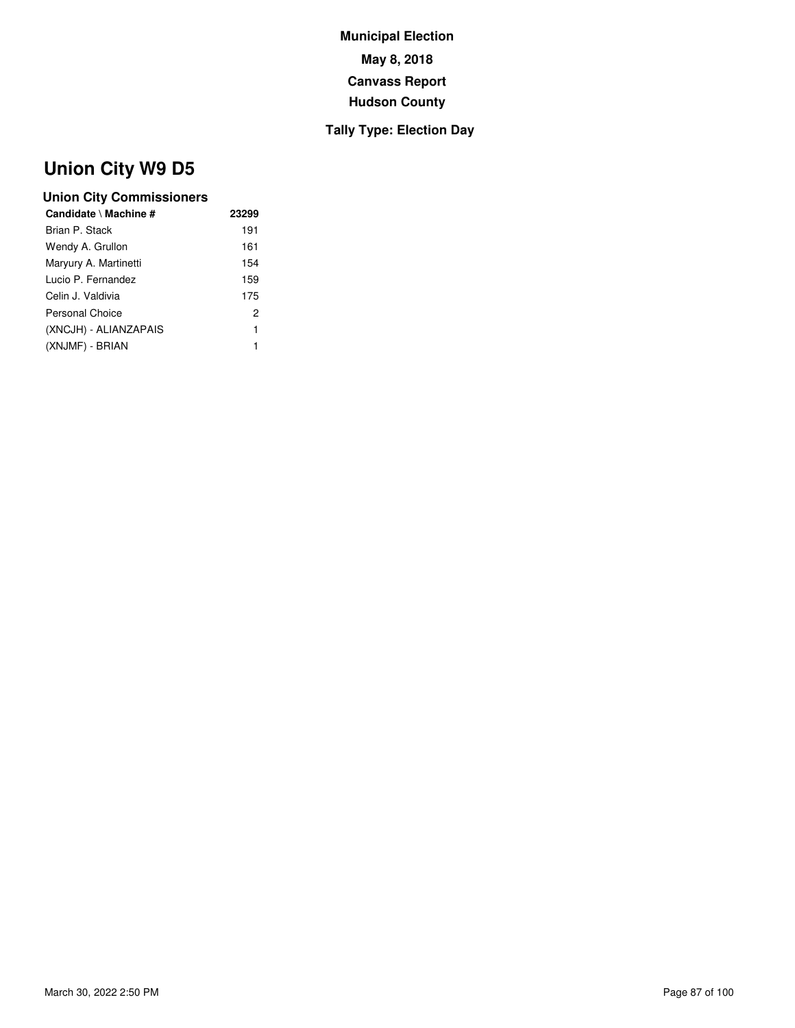**Municipal Election**

**May 8, 2018**

**Canvass Report**

**Hudson County**

**Tally Type: Election Day**

# Union City W9 D5

### Union City Commissioners

| Candidate \ Machine # | 23299 |
|---|---|
| Brian P. Stack | 191 |
| Wendy A. Grullon | 161 |
| Maryury A. Martinetti | 154 |
| Lucio P. Fernandez | 159 |
| Celin J. Valdivia | 175 |
| Personal Choice | 2 |
| (XNCJH) - ALIANZAPAIS | 1 |
| (XNJMF) - BRIAN | 1 |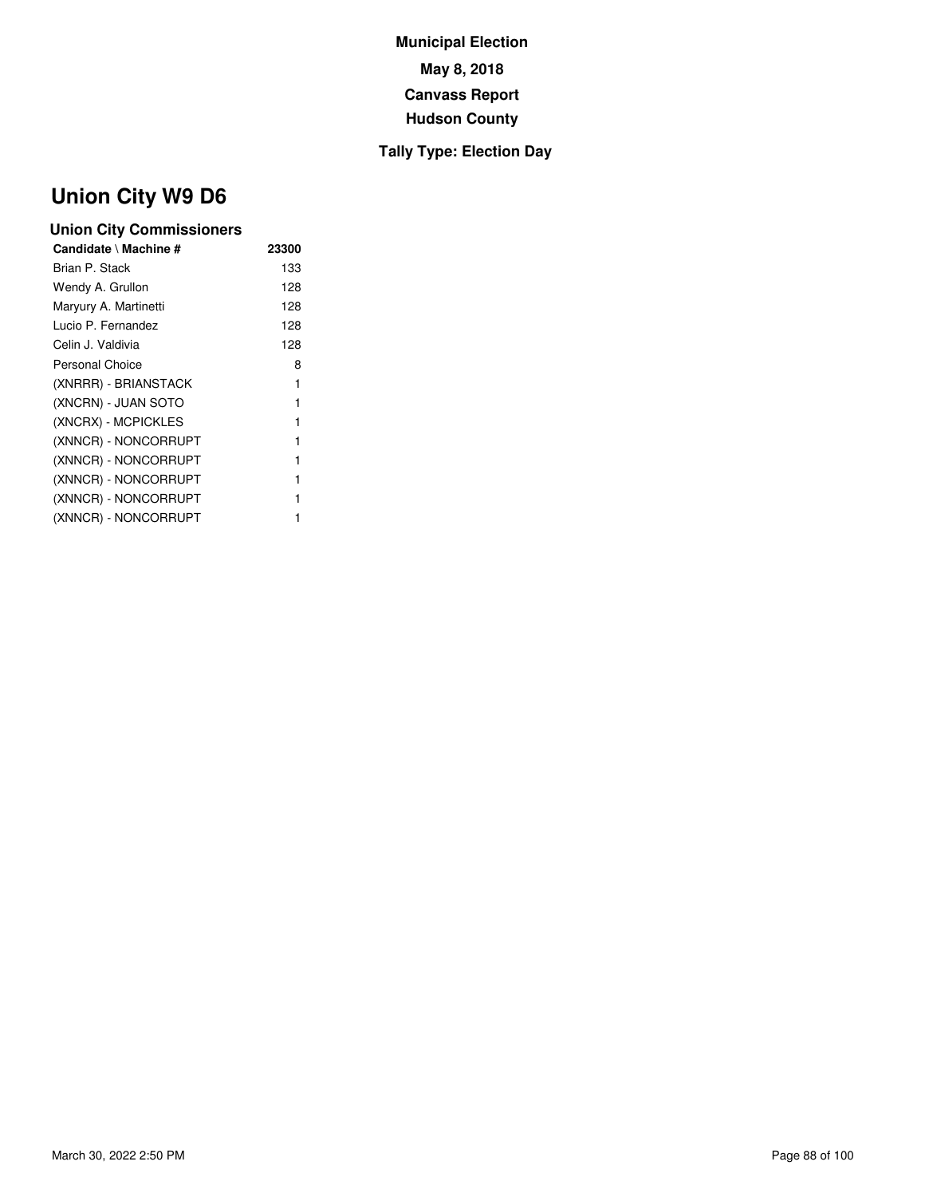**Municipal Election**

**May 8, 2018**

**Canvass Report**

**Hudson County**

**Tally Type: Election Day**

# Union City W9 D6

### Union City Commissioners

| Candidate \ Machine # | 23300 |
|---|---|
| Brian P. Stack | 133 |
| Wendy A. Grullon | 128 |
| Maryury A. Martinetti | 128 |
| Lucio P. Fernandez | 128 |
| Celin J. Valdivia | 128 |
| Personal Choice | 8 |
| (XNRRR) - BRIANSTACK | 1 |
| (XNCRN) - JUAN SOTO | 1 |
| (XNCRX) - MCPICKLES | 1 |
| (XNNCR) - NONCORRUPT | 1 |
| (XNNCR) - NONCORRUPT | 1 |
| (XNNCR) - NONCORRUPT | 1 |
| (XNNCR) - NONCORRUPT | 1 |
| (XNNCR) - NONCORRUPT | 1 |

March 30, 2022 2:50 PM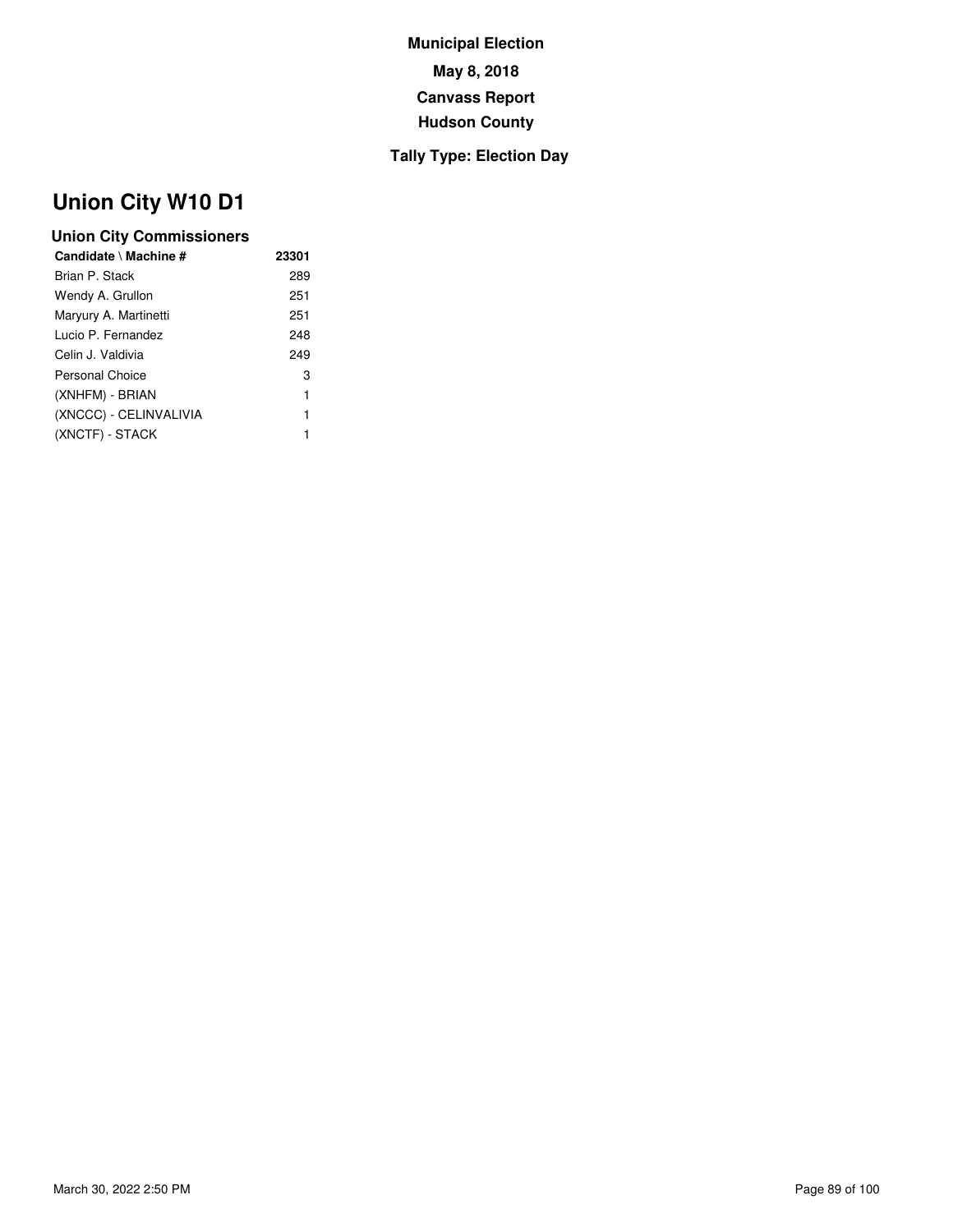**Municipal Election**

**May 8, 2018**

**Canvass Report**

**Hudson County**

**Tally Type: Election Day**

# Union City W10 D1

### Union City Commissioners

| Candidate \ Machine # | 23301 |
|---|---|
| Brian P. Stack | 289 |
| Wendy A. Grullon | 251 |
| Maryury A. Martinetti | 251 |
| Lucio P. Fernandez | 248 |
| Celin J. Valdivia | 249 |
| Personal Choice | 3 |
| (XNHFM) - BRIAN | 1 |
| (XNCCC) - CELINVALIVIA | 1 |
| (XNCTF) - STACK | 1 |

March 30, 2022 2:50 PM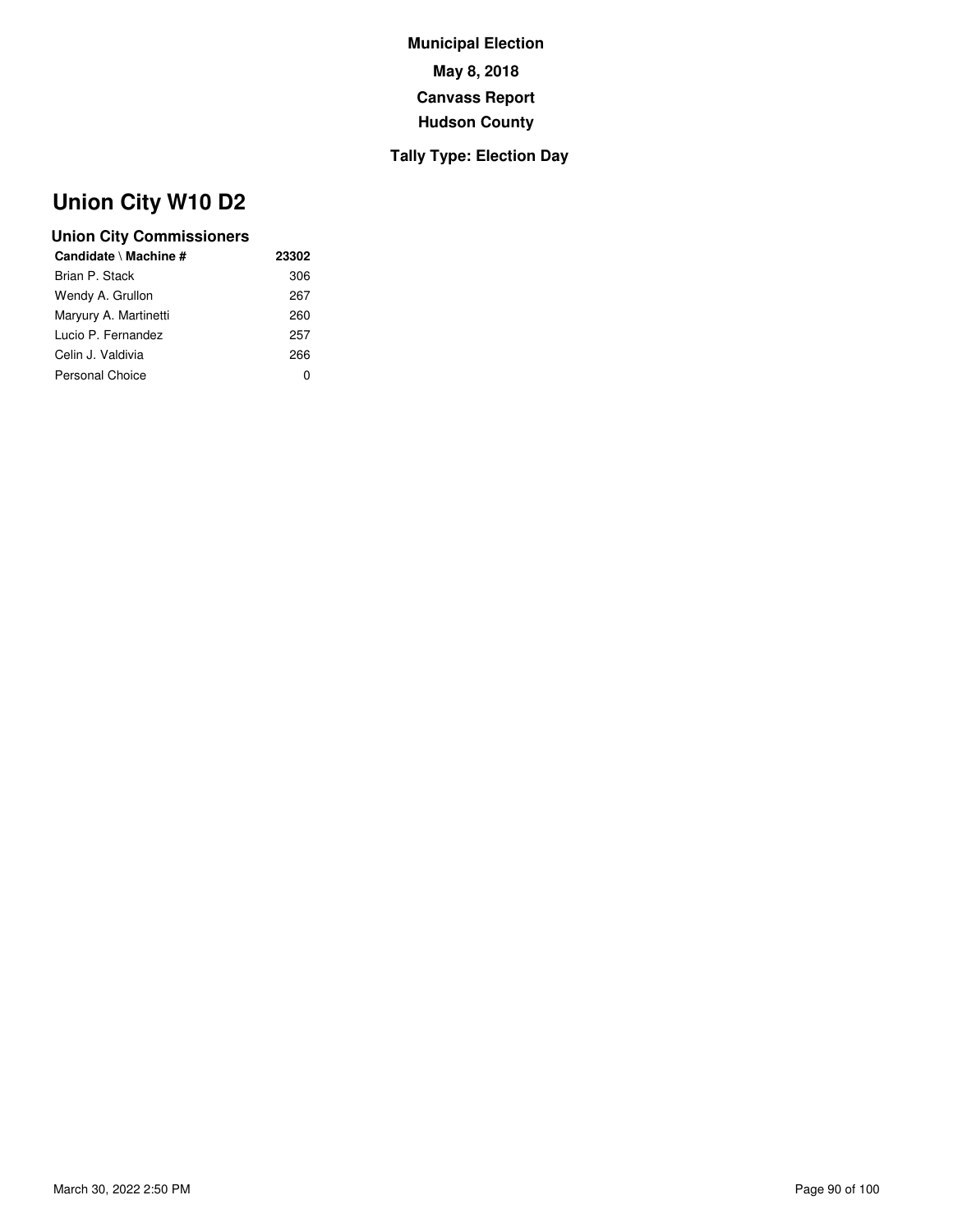**Municipal Election**

**May 8, 2018**

**Canvass Report**

**Hudson County**

**Tally Type: Election Day**

# Union City W10 D2

### Union City Commissioners

| Candidate \ Machine # | 23302 |
|---|---|
| Brian P. Stack | 306 |
| Wendy A. Grullon | 267 |
| Maryury A. Martinetti | 260 |
| Lucio P. Fernandez | 257 |
| Celin J. Valdivia | 266 |
| Personal Choice | 0 |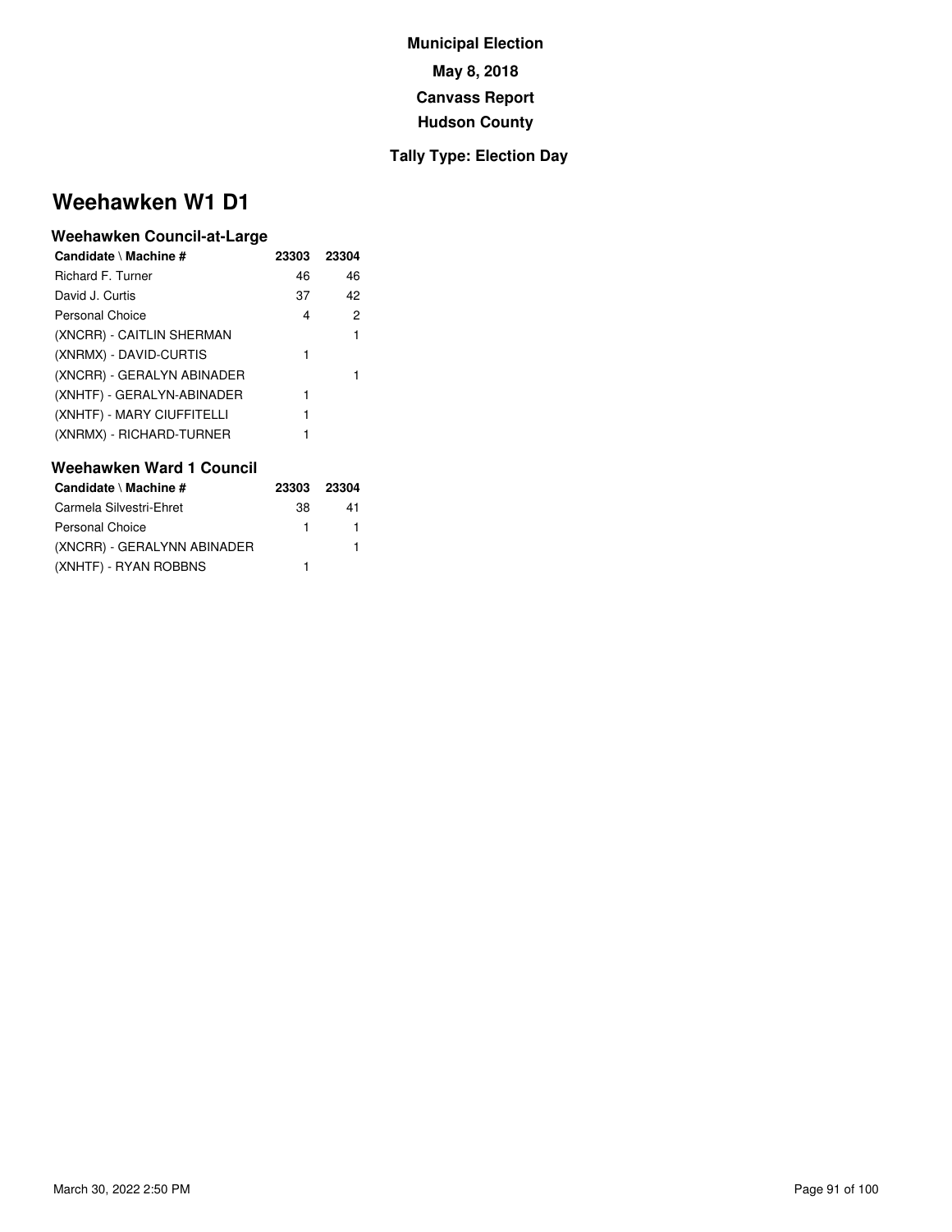**Municipal Election**

**May 8, 2018**

**Canvass Report**

**Hudson County**

**Tally Type: Election Day**

# Weehawken W1 D1

### Weehawken Council-at-Large

| Candidate \ Machine # | 23303 | 23304 |
|---|---|---|
| Richard F. Turner | 46 | 46 |
| David J. Curtis | 37 | 42 |
| Personal Choice | 4 | 2 |
| (XNCRR) - CAITLIN SHERMAN | | 1 |
| (XNRMX) - DAVID-CURTIS | 1 | |
| (XNCRR) - GERALYN ABINADER | | 1 |
| (XNHTF) - GERALYN-ABINADER | 1 | |
| (XNHTF) - MARY CIUFFITELLI | 1 | |
| (XNRMX) - RICHARD-TURNER | 1 | |

### Weehawken Ward 1 Council

| Candidate \ Machine # | 23303 | 23304 |
|---|---|---|
| Carmela Silvestri-Ehret | 38 | 41 |
| Personal Choice | 1 | 1 |
| (XNCRR) - GERALYNN ABINADER | | 1 |
| (XNHTF) - RYAN ROBBNS | 1 | |

March 30, 2022 2:50 PM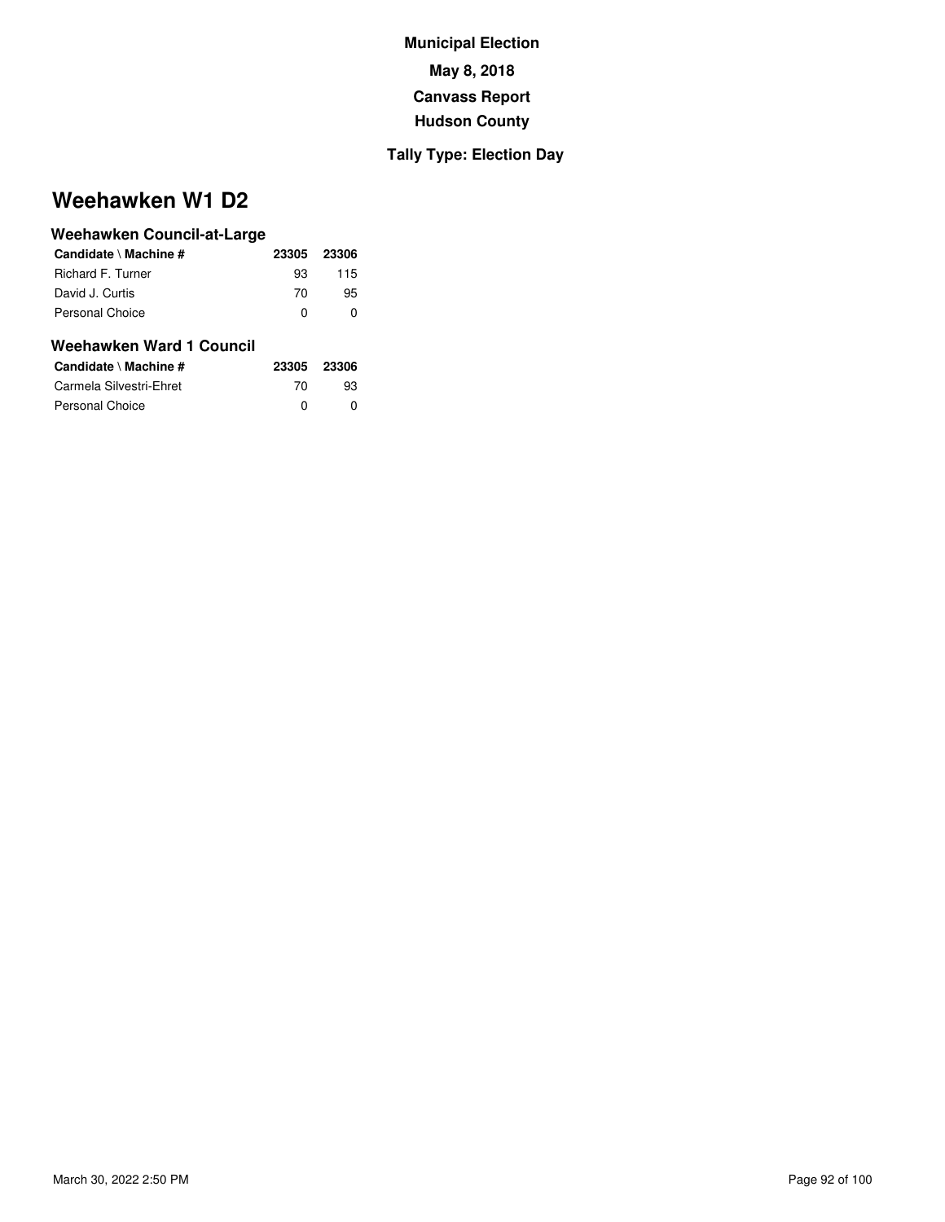**Municipal Election**

**May 8, 2018**

**Canvass Report**

**Hudson County**

**Tally Type: Election Day**

# Weehawken W1 D2

### Weehawken Council-at-Large

| Candidate \ Machine # | 23305 | 23306 |
|---|---|---|
| Richard F. Turner | 93 | 115 |
| David J. Curtis | 70 | 95 |
| Personal Choice | 0 | 0 |

### Weehawken Ward 1 Council

| Candidate \ Machine # | 23305 | 23306 |
|---|---|---|
| Carmela Silvestri-Ehret | 70 | 93 |
| Personal Choice | 0 | 0 |

March 30, 2022 2:50 PM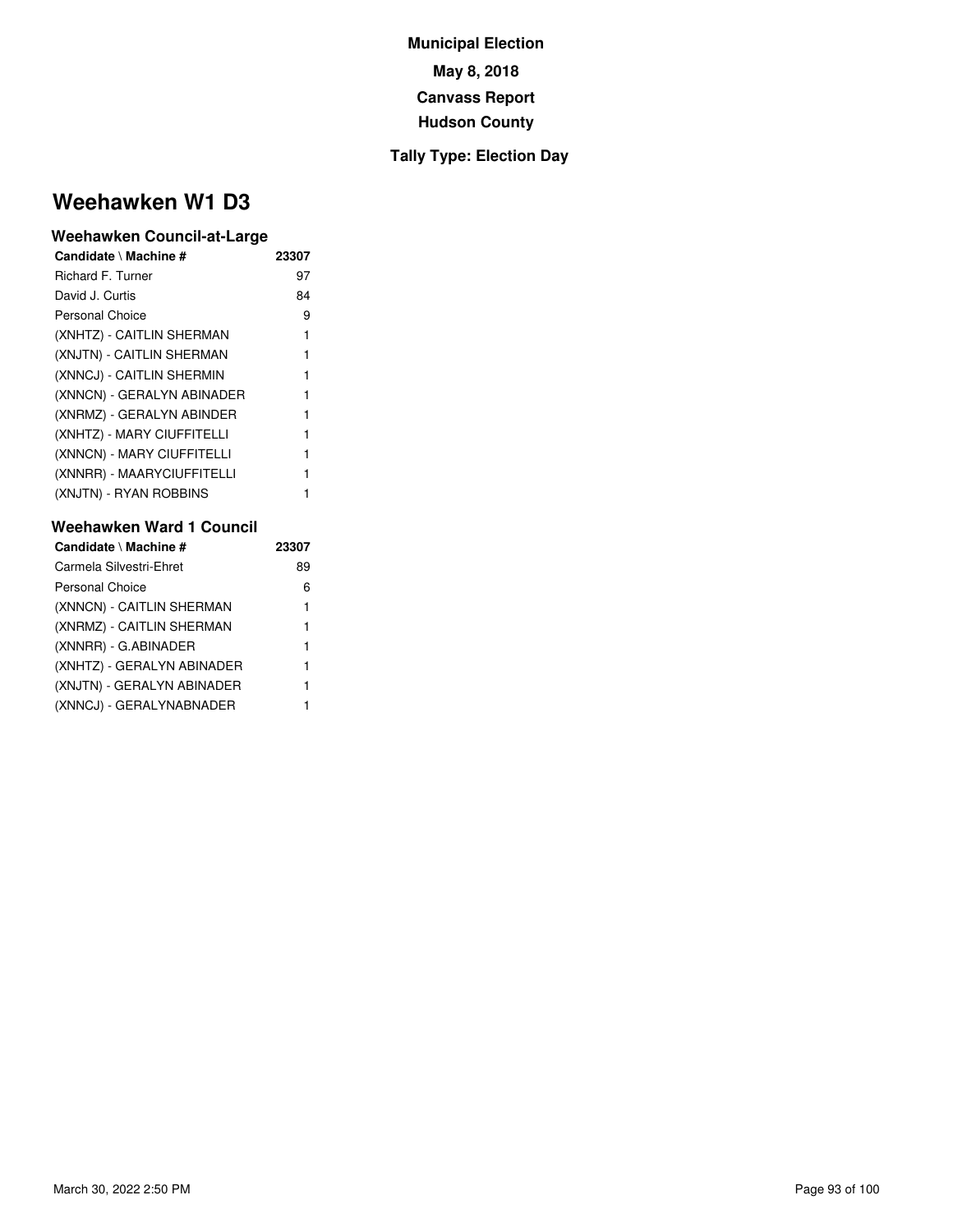**Municipal Election**

**May 8, 2018**

**Canvass Report**

**Hudson County**

**Tally Type: Election Day**

# Weehawken W1 D3

### Weehawken Council-at-Large

| Candidate \ Machine # | 23307 |
|---|---|
| Richard F. Turner | 97 |
| David J. Curtis | 84 |
| Personal Choice | 9 |
| (XNHTZ) - CAITLIN SHERMAN | 1 |
| (XNJTN) - CAITLIN SHERMAN | 1 |
| (XNNCJ) - CAITLIN SHERMIN | 1 |
| (XNNCN) - GERALYN ABINADER | 1 |
| (XNRMZ) - GERALYN ABINDER | 1 |
| (XNHTZ) - MARY CIUFFITELLI | 1 |
| (XNNCN) - MARY CIUFFITELLI | 1 |
| (XNNRR) - MAARYCIUFFITELLI | 1 |
| (XNJTN) - RYAN ROBBINS | 1 |

### Weehawken Ward 1 Council

| Candidate \ Machine # | 23307 |
|---|---|
| Carmela Silvestri-Ehret | 89 |
| Personal Choice | 6 |
| (XNNCN) - CAITLIN SHERMAN | 1 |
| (XNRMZ) - CAITLIN SHERMAN | 1 |
| (XNNRR) - G.ABINADER | 1 |
| (XNHTZ) - GERALYN ABINADER | 1 |
| (XNJTN) - GERALYN ABINADER | 1 |
| (XNNCJ) - GERALYNABNADER | 1 |

March 30, 2022 2:50 PM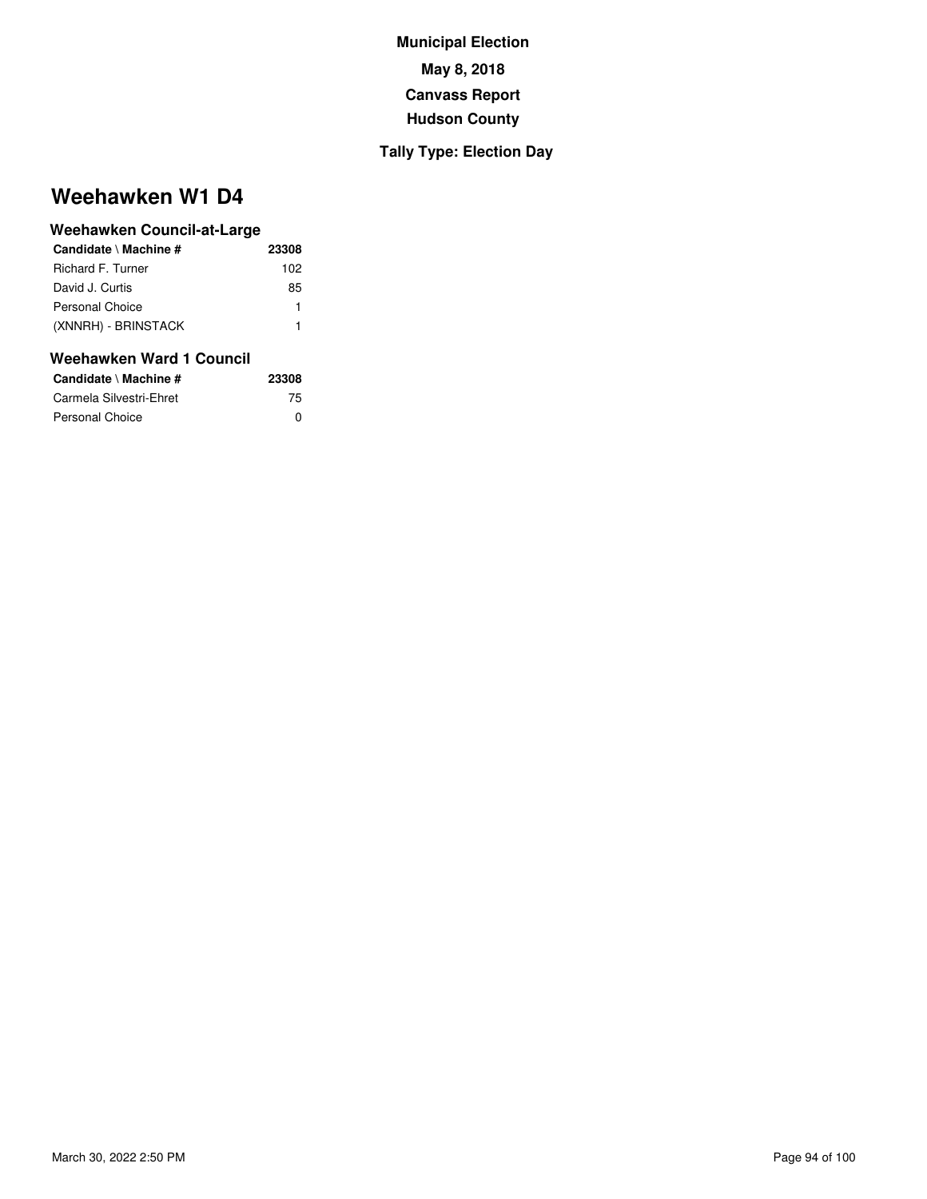**Municipal Election**

**May 8, 2018**

**Canvass Report**

**Hudson County**

**Tally Type: Election Day**

# Weehawken W1 D4

### Weehawken Council-at-Large

| Candidate \ Machine # | 23308 |
|---|---|
| Richard F. Turner | 102 |
| David J. Curtis | 85 |
| Personal Choice | 1 |
| (XNNRH) - BRINSTACK | 1 |

### Weehawken Ward 1 Council

| Candidate \ Machine # | 23308 |
|---|---|
| Carmela Silvestri-Ehret | 75 |
| Personal Choice | 0 |

March 30, 2022 2:50 PM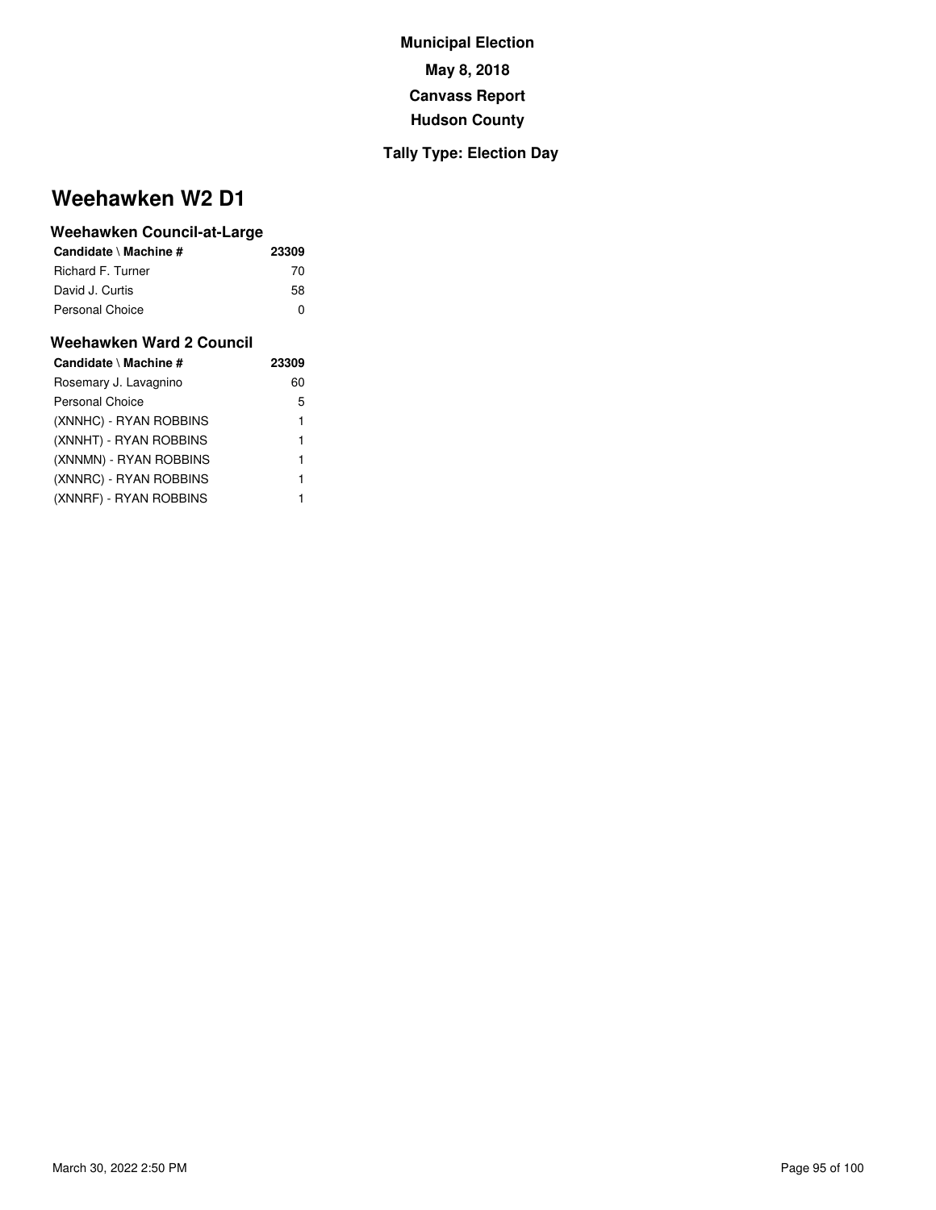**Municipal Election**

**May 8, 2018**

**Canvass Report**

**Hudson County**

**Tally Type: Election Day**

# Weehawken W2 D1

### Weehawken Council-at-Large

| Candidate \ Machine # | 23309 |
|---|---|
| Richard F. Turner | 70 |
| David J. Curtis | 58 |
| Personal Choice | 0 |

### Weehawken Ward 2 Council

| Candidate \ Machine # | 23309 |
|---|---|
| Rosemary J. Lavagnino | 60 |
| Personal Choice | 5 |
| (XNNHC) - RYAN ROBBINS | 1 |
| (XNNHT) - RYAN ROBBINS | 1 |
| (XNNMN) - RYAN ROBBINS | 1 |
| (XNNRC) - RYAN ROBBINS | 1 |
| (XNNRF) - RYAN ROBBINS | 1 |

March 30, 2022 2:50 PM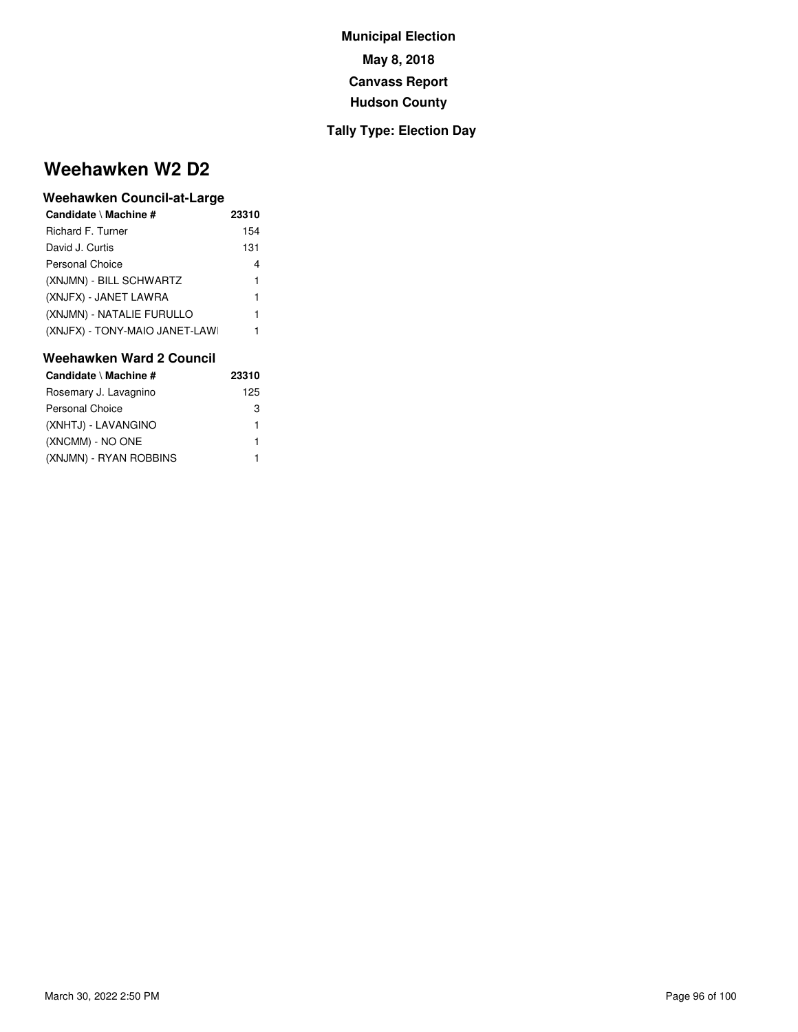**Municipal Election**

**May 8, 2018**

**Canvass Report**

**Hudson County**

**Tally Type: Election Day**

# Weehawken W2 D2

### Weehawken Council-at-Large

| Candidate \ Machine # | 23310 |
|---|---|
| Richard F. Turner | 154 |
| David J. Curtis | 131 |
| Personal Choice | 4 |
| (XNJMN) - BILL SCHWARTZ | 1 |
| (XNJFX) - JANET LAWRA | 1 |
| (XNJMN) - NATALIE FURULLO | 1 |
| (XNJFX) - TONY-MAIO JANET-LAWI | 1 |

### Weehawken Ward 2 Council

| Candidate \ Machine # | 23310 |
|---|---|
| Rosemary J. Lavagnino | 125 |
| Personal Choice | 3 |
| (XNHTJ) - LAVANGINO | 1 |
| (XNCMM) - NO ONE | 1 |
| (XNJMN) - RYAN ROBBINS | 1 |

March 30, 2022 2:50 PM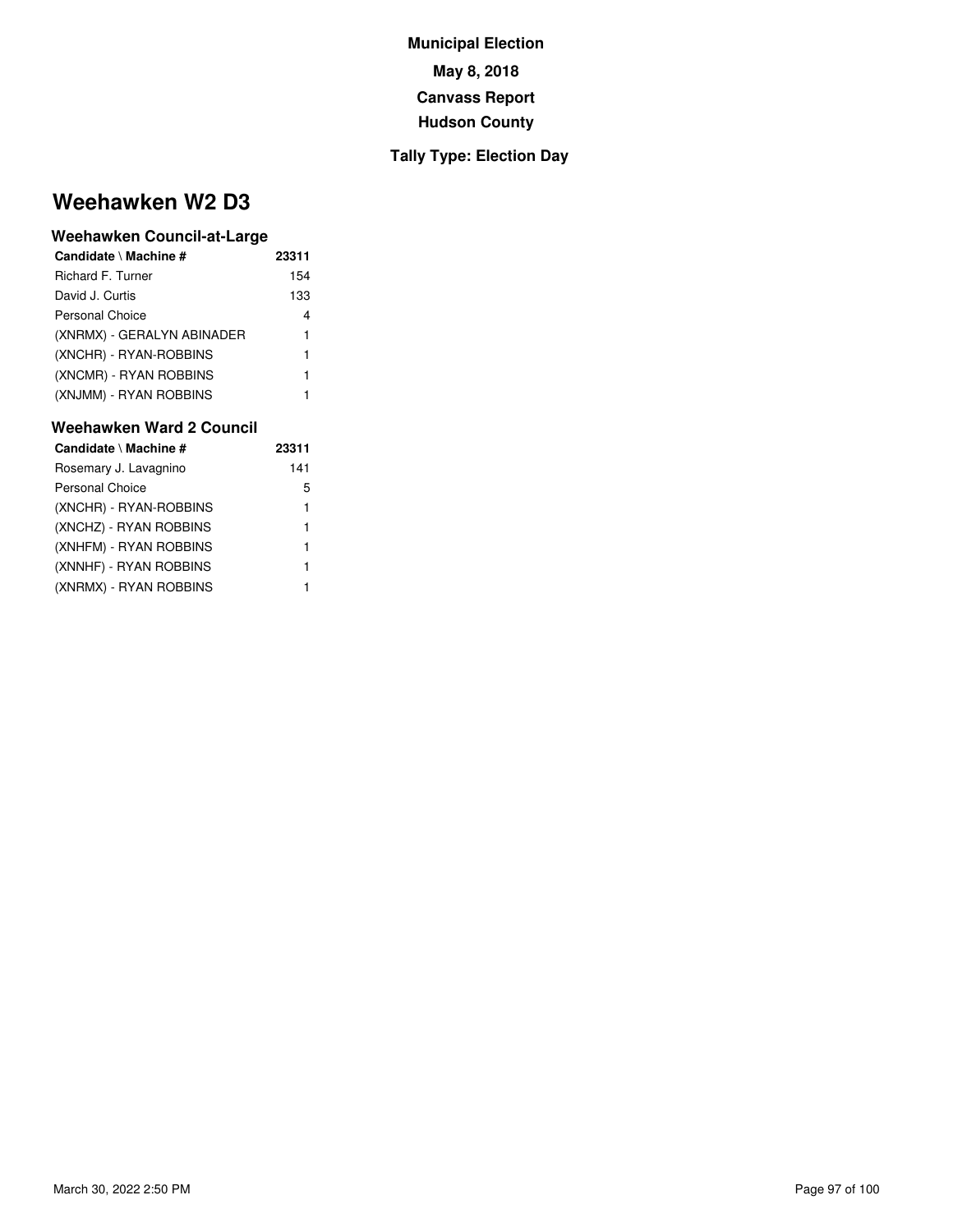**Municipal Election**

**May 8, 2018**

**Canvass Report**

**Hudson County**

**Tally Type: Election Day**

# Weehawken W2 D3

### Weehawken Council-at-Large

| Candidate \ Machine # | 23311 |
|---|---|
| Richard F. Turner | 154 |
| David J. Curtis | 133 |
| Personal Choice | 4 |
| (XNRMX) - GERALYN ABINADER | 1 |
| (XNCHR) - RYAN-ROBBINS | 1 |
| (XNCMR) - RYAN ROBBINS | 1 |
| (XNJMM) - RYAN ROBBINS | 1 |

### Weehawken Ward 2 Council

| Candidate \ Machine # | 23311 |
|---|---|
| Rosemary J. Lavagnino | 141 |
| Personal Choice | 5 |
| (XNCHR) - RYAN-ROBBINS | 1 |
| (XNCHZ) - RYAN ROBBINS | 1 |
| (XNHFM) - RYAN ROBBINS | 1 |
| (XNNHF) - RYAN ROBBINS | 1 |
| (XNRMX) - RYAN ROBBINS | 1 |

March 30, 2022 2:50 PM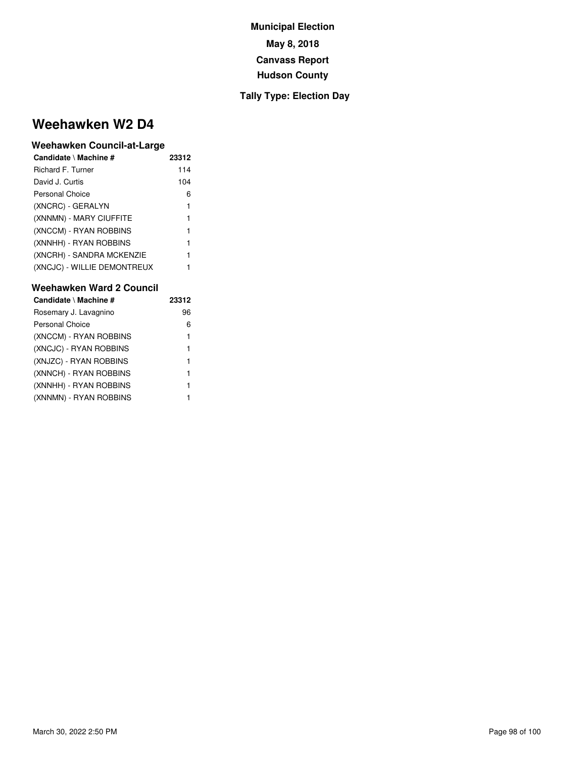**Municipal Election**

**May 8, 2018**

**Canvass Report**

**Hudson County**

**Tally Type: Election Day**

# Weehawken W2 D4

### Weehawken Council-at-Large

| Candidate \ Machine # | 23312 |
|---|---|
| Richard F. Turner | 114 |
| David J. Curtis | 104 |
| Personal Choice | 6 |
| (XNCRC) - GERALYN | 1 |
| (XNNMN) - MARY CIUFFITE | 1 |
| (XNCCM) - RYAN ROBBINS | 1 |
| (XNNHH) - RYAN ROBBINS | 1 |
| (XNCRH) - SANDRA MCKENZIE | 1 |
| (XNCJC) - WILLIE DEMONTREUX | 1 |

### Weehawken Ward 2 Council

| Candidate \ Machine # | 23312 |
|---|---|
| Rosemary J. Lavagnino | 96 |
| Personal Choice | 6 |
| (XNCCM) - RYAN ROBBINS | 1 |
| (XNCJC) - RYAN ROBBINS | 1 |
| (XNJZC) - RYAN ROBBINS | 1 |
| (XNNCH) - RYAN ROBBINS | 1 |
| (XNNHH) - RYAN ROBBINS | 1 |
| (XNNMN) - RYAN ROBBINS | 1 |

March 30, 2022 2:50 PM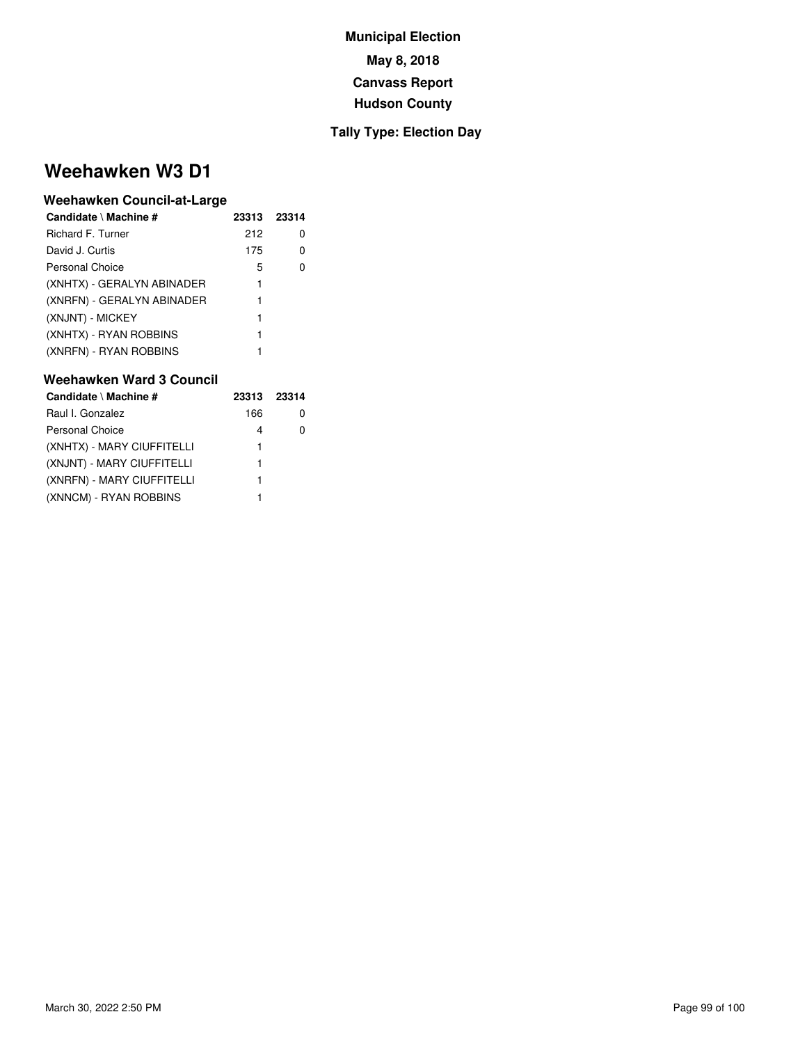**Municipal Election**

**May 8, 2018**

**Canvass Report**

**Hudson County**

**Tally Type: Election Day**

# Weehawken W3 D1

### Weehawken Council-at-Large

| Candidate \ Machine # | 23313 | 23314 |
|---|---|---|
| Richard F. Turner | 212 | 0 |
| David J. Curtis | 175 | 0 |
| Personal Choice | 5 | 0 |
| (XNHTX) - GERALYN ABINADER | 1 | |
| (XNRFN) - GERALYN ABINADER | 1 | |
| (XNJNT) - MICKEY | 1 | |
| (XNHTX) - RYAN ROBBINS | 1 | |
| (XNRFN) - RYAN ROBBINS | 1 | |

### Weehawken Ward 3 Council

| Candidate \ Machine # | 23313 | 23314 |
|---|---|---|
| Raul I. Gonzalez | 166 | 0 |
| Personal Choice | 4 | 0 |
| (XNHTX) - MARY CIUFFITELLI | 1 | |
| (XNJNT) - MARY CIUFFITELLI | 1 | |
| (XNRFN) - MARY CIUFFITELLI | 1 | |
| (XNNCM) - RYAN ROBBINS | 1 | |

March 30, 2022 2:50 PM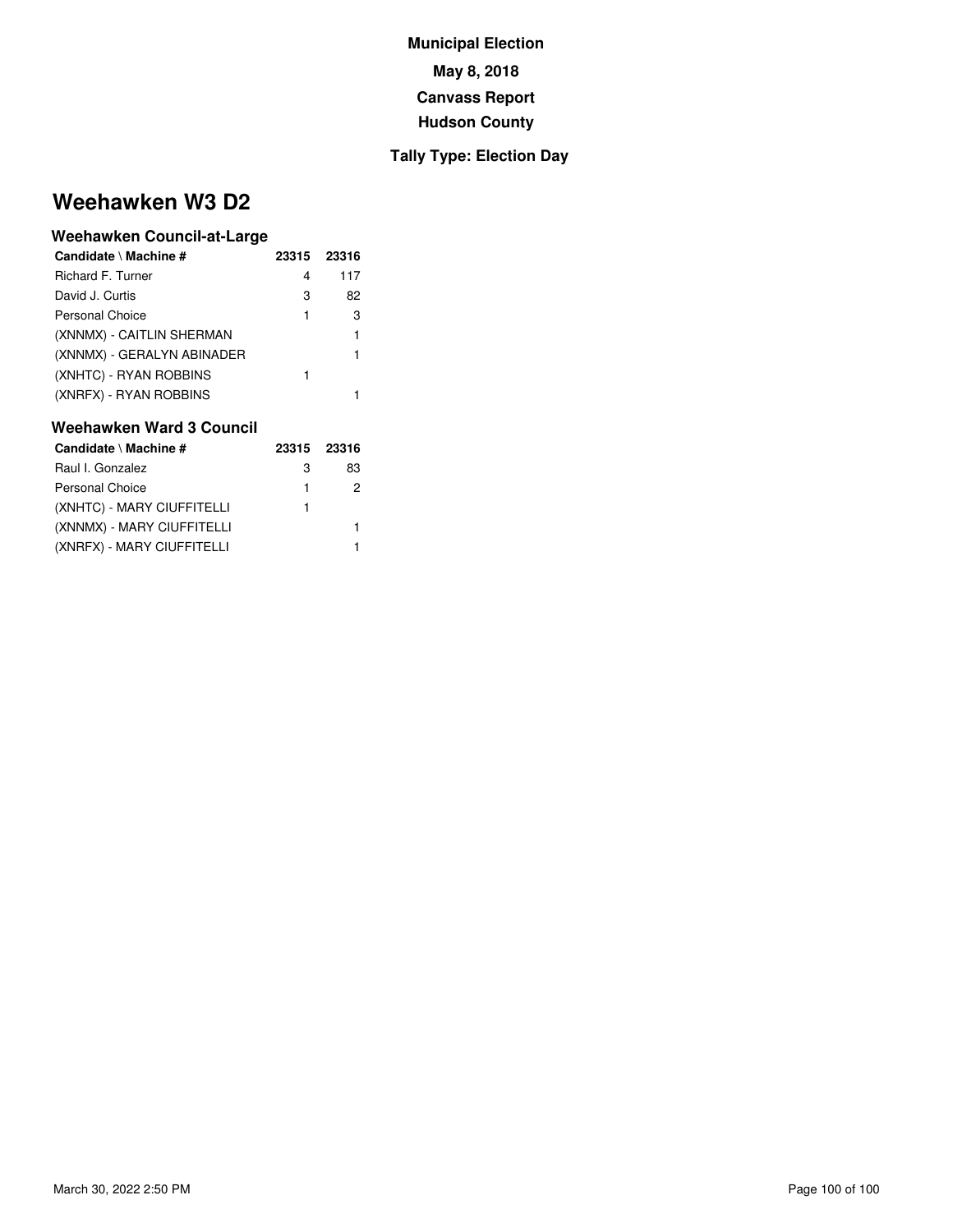**Municipal Election**

**May 8, 2018**

**Canvass Report**

**Hudson County**

**Tally Type: Election Day**

# Weehawken W3 D2

### Weehawken Council-at-Large

| Candidate \ Machine # | 23315 | 23316 |
|---|---|---|
| Richard F. Turner | 4 | 117 |
| David J. Curtis | 3 | 82 |
| Personal Choice | 1 | 3 |
| (XNNMX) - CAITLIN SHERMAN | | 1 |
| (XNNMX) - GERALYN ABINADER | | 1 |
| (XNHTC) - RYAN ROBBINS | 1 | |
| (XNRFX) - RYAN ROBBINS | | 1 |

### Weehawken Ward 3 Council

| Candidate \ Machine # | 23315 | 23316 |
|---|---|---|
| Raul I. Gonzalez | 3 | 83 |
| Personal Choice | 1 | 2 |
| (XNHTC) - MARY CIUFFITELLI | 1 | |
| (XNNMX) - MARY CIUFFITELLI | | 1 |
| (XNRFX) - MARY CIUFFITELLI | | 1 |

March 30, 2022 2:50 PM